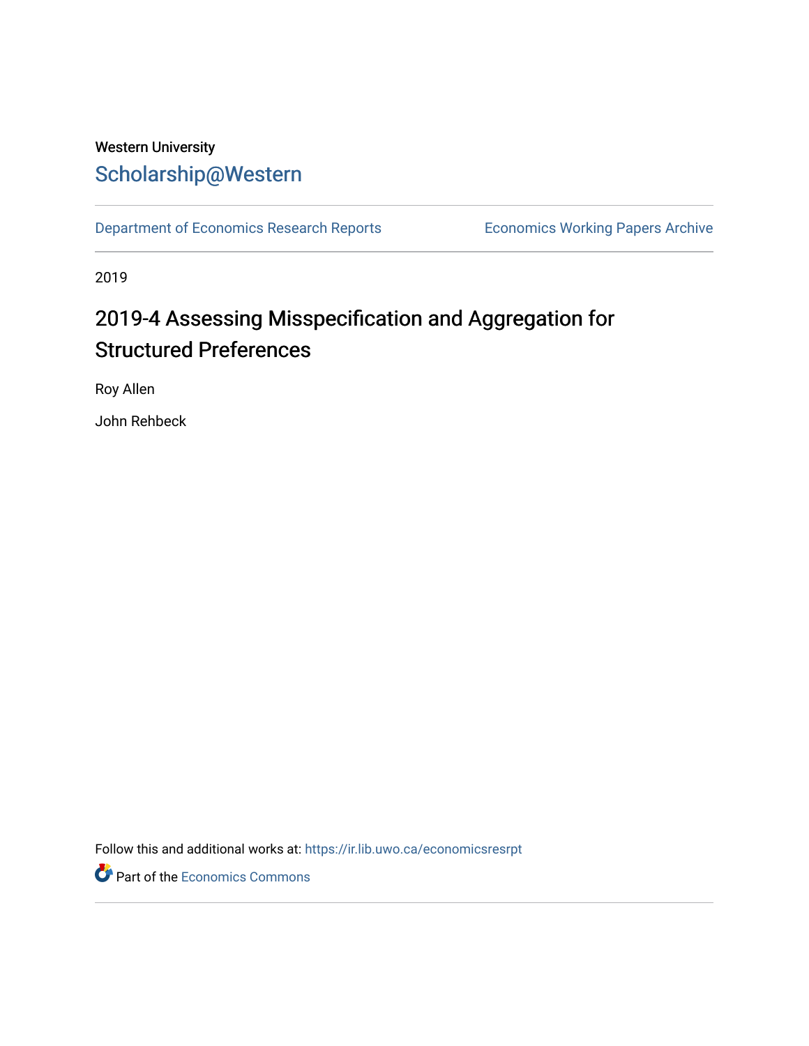Western University

# Scholarship@Western

Department of Economics Research Reports | Economics Working Papers Archive

2019

## 2019-4 Assessing Misspecification and Aggregation for Structured Preferences

Roy Allen

John Rehbeck

Follow this and additional works at: https://ir.lib.uwo.ca/economicsresrpt

Part of the Economics Commons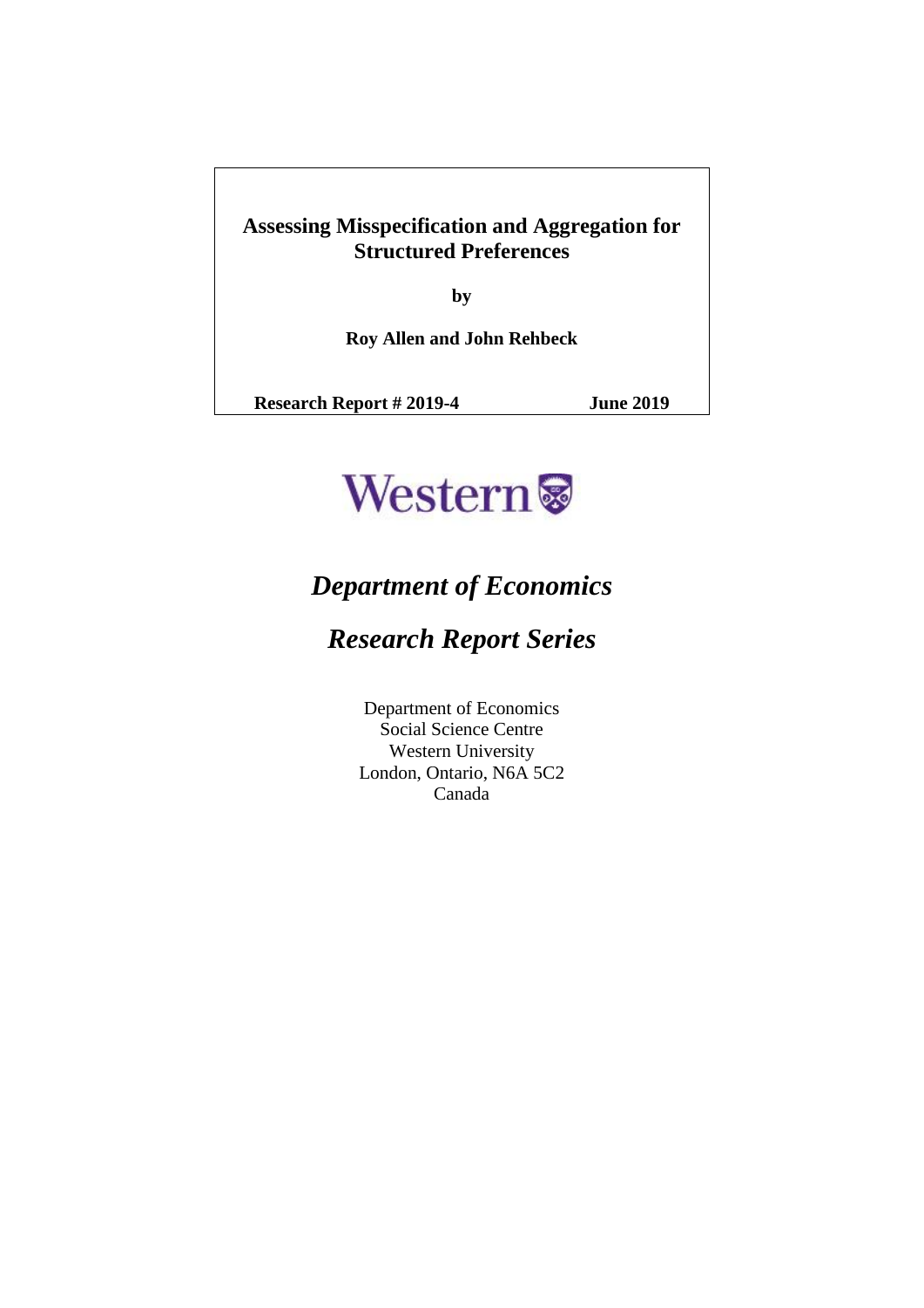**Assessing Misspecification and Aggregation for Structured Preferences**

**by**

**Roy Allen and John Rehbeck**

**Research Report # 2019-4** **June 2019**

Western

# *Department of Economics*

# *Research Report Series*

Department of Economics
Social Science Centre
Western University
London, Ontario, N6A 5C2
Canada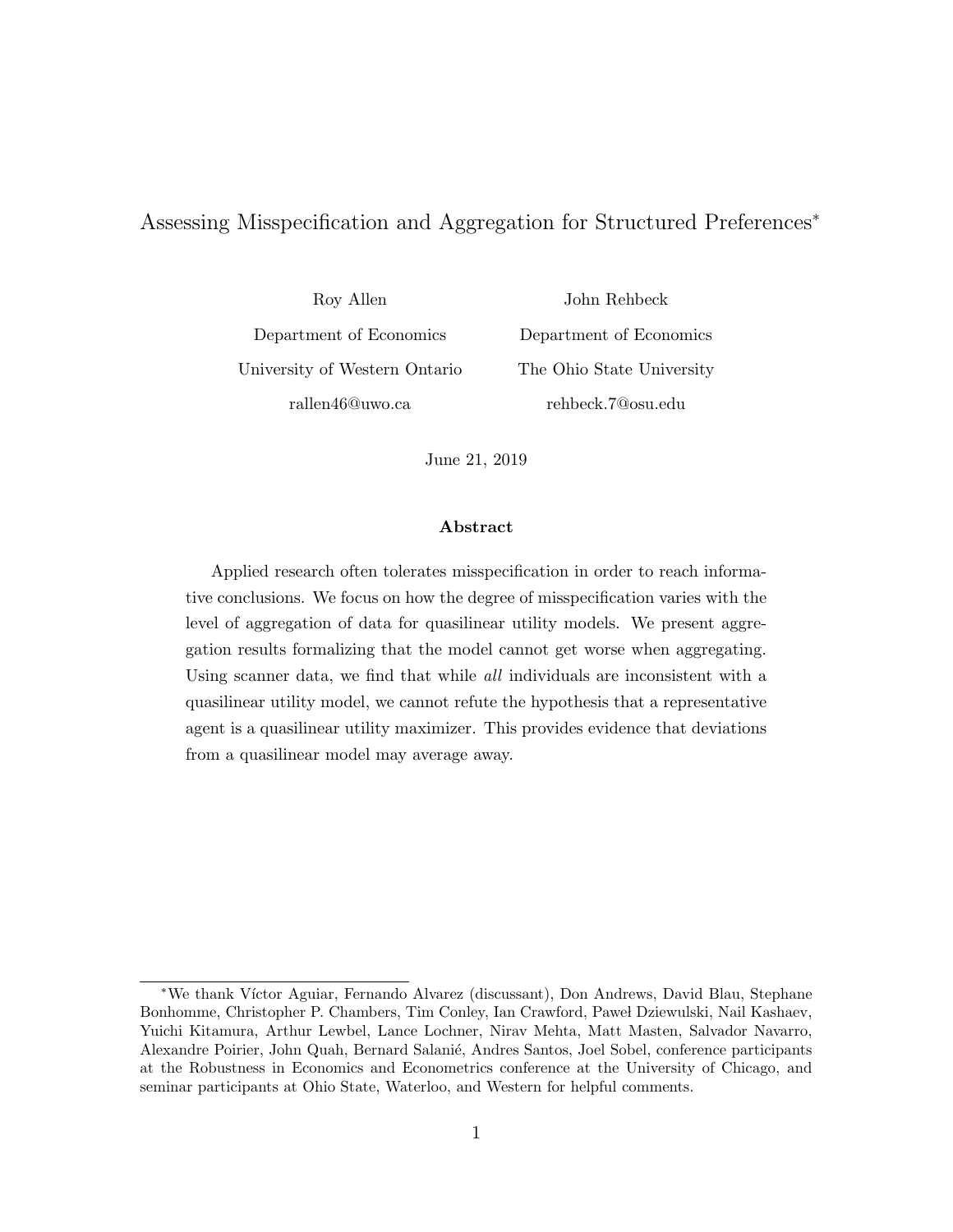# Assessing Misspecification and Aggregation for Structured Preferences*

Roy Allen

Department of Economics

University of Western Ontario

rallen46@uwo.ca

John Rehbeck

Department of Economics

The Ohio State University

rehbeck.7@osu.edu

June 21, 2019

**Abstract**

Applied research often tolerates misspecification in order to reach informative conclusions. We focus on how the degree of misspecification varies with the level of aggregation of data for quasilinear utility models. We present aggregation results formalizing that the model cannot get worse when aggregating. Using scanner data, we find that while *all* individuals are inconsistent with a quasilinear utility model, we cannot refute the hypothesis that a representative agent is a quasilinear utility maximizer. This provides evidence that deviations from a quasilinear model may average away.

---

*We thank Víctor Aguiar, Fernando Alvarez (discussant), Don Andrews, David Blau, Stephane Bonhomme, Christopher P. Chambers, Tim Conley, Ian Crawford, Paweł Dziewulski, Nail Kashaev, Yuichi Kitamura, Arthur Lewbel, Lance Lochner, Nirav Mehta, Matt Masten, Salvador Navarro, Alexandre Poirier, John Quah, Bernard Salanié, Andres Santos, Joel Sobel, conference participants at the Robustness in Economics and Econometrics conference at the University of Chicago, and seminar participants at Ohio State, Waterloo, and Western for helpful comments.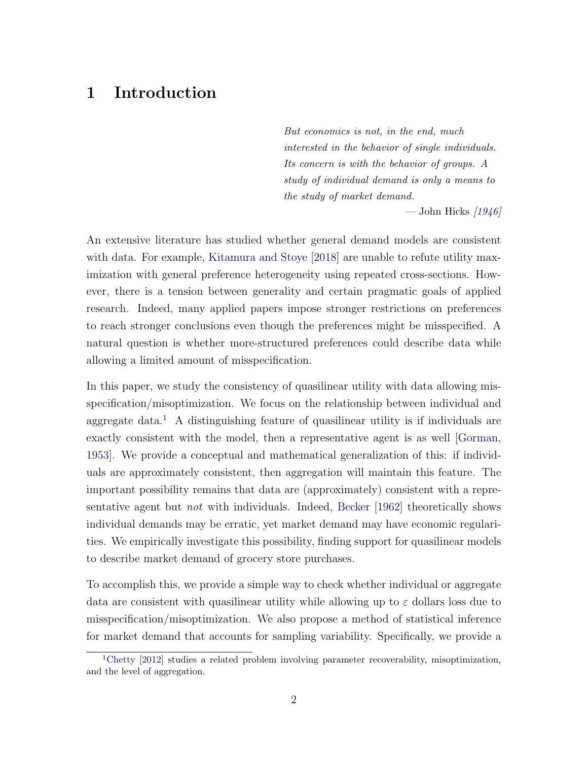# 1 Introduction

> *But economics is not, in the end, much interested in the behavior of single individuals. Its concern is with the behavior of groups. A study of individual demand is only a means to the study of market demand.*
>
> — John Hicks *[1946]*

An extensive literature has studied whether general demand models are consistent with data. For example, Kitamura and Stoye [2018] are unable to refute utility maximization with general preference heterogeneity using repeated cross-sections. However, there is a tension between generality and certain pragmatic goals of applied research. Indeed, many applied papers impose stronger restrictions on preferences to reach stronger conclusions even though the preferences might be misspecified. A natural question is whether more-structured preferences could describe data while allowing a limited amount of misspecification.

In this paper, we study the consistency of quasilinear utility with data allowing misspecification/misoptimization. We focus on the relationship between individual and aggregate data.[1] A distinguishing feature of quasilinear utility is if individuals are exactly consistent with the model, then a representative agent is as well [Gorman, 1953]. We provide a conceptual and mathematical generalization of this: if individuals are approximately consistent, then aggregation will maintain this feature. The important possibility remains that data are (approximately) consistent with a representative agent but *not* with individuals. Indeed, Becker [1962] theoretically shows individual demands may be erratic, yet market demand may have economic regularities. We empirically investigate this possibility, finding support for quasilinear models to describe market demand of grocery store purchases.

To accomplish this, we provide a simple way to check whether individual or aggregate data are consistent with quasilinear utility while allowing up to $\varepsilon$ dollars loss due to misspecification/misoptimization. We also propose a method of statistical inference for market demand that accounts for sampling variability. Specifically, we provide a

[1] Chetty [2012] studies a related problem involving parameter recoverability, misoptimization, and the level of aggregation.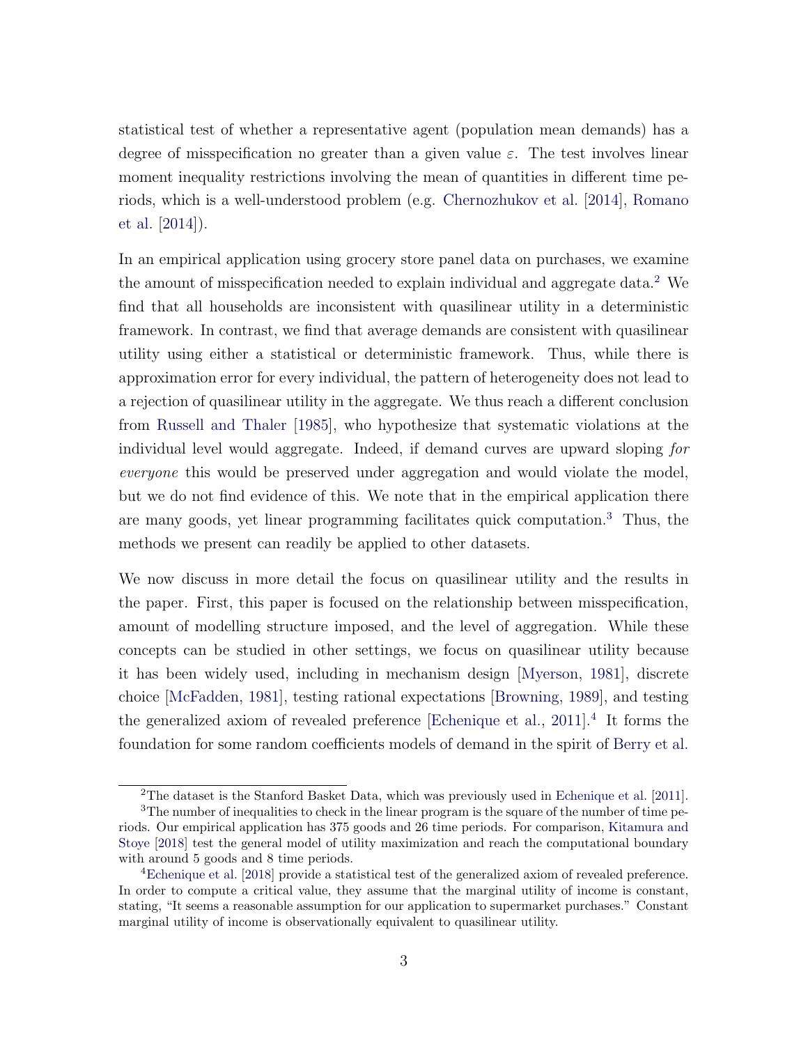statistical test of whether a representative agent (population mean demands) has a degree of misspecification no greater than a given value $\varepsilon$. The test involves linear moment inequality restrictions involving the mean of quantities in different time periods, which is a well-understood problem (e.g. Chernozhukov et al. [2014], Romano et al. [2014]).

In an empirical application using grocery store panel data on purchases, we examine the amount of misspecification needed to explain individual and aggregate data.[2] We find that all households are inconsistent with quasilinear utility in a deterministic framework. In contrast, we find that average demands are consistent with quasilinear utility using either a statistical or deterministic framework. Thus, while there is approximation error for every individual, the pattern of heterogeneity does not lead to a rejection of quasilinear utility in the aggregate. We thus reach a different conclusion from Russell and Thaler [1985], who hypothesize that systematic violations at the individual level would aggregate. Indeed, if demand curves are upward sloping *for everyone* this would be preserved under aggregation and would violate the model, but we do not find evidence of this. We note that in the empirical application there are many goods, yet linear programming facilitates quick computation.[3] Thus, the methods we present can readily be applied to other datasets.

We now discuss in more detail the focus on quasilinear utility and the results in the paper. First, this paper is focused on the relationship between misspecification, amount of modelling structure imposed, and the level of aggregation. While these concepts can be studied in other settings, we focus on quasilinear utility because it has been widely used, including in mechanism design [Myerson, 1981], discrete choice [McFadden, 1981], testing rational expectations [Browning, 1989], and testing the generalized axiom of revealed preference [Echenique et al., 2011].[4] It forms the foundation for some random coefficients models of demand in the spirit of Berry et al.

[2] The dataset is the Stanford Basket Data, which was previously used in Echenique et al. [2011].

[3] The number of inequalities to check in the linear program is the square of the number of time periods. Our empirical application has 375 goods and 26 time periods. For comparison, Kitamura and Stoye [2018] test the general model of utility maximization and reach the computational boundary with around 5 goods and 8 time periods.

[4] Echenique et al. [2018] provide a statistical test of the generalized axiom of revealed preference. In order to compute a critical value, they assume that the marginal utility of income is constant, stating, "It seems a reasonable assumption for our application to supermarket purchases." Constant marginal utility of income is observationally equivalent to quasilinear utility.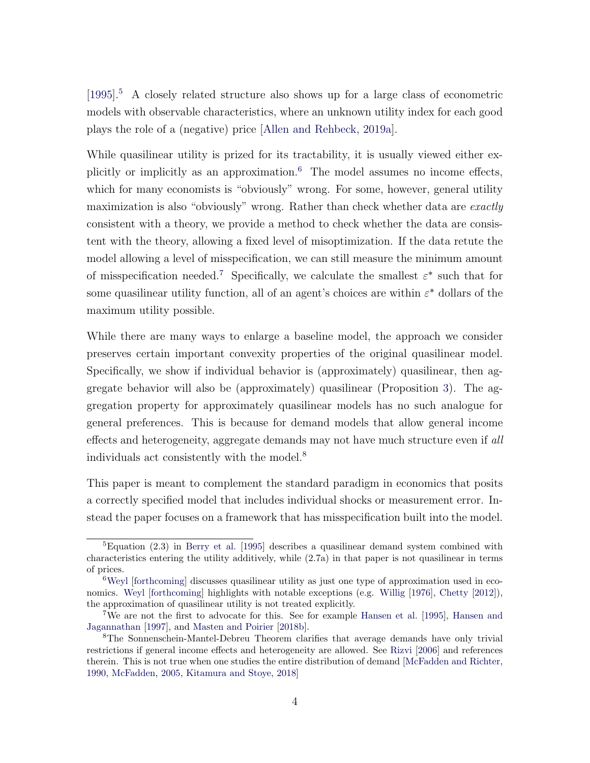[1995].[5] A closely related structure also shows up for a large class of econometric models with observable characteristics, where an unknown utility index for each good plays the role of a (negative) price [Allen and Rehbeck, 2019a].

While quasilinear utility is prized for its tractability, it is usually viewed either explicitly or implicitly as an approximation.[6] The model assumes no income effects, which for many economists is "obviously" wrong. For some, however, general utility maximization is also "obviously" wrong. Rather than check whether data are *exactly* consistent with a theory, we provide a method to check whether the data are consistent with the theory, allowing a fixed level of misoptimization. If the data retute the model allowing a level of misspecification, we can still measure the minimum amount of misspecification needed.[7] Specifically, we calculate the smallest $\varepsilon^*$ such that for some quasilinear utility function, all of an agent's choices are within $\varepsilon^*$ dollars of the maximum utility possible.

While there are many ways to enlarge a baseline model, the approach we consider preserves certain important convexity properties of the original quasilinear model. Specifically, we show if individual behavior is (approximately) quasilinear, then aggregate behavior will also be (approximately) quasilinear (Proposition 3). The aggregation property for approximately quasilinear models has no such analogue for general preferences. This is because for demand models that allow general income effects and heterogeneity, aggregate demands may not have much structure even if *all* individuals act consistently with the model.[8]

This paper is meant to complement the standard paradigm in economics that posits a correctly specified model that includes individual shocks or measurement error. Instead the paper focuses on a framework that has misspecification built into the model.

---

[5] Equation (2.3) in Berry et al. [1995] describes a quasilinear demand system combined with characteristics entering the utility additively, while (2.7a) in that paper is not quasilinear in terms of prices.

[6] Weyl [forthcoming] discusses quasilinear utility as just one type of approximation used in economics. Weyl [forthcoming] highlights with notable exceptions (e.g. Willig [1976], Chetty [2012]), the approximation of quasilinear utility is not treated explicitly.

[7] We are not the first to advocate for this. See for example Hansen et al. [1995], Hansen and Jagannathan [1997], and Masten and Poirier [2018b].

[8] The Sonnenschein-Mantel-Debreu Theorem clarifies that average demands have only trivial restrictions if general income effects and heterogeneity are allowed. See Rizvi [2006] and references therein. This is not true when one studies the entire distribution of demand [McFadden and Richter, 1990, McFadden, 2005, Kitamura and Stoye, 2018]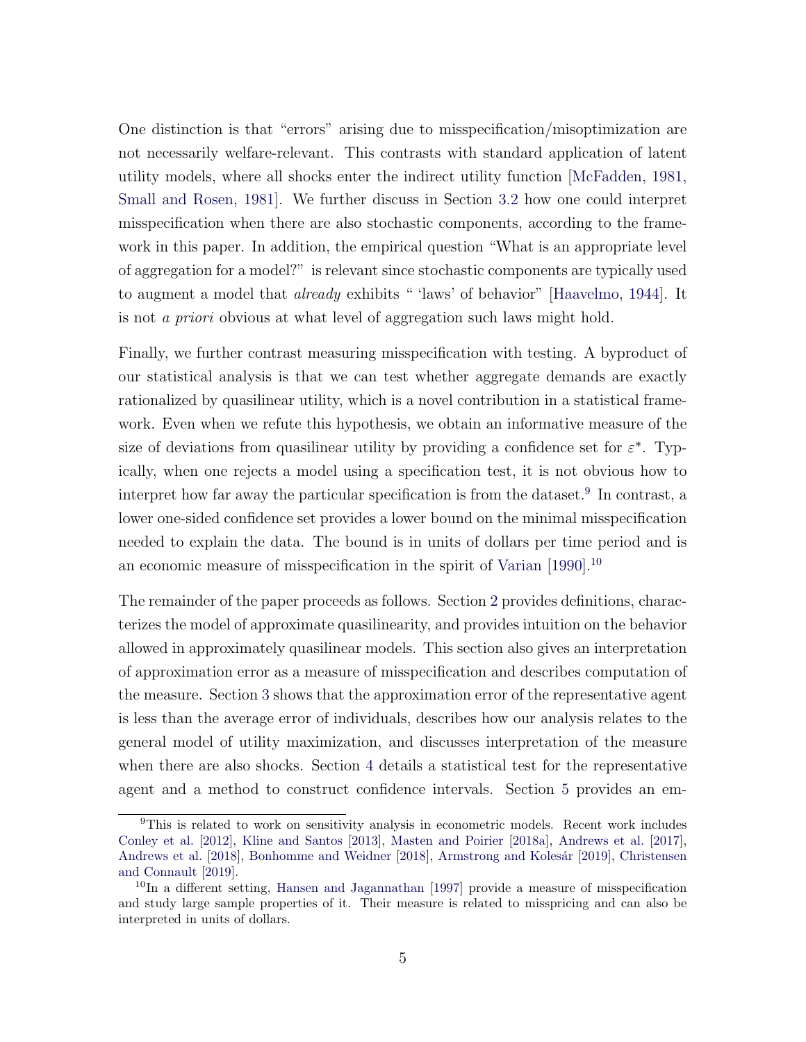One distinction is that "errors" arising due to misspecification/misoptimization are not necessarily welfare-relevant. This contrasts with standard application of latent utility models, where all shocks enter the indirect utility function [McFadden, 1981, Small and Rosen, 1981]. We further discuss in Section 3.2 how one could interpret misspecification when there are also stochastic components, according to the framework in this paper. In addition, the empirical question "What is an appropriate level of aggregation for a model?" is relevant since stochastic components are typically used to augment a model that *already* exhibits " 'laws' of behavior" [Haavelmo, 1944]. It is not *a priori* obvious at what level of aggregation such laws might hold.

Finally, we further contrast measuring misspecification with testing. A byproduct of our statistical analysis is that we can test whether aggregate demands are exactly rationalized by quasilinear utility, which is a novel contribution in a statistical framework. Even when we refute this hypothesis, we obtain an informative measure of the size of deviations from quasilinear utility by providing a confidence set for $\varepsilon^*$. Typically, when one rejects a model using a specification test, it is not obvious how to interpret how far away the particular specification is from the dataset.[9] In contrast, a lower one-sided confidence set provides a lower bound on the minimal misspecification needed to explain the data. The bound is in units of dollars per time period and is an economic measure of misspecification in the spirit of Varian [1990].[10]

The remainder of the paper proceeds as follows. Section 2 provides definitions, characterizes the model of approximate quasilinearity, and provides intuition on the behavior allowed in approximately quasilinear models. This section also gives an interpretation of approximation error as a measure of misspecification and describes computation of the measure. Section 3 shows that the approximation error of the representative agent is less than the average error of individuals, describes how our analysis relates to the general model of utility maximization, and discusses interpretation of the measure when there are also shocks. Section 4 details a statistical test for the representative agent and a method to construct confidence intervals. Section 5 provides an em-

[9] This is related to work on sensitivity analysis in econometric models. Recent work includes Conley et al. [2012], Kline and Santos [2013], Masten and Poirier [2018a], Andrews et al. [2017], Andrews et al. [2018], Bonhomme and Weidner [2018], Armstrong and Kolesár [2019], Christensen and Connault [2019].

[10] In a different setting, Hansen and Jagannathan [1997] provide a measure of misspecification and study large sample properties of it. Their measure is related to mispricing and can also be interpreted in units of dollars.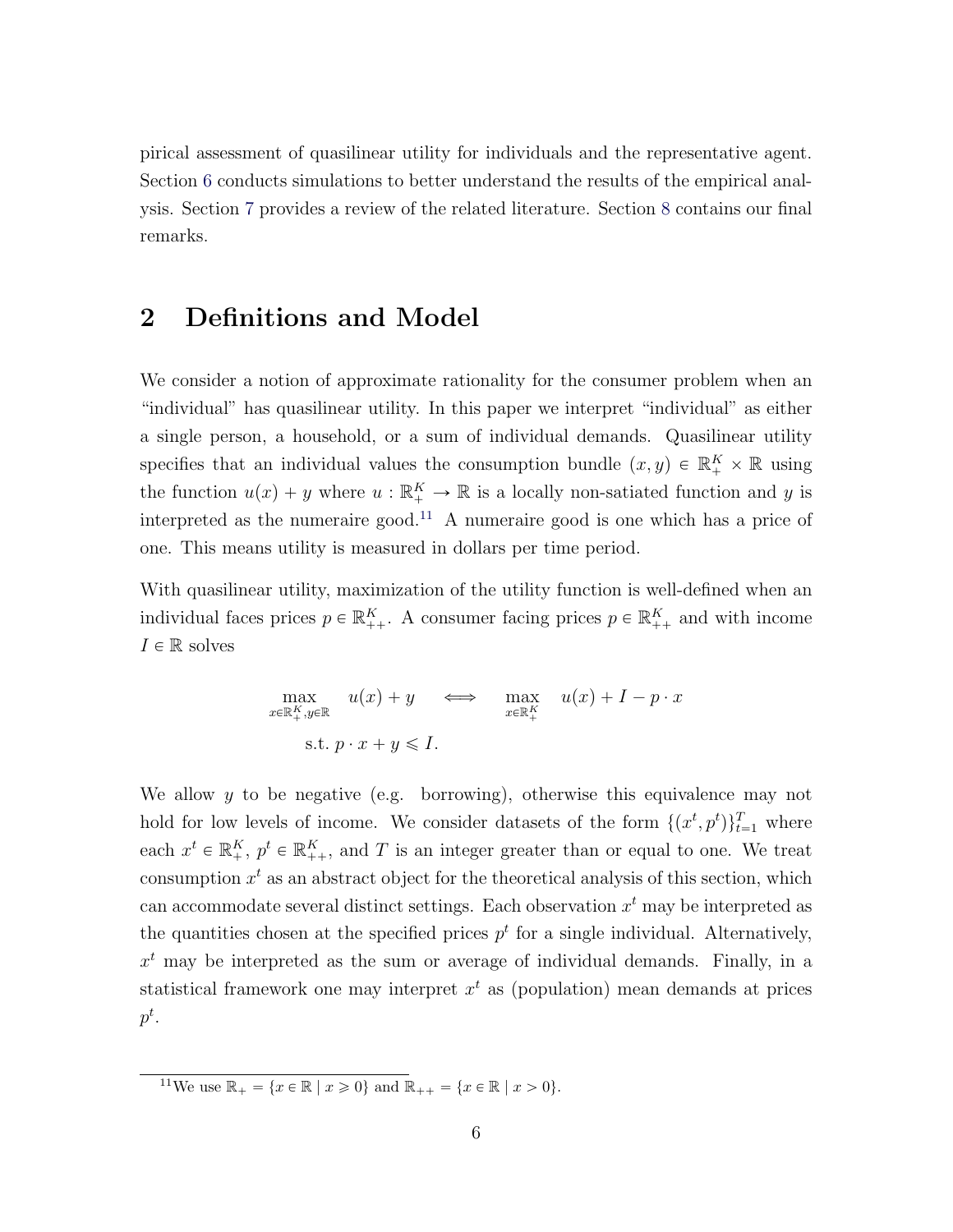pirical assessment of quasilinear utility for individuals and the representative agent. Section 6 conducts simulations to better understand the results of the empirical analysis. Section 7 provides a review of the related literature. Section 8 contains our final remarks.

## 2 Definitions and Model

We consider a notion of approximate rationality for the consumer problem when an "individual" has quasilinear utility. In this paper we interpret "individual" as either a single person, a household, or a sum of individual demands. Quasilinear utility specifies that an individual values the consumption bundle $(x, y) \in \mathbb{R}^K_+ \times \mathbb{R}$ using the function $u(x) + y$ where $u : \mathbb{R}^K_+ \to \mathbb{R}$ is a locally non-satiated function and $y$ is interpreted as the numeraire good.[11] A numeraire good is one which has a price of one. This means utility is measured in dollars per time period.

With quasilinear utility, maximization of the utility function is well-defined when an individual faces prices $p \in \mathbb{R}^K_{++}$. A consumer facing prices $p \in \mathbb{R}^K_{++}$ and with income $I \in \mathbb{R}$ solves

$$\max_{x \in \mathbb{R}^K_+, y \in \mathbb{R}} \quad u(x) + y \quad \iff \quad \max_{x \in \mathbb{R}^K_+} \quad u(x) + I - p \cdot x$$

$$\text{s.t. } p \cdot x + y \leqslant I.$$

We allow $y$ to be negative (e.g. borrowing), otherwise this equivalence may not hold for low levels of income. We consider datasets of the form $\{(x^t, p^t)\}_{t=1}^T$ where each $x^t \in \mathbb{R}^K_+$, $p^t \in \mathbb{R}^K_{++}$, and $T$ is an integer greater than or equal to one. We treat consumption $x^t$ as an abstract object for the theoretical analysis of this section, which can accommodate several distinct settings. Each observation $x^t$ may be interpreted as the quantities chosen at the specified prices $p^t$ for a single individual. Alternatively, $x^t$ may be interpreted as the sum or average of individual demands. Finally, in a statistical framework one may interpret $x^t$ as (population) mean demands at prices $p^t$.

[11] We use $\mathbb{R}_+ = \{x \in \mathbb{R} \mid x \geqslant 0\}$ and $\mathbb{R}_{++} = \{x \in \mathbb{R} \mid x > 0\}$.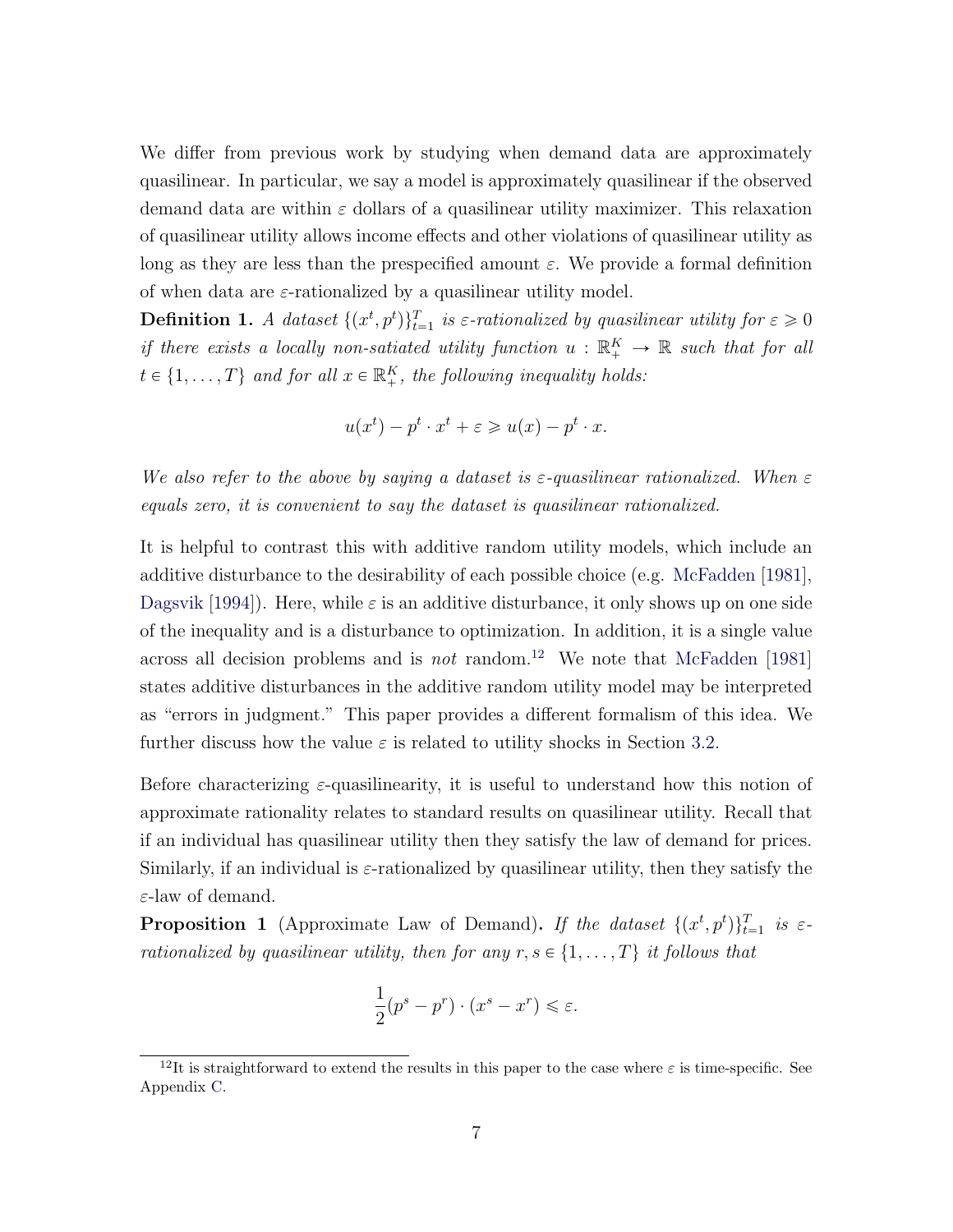We differ from previous work by studying when demand data are approximately quasilinear. In particular, we say a model is approximately quasilinear if the observed demand data are within $\varepsilon$ dollars of a quasilinear utility maximizer. This relaxation of quasilinear utility allows income effects and other violations of quasilinear utility as long as they are less than the prespecified amount $\varepsilon$. We provide a formal definition of when data are $\varepsilon$-rationalized by a quasilinear utility model.

**Definition 1.** *A dataset $\{(x^t, p^t)\}_{t=1}^T$ is $\varepsilon$-rationalized by quasilinear utility for $\varepsilon \geqslant 0$ if there exists a locally non-satiated utility function $u : \mathbb{R}_+^K \to \mathbb{R}$ such that for all $t \in \{1, \ldots, T\}$ and for all $x \in \mathbb{R}_+^K$, the following inequality holds:*

$$u(x^t) - p^t \cdot x^t + \varepsilon \geqslant u(x) - p^t \cdot x.$$

*We also refer to the above by saying a dataset is $\varepsilon$-quasilinear rationalized. When $\varepsilon$ equals zero, it is convenient to say the dataset is quasilinear rationalized.*

It is helpful to contrast this with additive random utility models, which include an additive disturbance to the desirability of each possible choice (e.g. McFadden [1981], Dagsvik [1994]). Here, while $\varepsilon$ is an additive disturbance, it only shows up on one side of the inequality and is a disturbance to optimization. In addition, it is a single value across all decision problems and is *not* random.[12] We note that McFadden [1981] states additive disturbances in the additive random utility model may be interpreted as "errors in judgment." This paper provides a different formalism of this idea. We further discuss how the value $\varepsilon$ is related to utility shocks in Section 3.2.

Before characterizing $\varepsilon$-quasilinearity, it is useful to understand how this notion of approximate rationality relates to standard results on quasilinear utility. Recall that if an individual has quasilinear utility then they satisfy the law of demand for prices. Similarly, if an individual is $\varepsilon$-rationalized by quasilinear utility, then they satisfy the $\varepsilon$-law of demand.

**Proposition 1** (Approximate Law of Demand)**.** *If the dataset $\{(x^t, p^t)\}_{t=1}^T$ is $\varepsilon$-rationalized by quasilinear utility, then for any $r, s \in \{1, \ldots, T\}$ it follows that*

$$\frac{1}{2}(p^s - p^r) \cdot (x^s - x^r) \leqslant \varepsilon.$$

[12] It is straightforward to extend the results in this paper to the case where $\varepsilon$ is time-specific. See Appendix C.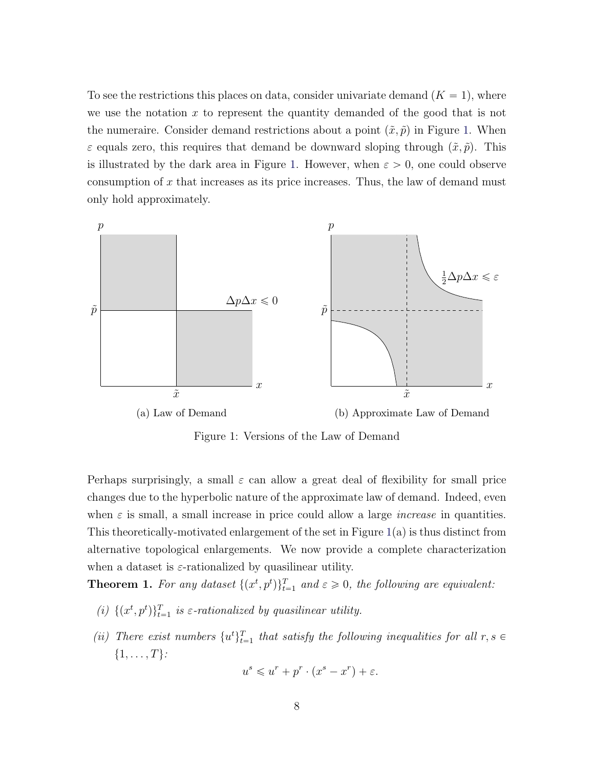To see the restrictions this places on data, consider univariate demand ($K = 1$), where we use the notation $x$ to represent the quantity demanded of the good that is not the numeraire. Consider demand restrictions about a point $(\tilde{x}, \tilde{p})$ in Figure 1. When $\varepsilon$ equals zero, this requires that demand be downward sloping through $(\tilde{x}, \tilde{p})$. This is illustrated by the dark area in Figure 1. However, when $\varepsilon > 0$, one could observe consumption of $x$ that increases as its price increases. Thus, the law of demand must only hold approximately.

(a) Law of Demand

(b) Approximate Law of Demand

Figure 1: Versions of the Law of Demand

Perhaps surprisingly, a small $\varepsilon$ can allow a great deal of flexibility for small price changes due to the hyperbolic nature of the approximate law of demand. Indeed, even when $\varepsilon$ is small, a small increase in price could allow a large *increase* in quantities. This theoretically-motivated enlargement of the set in Figure 1(a) is thus distinct from alternative topological enlargements. We now provide a complete characterization when a dataset is $\varepsilon$-rationalized by quasilinear utility.

**Theorem 1.** *For any dataset $\{(x^t, p^t)\}_{t=1}^T$ and $\varepsilon \geqslant 0$, the following are equivalent:*

*(i) $\{(x^t, p^t)\}_{t=1}^T$ is $\varepsilon$-rationalized by quasilinear utility.*

*(ii) There exist numbers $\{u^t\}_{t=1}^T$ that satisfy the following inequalities for all $r, s \in \{1, \ldots, T\}$:*

$$u^s \leqslant u^r + p^r \cdot (x^s - x^r) + \varepsilon.$$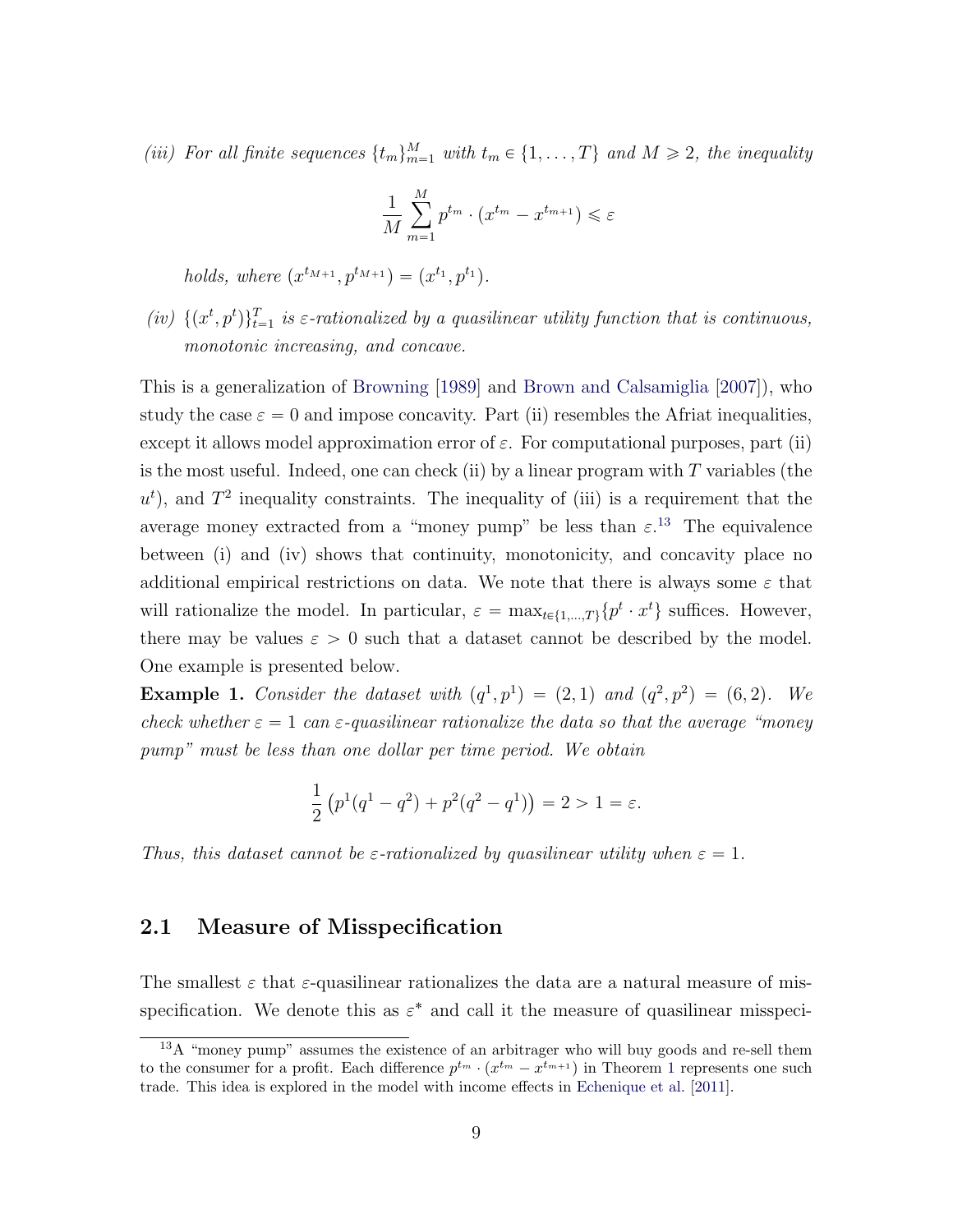*(iii) For all finite sequences $\{t_m\}_{m=1}^{M}$ with $t_m \in \{1, \ldots, T\}$ and $M \geqslant 2$, the inequality*

$$\frac{1}{M}\sum_{m=1}^{M} p^{t_m} \cdot (x^{t_m} - x^{t_{m+1}}) \leqslant \varepsilon$$

*holds, where $(x^{t_{M+1}}, p^{t_{M+1}}) = (x^{t_1}, p^{t_1})$.*

*(iv) $\{(x^t, p^t)\}_{t=1}^{T}$ is $\varepsilon$-rationalized by a quasilinear utility function that is continuous, monotonic increasing, and concave.*

This is a generalization of Browning [1989] and Brown and Calsamiglia [2007]), who study the case $\varepsilon = 0$ and impose concavity. Part (ii) resembles the Afriat inequalities, except it allows model approximation error of $\varepsilon$. For computational purposes, part (ii) is the most useful. Indeed, one can check (ii) by a linear program with $T$ variables (the $u^t$), and $T^2$ inequality constraints. The inequality of (iii) is a requirement that the average money extracted from a "money pump" be less than $\varepsilon$.[13] The equivalence between (i) and (iv) shows that continuity, monotonicity, and concavity place no additional empirical restrictions on data. We note that there is always some $\varepsilon$ that will rationalize the model. In particular, $\varepsilon = \max_{t\in\{1,\ldots,T\}}\{p^t \cdot x^t\}$ suffices. However, there may be values $\varepsilon > 0$ such that a dataset cannot be described by the model. One example is presented below.

**Example 1.** *Consider the dataset with $(q^1, p^1) = (2, 1)$ and $(q^2, p^2) = (6, 2)$. We check whether $\varepsilon = 1$ can $\varepsilon$-quasilinear rationalize the data so that the average "money pump" must be less than one dollar per time period. We obtain*

$$\frac{1}{2}\left(p^1(q^1 - q^2) + p^2(q^2 - q^1)\right) = 2 > 1 = \varepsilon.$$

*Thus, this dataset cannot be $\varepsilon$-rationalized by quasilinear utility when $\varepsilon = 1$.*

## 2.1 Measure of Misspecification

The smallest $\varepsilon$ that $\varepsilon$-quasilinear rationalizes the data are a natural measure of misspecification. We denote this as $\varepsilon^*$ and call it the measure of quasilinear misspeci-

[13] A "money pump" assumes the existence of an arbitrager who will buy goods and re-sell them to the consumer for a profit. Each difference $p^{t_m} \cdot (x^{t_m} - x^{t_{m+1}})$ in Theorem 1 represents one such trade. This idea is explored in the model with income effects in Echenique et al. [2011].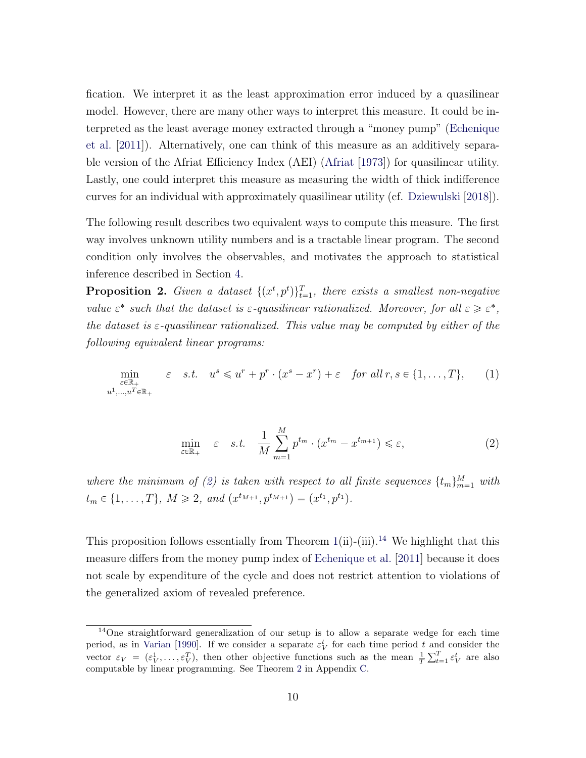fication. We interpret it as the least approximation error induced by a quasilinear model. However, there are many other ways to interpret this measure. It could be interpreted as the least average money extracted through a "money pump" (Echenique et al. [2011]). Alternatively, one can think of this measure as an additively separable version of the Afriat Efficiency Index (AEI) (Afriat [1973]) for quasilinear utility. Lastly, one could interpret this measure as measuring the width of thick indifference curves for an individual with approximately quasilinear utility (cf. Dziewulski [2018]).

The following result describes two equivalent ways to compute this measure. The first way involves unknown utility numbers and is a tractable linear program. The second condition only involves the observables, and motivates the approach to statistical inference described in Section 4.

**Proposition 2.** *Given a dataset $\{(x^t, p^t)\}_{t=1}^T$, there exists a smallest non-negative value $\varepsilon^*$ such that the dataset is $\varepsilon$-quasilinear rationalized. Moreover, for all $\varepsilon \geqslant \varepsilon^*$, the dataset is $\varepsilon$-quasilinear rationalized. This value may be computed by either of the following equivalent linear programs:*

$$\min_{\substack{\varepsilon \in \mathbb{R}_+ \\ u^1,\ldots,u^T \in \mathbb{R}_+}} \quad \varepsilon \quad s.t. \quad u^s \leqslant u^r + p^r \cdot (x^s - x^r) + \varepsilon \quad \text{for all } r, s \in \{1, \ldots, T\}, \tag{1}$$

$$\min_{\varepsilon \in \mathbb{R}_+} \quad \varepsilon \quad s.t. \quad \frac{1}{M} \sum_{m=1}^{M} p^{t_m} \cdot (x^{t_m} - x^{t_{m+1}}) \leqslant \varepsilon, \tag{2}$$

*where the minimum of (2) is taken with respect to all finite sequences $\{t_m\}_{m=1}^M$ with $t_m \in \{1, \ldots, T\}$, $M \geqslant 2$, and $(x^{t_{M+1}}, p^{t_{M+1}}) = (x^{t_1}, p^{t_1})$.*

This proposition follows essentially from Theorem 1(ii)-(iii).[14] We highlight that this measure differs from the money pump index of Echenique et al. [2011] because it does not scale by expenditure of the cycle and does not restrict attention to violations of the generalized axiom of revealed preference.

---

[14] One straightforward generalization of our setup is to allow a separate wedge for each time period, as in Varian [1990]. If we consider a separate $\varepsilon_V^t$ for each time period $t$ and consider the vector $\varepsilon_V = (\varepsilon_V^1, \ldots, \varepsilon_V^T)$, then other objective functions such as the mean $\frac{1}{T}\sum_{t=1}^T \varepsilon_V^t$ are also computable by linear programming. See Theorem 2 in Appendix C.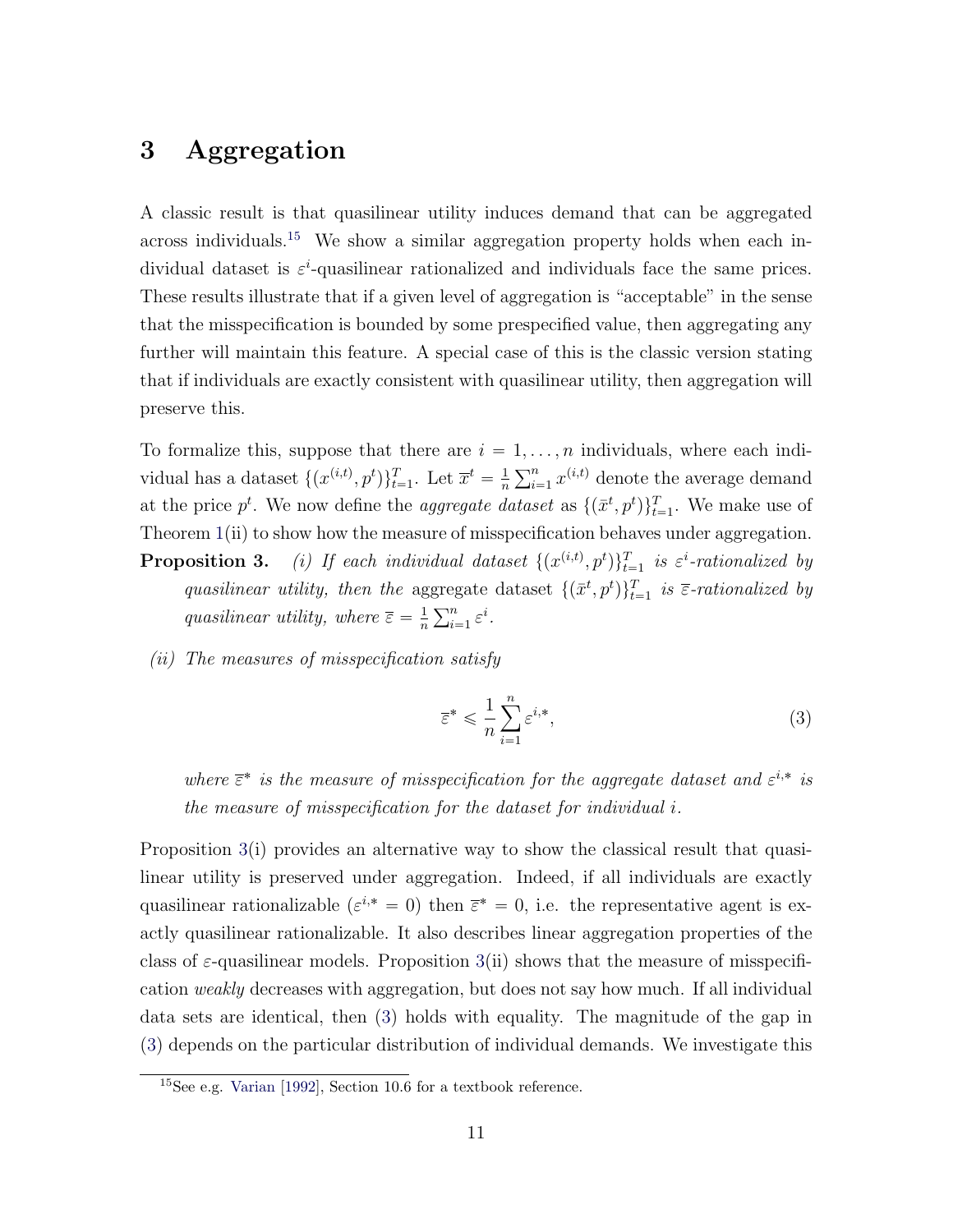# 3 Aggregation

A classic result is that quasilinear utility induces demand that can be aggregated across individuals.[15] We show a similar aggregation property holds when each individual dataset is $\varepsilon^i$-quasilinear rationalized and individuals face the same prices. These results illustrate that if a given level of aggregation is "acceptable" in the sense that the misspecification is bounded by some prespecified value, then aggregating any further will maintain this feature. A special case of this is the classic version stating that if individuals are exactly consistent with quasilinear utility, then aggregation will preserve this.

To formalize this, suppose that there are $i = 1, \ldots, n$ individuals, where each individual has a dataset $\{(x^{(i,t)}, p^t)\}_{t=1}^T$. Let $\overline{x}^t = \frac{1}{n}\sum_{i=1}^n x^{(i,t)}$ denote the average demand at the price $p^t$. We now define the *aggregate dataset* as $\{(\bar{x}^t, p^t)\}_{t=1}^T$. We make use of Theorem 1(ii) to show how the measure of misspecification behaves under aggregation.

**Proposition 3.** *(i) If each individual dataset $\{(x^{(i,t)}, p^t)\}_{t=1}^T$ is $\varepsilon^i$-rationalized by quasilinear utility, then the* aggregate dataset *$\{(\bar{x}^t, p^t)\}_{t=1}^T$ is $\overline{\varepsilon}$-rationalized by quasilinear utility, where $\overline{\varepsilon} = \frac{1}{n}\sum_{i=1}^n \varepsilon^i$.*

*(ii) The measures of misspecification satisfy*

$$\overline{\varepsilon}^* \leqslant \frac{1}{n}\sum_{i=1}^n \varepsilon^{i,*}, \tag{3}$$

*where $\overline{\varepsilon}^*$ is the measure of misspecification for the aggregate dataset and $\varepsilon^{i,*}$ is the measure of misspecification for the dataset for individual $i$.*

Proposition 3(i) provides an alternative way to show the classical result that quasilinear utility is preserved under aggregation. Indeed, if all individuals are exactly quasilinear rationalizable ($\varepsilon^{i,*} = 0$) then $\overline{\varepsilon}^* = 0$, i.e. the representative agent is exactly quasilinear rationalizable. It also describes linear aggregation properties of the class of $\varepsilon$-quasilinear models. Proposition 3(ii) shows that the measure of misspecification *weakly* decreases with aggregation, but does not say how much. If all individual data sets are identical, then (3) holds with equality. The magnitude of the gap in (3) depends on the particular distribution of individual demands. We investigate this

[15] See e.g. Varian [1992], Section 10.6 for a textbook reference.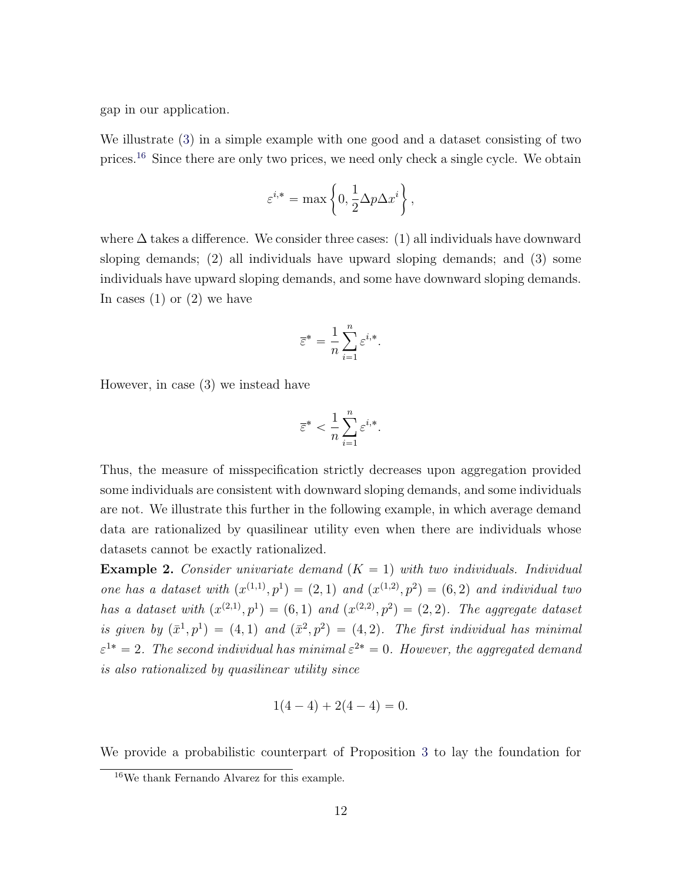gap in our application.

We illustrate (3) in a simple example with one good and a dataset consisting of two prices.[16] Since there are only two prices, we need only check a single cycle. We obtain

$$\varepsilon^{i,*} = \max\left\{0, \frac{1}{2}\Delta p \Delta x^i\right\},$$

where $\Delta$ takes a difference. We consider three cases: (1) all individuals have downward sloping demands; (2) all individuals have upward sloping demands; and (3) some individuals have upward sloping demands, and some have downward sloping demands. In cases (1) or (2) we have

$$\bar{\varepsilon}^* = \frac{1}{n}\sum_{i=1}^{n} \varepsilon^{i,*}.$$

However, in case (3) we instead have

$$\bar{\varepsilon}^* < \frac{1}{n}\sum_{i=1}^{n} \varepsilon^{i,*}.$$

Thus, the measure of misspecification strictly decreases upon aggregation provided some individuals are consistent with downward sloping demands, and some individuals are not. We illustrate this further in the following example, in which average demand data are rationalized by quasilinear utility even when there are individuals whose datasets cannot be exactly rationalized.

**Example 2.** *Consider univariate demand ($K = 1$) with two individuals. Individual one has a dataset with $(x^{(1,1)}, p^1) = (2, 1)$ and $(x^{(1,2)}, p^2) = (6, 2)$ and individual two has a dataset with $(x^{(2,1)}, p^1) = (6, 1)$ and $(x^{(2,2)}, p^2) = (2, 2)$. The aggregate dataset is given by $(\bar{x}^1, p^1) = (4, 1)$ and $(\bar{x}^2, p^2) = (4, 2)$. The first individual has minimal $\varepsilon^{1*} = 2$. The second individual has minimal $\varepsilon^{2*} = 0$. However, the aggregated demand is also rationalized by quasilinear utility since*

$$1(4 - 4) + 2(4 - 4) = 0.$$

We provide a probabilistic counterpart of Proposition 3 to lay the foundation for

[16] We thank Fernando Alvarez for this example.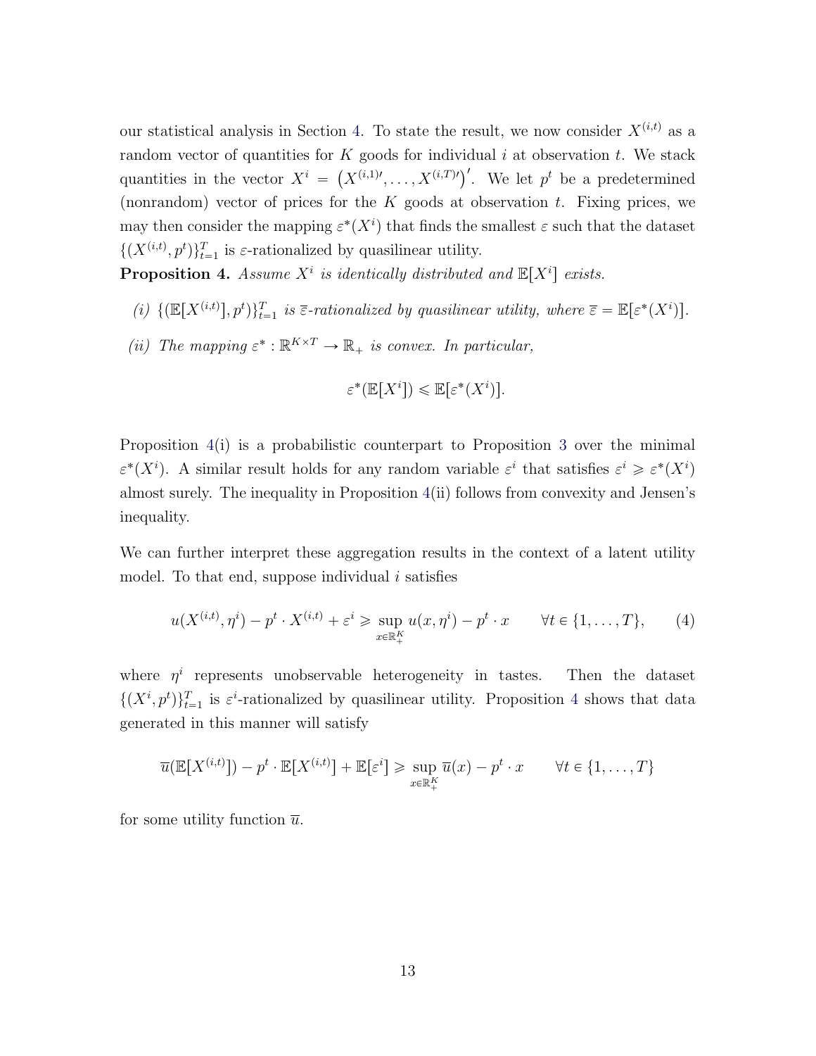our statistical analysis in Section 4. To state the result, we now consider $X^{(i,t)}$ as a random vector of quantities for $K$ goods for individual $i$ at observation $t$. We stack quantities in the vector $X^i = \left(X^{(i,1)\prime}, \ldots, X^{(i,T)\prime}\right)'$. We let $p^t$ be a predetermined (nonrandom) vector of prices for the $K$ goods at observation $t$. Fixing prices, we may then consider the mapping $\varepsilon^*(X^i)$ that finds the smallest $\varepsilon$ such that the dataset $\{(X^{(i,t)}, p^t)\}_{t=1}^T$ is $\varepsilon$-rationalized by quasilinear utility.

**Proposition 4.** *Assume $X^i$ is identically distributed and $\mathbb{E}[X^i]$ exists.*

*(i) $\{(\mathbb{E}[X^{(i,t)}], p^t)\}_{t=1}^T$ is $\overline{\varepsilon}$-rationalized by quasilinear utility, where $\overline{\varepsilon} = \mathbb{E}[\varepsilon^*(X^i)]$.*

*(ii) The mapping $\varepsilon^* : \mathbb{R}^{K \times T} \to \mathbb{R}_+$ is convex. In particular,*

$$\varepsilon^*(\mathbb{E}[X^i]) \leqslant \mathbb{E}[\varepsilon^*(X^i)].$$

Proposition 4(i) is a probabilistic counterpart to Proposition 3 over the minimal $\varepsilon^*(X^i)$. A similar result holds for any random variable $\varepsilon^i$ that satisfies $\varepsilon^i \geqslant \varepsilon^*(X^i)$ almost surely. The inequality in Proposition 4(ii) follows from convexity and Jensen's inequality.

We can further interpret these aggregation results in the context of a latent utility model. To that end, suppose individual $i$ satisfies

$$u(X^{(i,t)}, \eta^i) - p^t \cdot X^{(i,t)} + \varepsilon^i \geqslant \sup_{x \in \mathbb{R}_+^K} u(x, \eta^i) - p^t \cdot x \qquad \forall t \in \{1, \ldots, T\}, \tag{4}$$

where $\eta^i$ represents unobservable heterogeneity in tastes. Then the dataset $\{(X^i, p^t)\}_{t=1}^T$ is $\varepsilon^i$-rationalized by quasilinear utility. Proposition 4 shows that data generated in this manner will satisfy

$$\overline{u}(\mathbb{E}[X^{(i,t)}]) - p^t \cdot \mathbb{E}[X^{(i,t)}] + \mathbb{E}[\varepsilon^i] \geqslant \sup_{x \in \mathbb{R}_+^K} \overline{u}(x) - p^t \cdot x \qquad \forall t \in \{1, \ldots, T\}$$

for some utility function $\overline{u}$.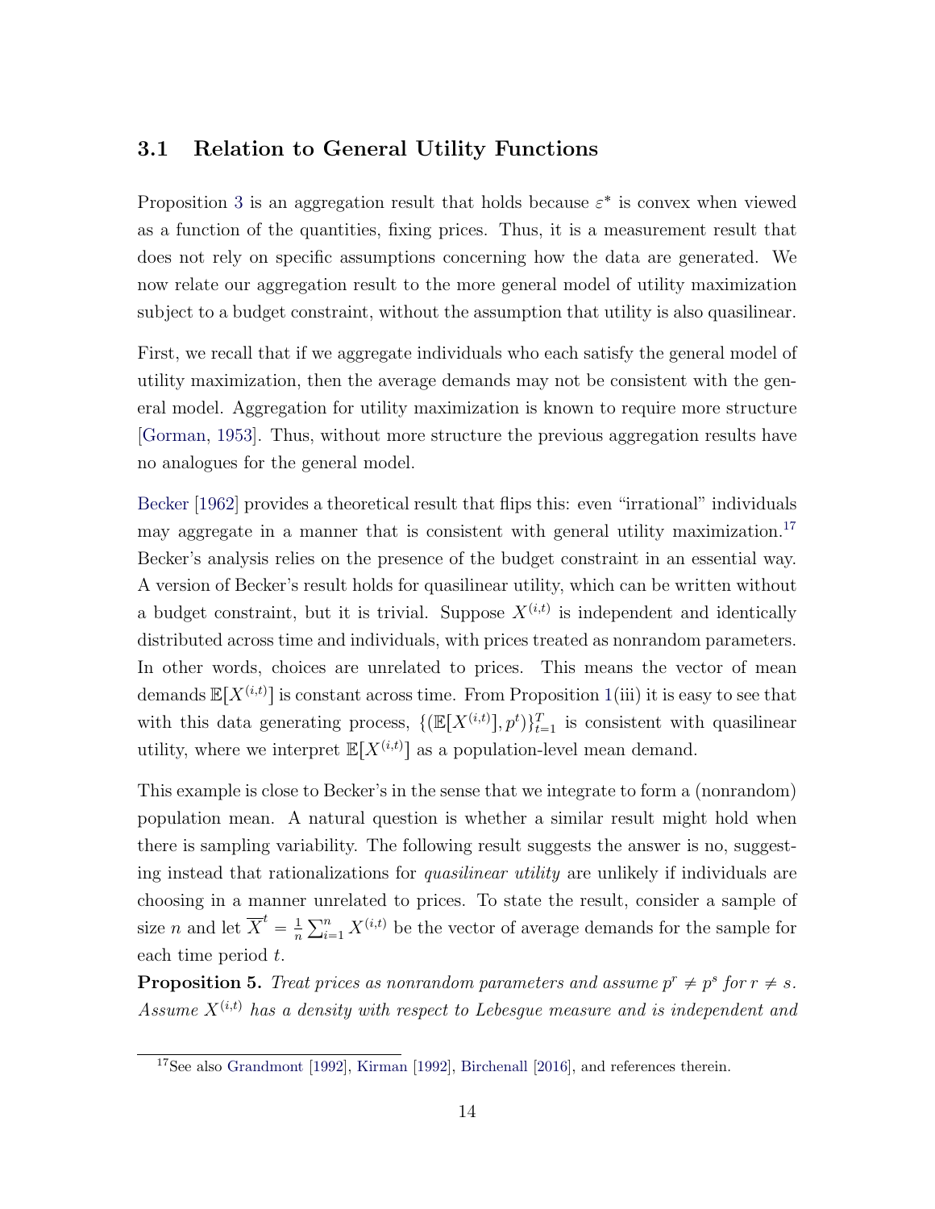### 3.1 Relation to General Utility Functions

Proposition 3 is an aggregation result that holds because $\varepsilon^*$ is convex when viewed as a function of the quantities, fixing prices. Thus, it is a measurement result that does not rely on specific assumptions concerning how the data are generated. We now relate our aggregation result to the more general model of utility maximization subject to a budget constraint, without the assumption that utility is also quasilinear.

First, we recall that if we aggregate individuals who each satisfy the general model of utility maximization, then the average demands may not be consistent with the general model. Aggregation for utility maximization is known to require more structure [Gorman, 1953]. Thus, without more structure the previous aggregation results have no analogues for the general model.

Becker [1962] provides a theoretical result that flips this: even "irrational" individuals may aggregate in a manner that is consistent with general utility maximization.[17] Becker's analysis relies on the presence of the budget constraint in an essential way. A version of Becker's result holds for quasilinear utility, which can be written without a budget constraint, but it is trivial. Suppose $X^{(i,t)}$ is independent and identically distributed across time and individuals, with prices treated as nonrandom parameters. In other words, choices are unrelated to prices. This means the vector of mean demands $\mathbb{E}[X^{(i,t)}]$ is constant across time. From Proposition 1(iii) it is easy to see that with this data generating process, $\{(\mathbb{E}[X^{(i,t)}], p^t)\}_{t=1}^T$ is consistent with quasilinear utility, where we interpret $\mathbb{E}[X^{(i,t)}]$ as a population-level mean demand.

This example is close to Becker's in the sense that we integrate to form a (nonrandom) population mean. A natural question is whether a similar result might hold when there is sampling variability. The following result suggests the answer is no, suggesting instead that rationalizations for *quasilinear utility* are unlikely if individuals are choosing in a manner unrelated to prices. To state the result, consider a sample of size $n$ and let $\overline{X}^t = \frac{1}{n}\sum_{i=1}^n X^{(i,t)}$ be the vector of average demands for the sample for each time period $t$.

**Proposition 5.** *Treat prices as nonrandom parameters and assume $p^r \neq p^s$ for $r \neq s$. Assume $X^{(i,t)}$ has a density with respect to Lebesgue measure and is independent and*

[17] See also Grandmont [1992], Kirman [1992], Birchenall [2016], and references therein.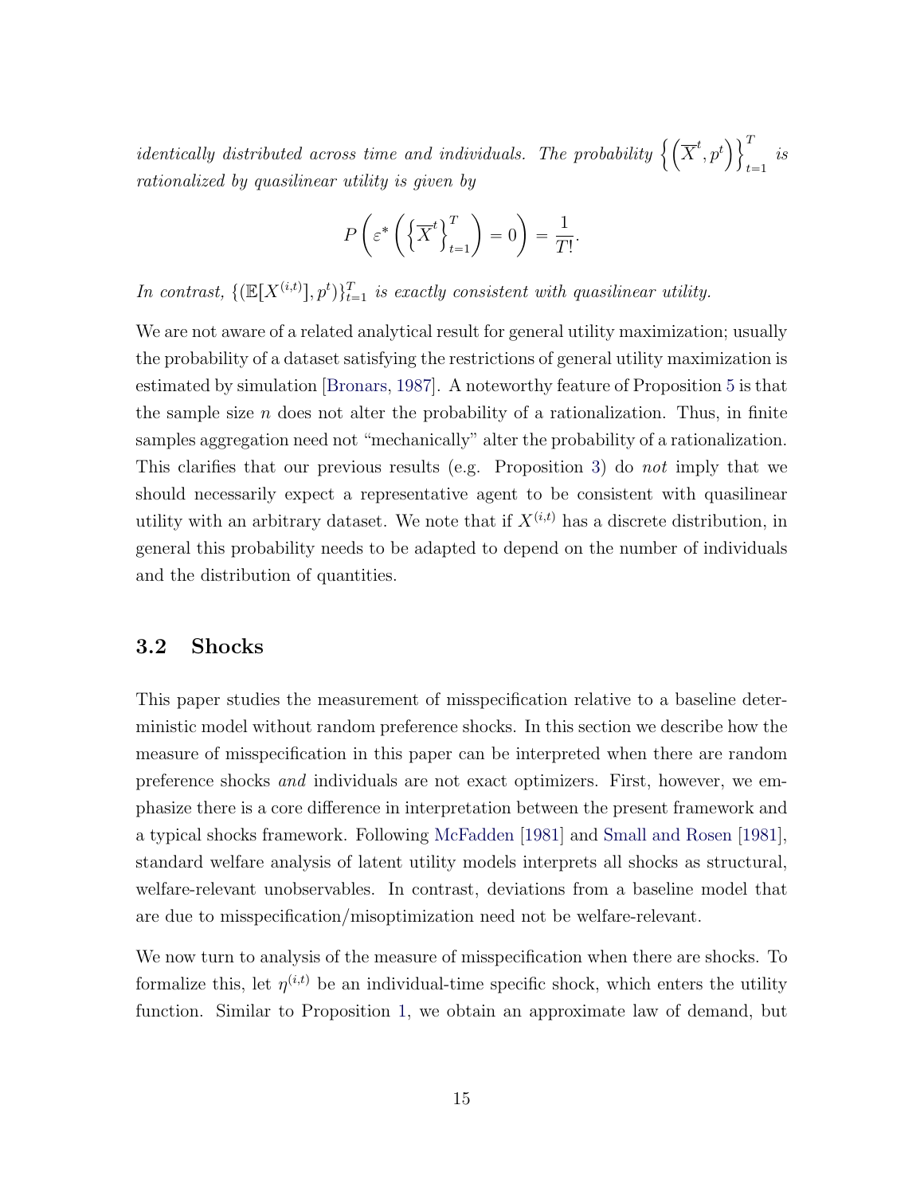*identically distributed across time and individuals. The probability $\left\{\left(\overline{X}^t, p^t\right)\right\}_{t=1}^T$ is rationalized by quasilinear utility is given by*

$$P\left(\varepsilon^*\left(\left\{\overline{X}^t\right\}_{t=1}^T\right) = 0\right) = \frac{1}{T!}.$$

*In contrast, $\{(\mathbb{E}[X^{(i,t)}], p^t)\}_{t=1}^T$ is exactly consistent with quasilinear utility.*

We are not aware of a related analytical result for general utility maximization; usually the probability of a dataset satisfying the restrictions of general utility maximization is estimated by simulation [Bronars, 1987]. A noteworthy feature of Proposition 5 is that the sample size $n$ does not alter the probability of a rationalization. Thus, in finite samples aggregation need not "mechanically" alter the probability of a rationalization. This clarifies that our previous results (e.g. Proposition 3) do *not* imply that we should necessarily expect a representative agent to be consistent with quasilinear utility with an arbitrary dataset. We note that if $X^{(i,t)}$ has a discrete distribution, in general this probability needs to be adapted to depend on the number of individuals and the distribution of quantities.

## 3.2 Shocks

This paper studies the measurement of misspecification relative to a baseline deterministic model without random preference shocks. In this section we describe how the measure of misspecification in this paper can be interpreted when there are random preference shocks *and* individuals are not exact optimizers. First, however, we emphasize there is a core difference in interpretation between the present framework and a typical shocks framework. Following McFadden [1981] and Small and Rosen [1981], standard welfare analysis of latent utility models interprets all shocks as structural, welfare-relevant unobservables. In contrast, deviations from a baseline model that are due to misspecification/misoptimization need not be welfare-relevant.

We now turn to analysis of the measure of misspecification when there are shocks. To formalize this, let $\eta^{(i,t)}$ be an individual-time specific shock, which enters the utility function. Similar to Proposition 1, we obtain an approximate law of demand, but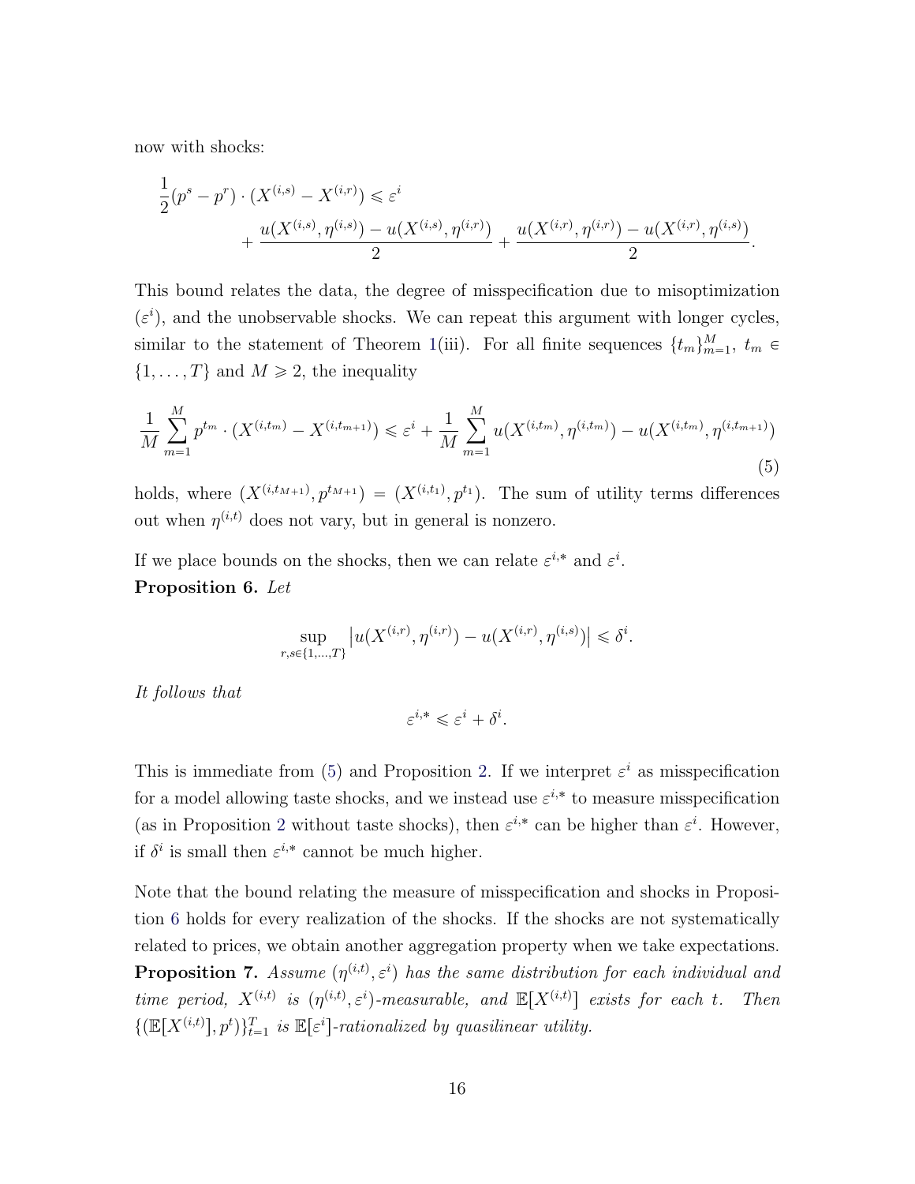now with shocks:

$$\frac{1}{2}(p^s - p^r) \cdot (X^{(i,s)} - X^{(i,r)}) \leqslant \varepsilon^i + \frac{u(X^{(i,s)}, \eta^{(i,s)}) - u(X^{(i,s)}, \eta^{(i,r)})}{2} + \frac{u(X^{(i,r)}, \eta^{(i,r)}) - u(X^{(i,r)}, \eta^{(i,s)})}{2}.$$

This bound relates the data, the degree of misspecification due to misoptimization ($\varepsilon^i$), and the unobservable shocks. We can repeat this argument with longer cycles, similar to the statement of Theorem 1(iii). For all finite sequences $\{t_m\}_{m=1}^M$, $t_m \in \{1, \dots, T\}$ and $M \geqslant 2$, the inequality

$$\frac{1}{M}\sum_{m=1}^{M} p^{t_m} \cdot (X^{(i,t_m)} - X^{(i,t_{m+1})}) \leqslant \varepsilon^i + \frac{1}{M}\sum_{m=1}^{M} u(X^{(i,t_m)}, \eta^{(i,t_m)}) - u(X^{(i,t_m)}, \eta^{(i,t_{m+1})}) \tag{5}$$

holds, where $(X^{(i,t_{M+1})}, p^{t_{M+1}}) = (X^{(i,t_1)}, p^{t_1})$. The sum of utility terms differences out when $\eta^{(i,t)}$ does not vary, but in general is nonzero.

If we place bounds on the shocks, then we can relate $\varepsilon^{i,*}$ and $\varepsilon^i$.

**Proposition 6.** *Let*

$$\sup_{r,s\in\{1,\dots,T\}} \left|u(X^{(i,r)}, \eta^{(i,r)}) - u(X^{(i,r)}, \eta^{(i,s)})\right| \leqslant \delta^i.$$

*It follows that*

$$\varepsilon^{i,*} \leqslant \varepsilon^i + \delta^i.$$

This is immediate from (5) and Proposition 2. If we interpret $\varepsilon^i$ as misspecification for a model allowing taste shocks, and we instead use $\varepsilon^{i,*}$ to measure misspecification (as in Proposition 2 without taste shocks), then $\varepsilon^{i,*}$ can be higher than $\varepsilon^i$. However, if $\delta^i$ is small then $\varepsilon^{i,*}$ cannot be much higher.

Note that the bound relating the measure of misspecification and shocks in Proposition 6 holds for every realization of the shocks. If the shocks are not systematically related to prices, we obtain another aggregation property when we take expectations.

**Proposition 7.** *Assume $(\eta^{(i,t)}, \varepsilon^i)$ has the same distribution for each individual and time period, $X^{(i,t)}$ is $(\eta^{(i,t)}, \varepsilon^i)$-measurable, and $\mathbb{E}[X^{(i,t)}]$ exists for each $t$. Then $\{(\mathbb{E}[X^{(i,t)}], p^t)\}_{t=1}^T$ is $\mathbb{E}[\varepsilon^i]$-rationalized by quasilinear utility.*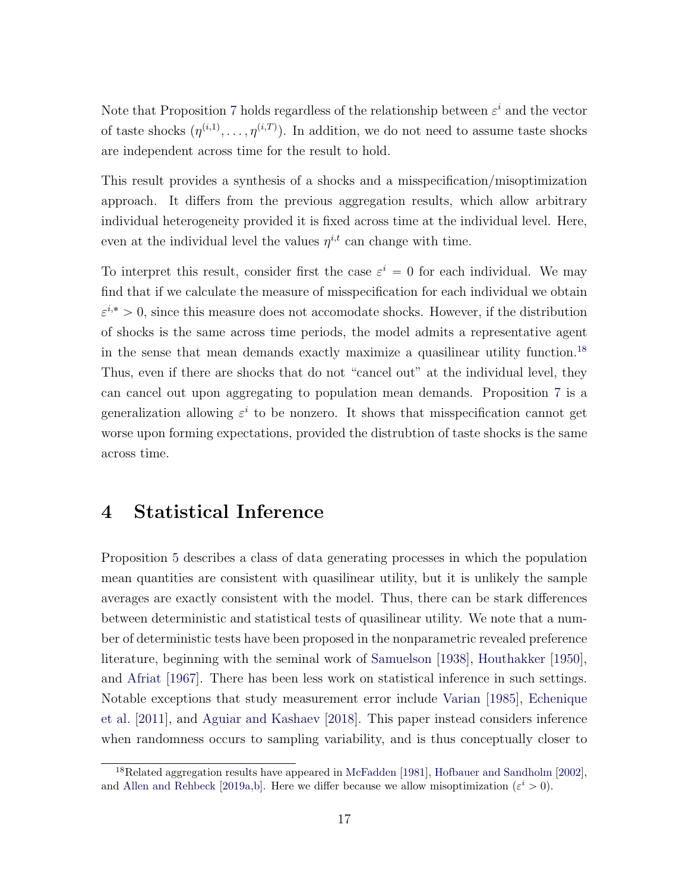Note that Proposition 7 holds regardless of the relationship between $\varepsilon^i$ and the vector of taste shocks $(\eta^{(i,1)}, \ldots, \eta^{(i,T)})$. In addition, we do not need to assume taste shocks are independent across time for the result to hold.

This result provides a synthesis of a shocks and a misspecification/misoptimization approach. It differs from the previous aggregation results, which allow arbitrary individual heterogeneity provided it is fixed across time at the individual level. Here, even at the individual level the values $\eta^{i,t}$ can change with time.

To interpret this result, consider first the case $\varepsilon^i = 0$ for each individual. We may find that if we calculate the measure of misspecification for each individual we obtain $\varepsilon^{i,*} > 0$, since this measure does not accomodate shocks. However, if the distribution of shocks is the same across time periods, the model admits a representative agent in the sense that mean demands exactly maximize a quasilinear utility function.[18] Thus, even if there are shocks that do not "cancel out" at the individual level, they can cancel out upon aggregating to population mean demands. Proposition 7 is a generalization allowing $\varepsilon^i$ to be nonzero. It shows that misspecification cannot get worse upon forming expectations, provided the distrubtion of taste shocks is the same across time.

# 4 Statistical Inference

Proposition 5 describes a class of data generating processes in which the population mean quantities are consistent with quasilinear utility, but it is unlikely the sample averages are exactly consistent with the model. Thus, there can be stark differences between deterministic and statistical tests of quasilinear utility. We note that a number of deterministic tests have been proposed in the nonparametric revealed preference literature, beginning with the seminal work of Samuelson [1938], Houthakker [1950], and Afriat [1967]. There has been less work on statistical inference in such settings. Notable exceptions that study measurement error include Varian [1985], Echenique et al. [2011], and Aguiar and Kashaev [2018]. This paper instead considers inference when randomness occurs to sampling variability, and is thus conceptually closer to

[18] Related aggregation results have appeared in McFadden [1981], Hofbauer and Sandholm [2002], and Allen and Rehbeck [2019a,b]. Here we differ because we allow misoptimization ($\varepsilon^i > 0$).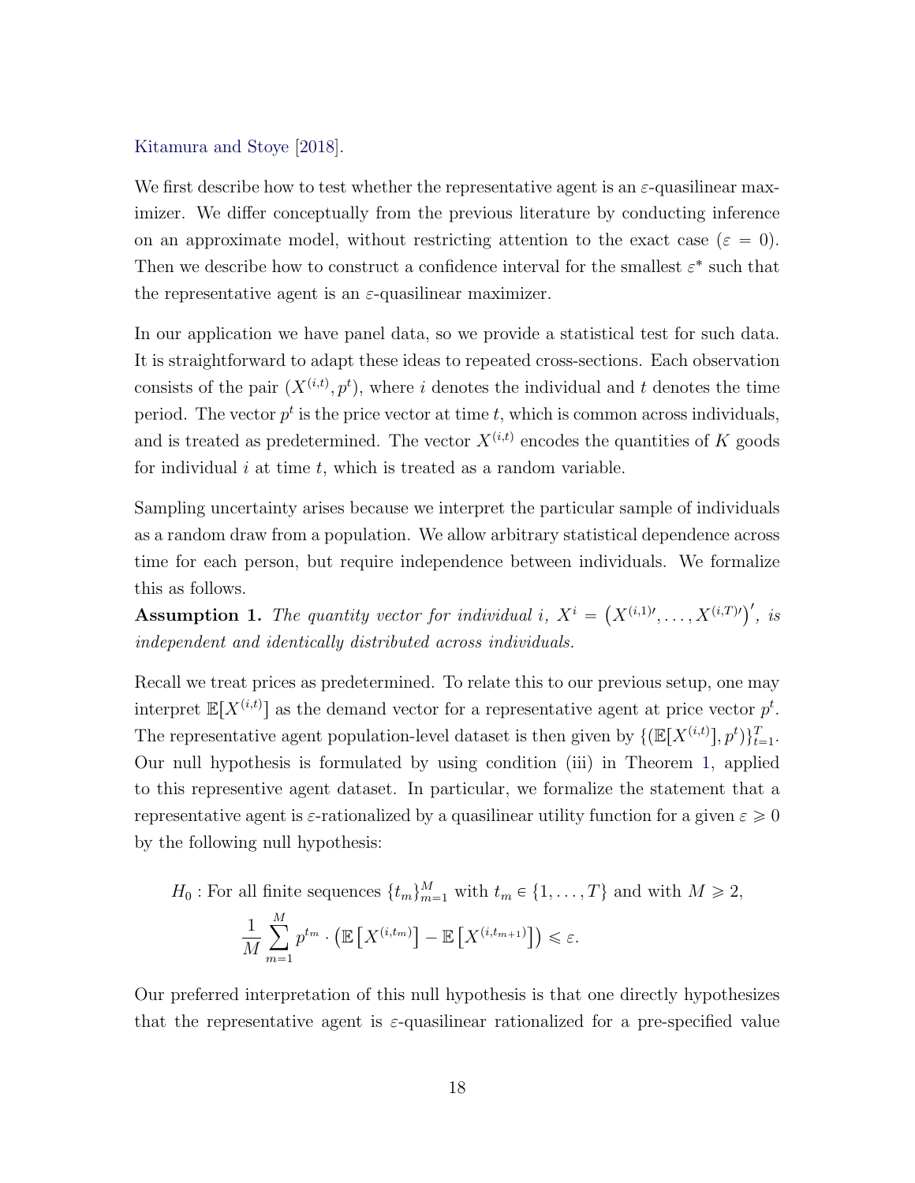Kitamura and Stoye [2018].

We first describe how to test whether the representative agent is an $\varepsilon$-quasilinear maximizer. We differ conceptually from the previous literature by conducting inference on an approximate model, without restricting attention to the exact case ($\varepsilon = 0$). Then we describe how to construct a confidence interval for the smallest $\varepsilon^*$ such that the representative agent is an $\varepsilon$-quasilinear maximizer.

In our application we have panel data, so we provide a statistical test for such data. It is straightforward to adapt these ideas to repeated cross-sections. Each observation consists of the pair $(X^{(i,t)}, p^t)$, where $i$ denotes the individual and $t$ denotes the time period. The vector $p^t$ is the price vector at time $t$, which is common across individuals, and is treated as predetermined. The vector $X^{(i,t)}$ encodes the quantities of $K$ goods for individual $i$ at time $t$, which is treated as a random variable.

Sampling uncertainty arises because we interpret the particular sample of individuals as a random draw from a population. We allow arbitrary statistical dependence across time for each person, but require independence between individuals. We formalize this as follows.

**Assumption 1.** *The quantity vector for individual $i$, $X^i = \left(X^{(i,1)\prime}, \ldots, X^{(i,T)\prime}\right)'$, is independent and identically distributed across individuals.*

Recall we treat prices as predetermined. To relate this to our previous setup, one may interpret $\mathbb{E}[X^{(i,t)}]$ as the demand vector for a representative agent at price vector $p^t$. The representative agent population-level dataset is then given by $\{(\mathbb{E}[X^{(i,t)}], p^t)\}_{t=1}^T$. Our null hypothesis is formulated by using condition (iii) in Theorem 1, applied to this represenitive agent dataset. In particular, we formalize the statement that a representative agent is $\varepsilon$-rationalized by a quasilinear utility function for a given $\varepsilon \geqslant 0$ by the following null hypothesis:

$$H_0 : \text{For all finite sequences } \{t_m\}_{m=1}^M \text{ with } t_m \in \{1, \ldots, T\} \text{ and with } M \geqslant 2,$$
$$\frac{1}{M} \sum_{m=1}^{M} p^{t_m} \cdot \left(\mathbb{E}\left[X^{(i,t_m)}\right] - \mathbb{E}\left[X^{(i,t_{m+1})}\right]\right) \leqslant \varepsilon.$$

Our preferred interpretation of this null hypothesis is that one directly hypothesizes that the representative agent is $\varepsilon$-quasilinear rationalized for a pre-specified value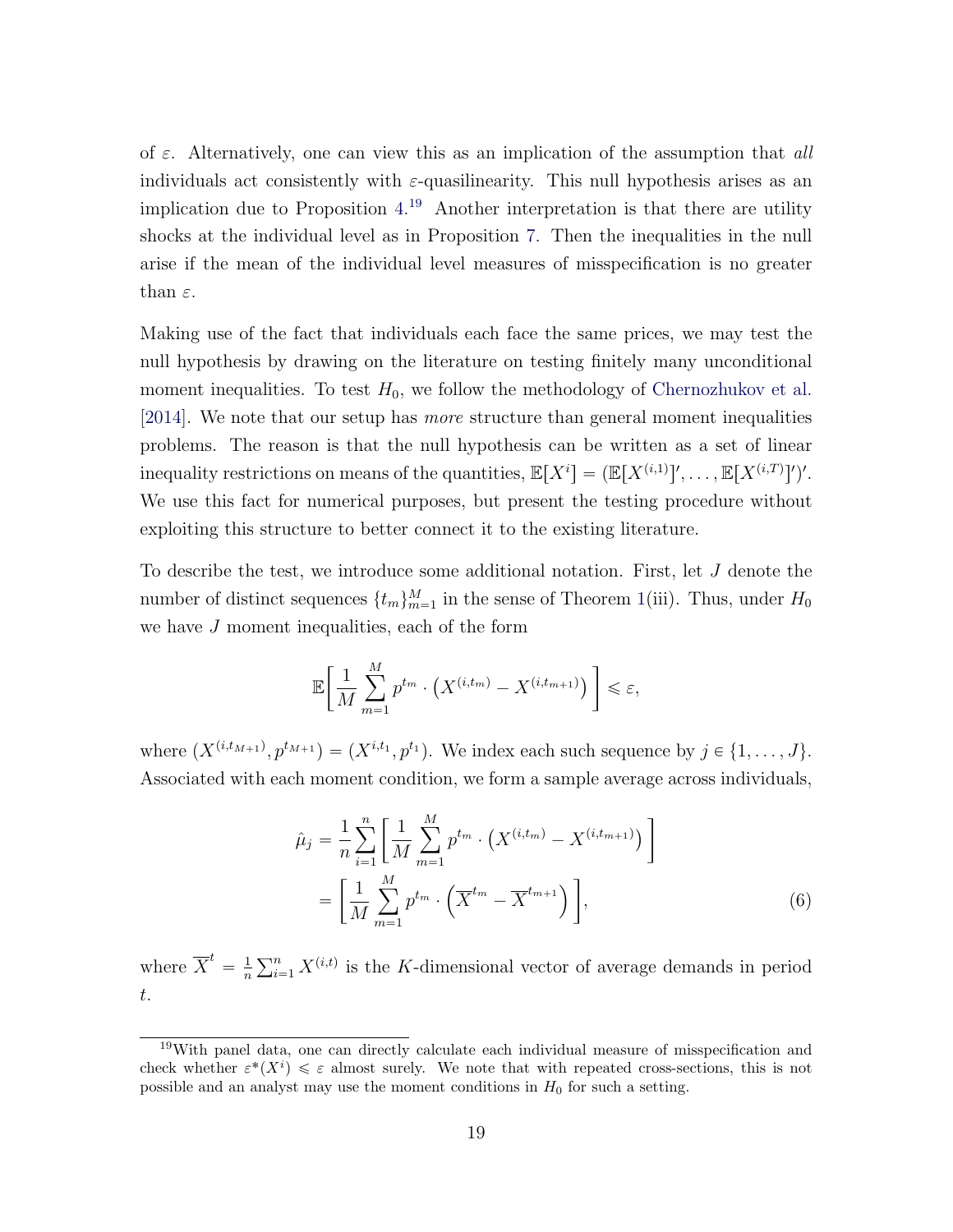of $\varepsilon$. Alternatively, one can view this as an implication of the assumption that *all* individuals act consistently with $\varepsilon$-quasilinearity. This null hypothesis arises as an implication due to Proposition 4.[19] Another interpretation is that there are utility shocks at the individual level as in Proposition 7. Then the inequalities in the null arise if the mean of the individual level measures of misspecification is no greater than $\varepsilon$.

Making use of the fact that individuals each face the same prices, we may test the null hypothesis by drawing on the literature on testing finitely many unconditional moment inequalities. To test $H_0$, we follow the methodology of Chernozhukov et al. [2014]. We note that our setup has *more* structure than general moment inequalities problems. The reason is that the null hypothesis can be written as a set of linear inequality restrictions on means of the quantities, $\mathbb{E}[X^i] = (\mathbb{E}[X^{(i,1)}]', \ldots, \mathbb{E}[X^{(i,T)}]')'$. We use this fact for numerical purposes, but present the testing procedure without exploiting this structure to better connect it to the existing literature.

To describe the test, we introduce some additional notation. First, let $J$ denote the number of distinct sequences $\{t_m\}_{m=1}^{M}$ in the sense of Theorem 1(iii). Thus, under $H_0$ we have $J$ moment inequalities, each of the form

$$\mathbb{E}\left[\frac{1}{M}\sum_{m=1}^{M} p^{t_m} \cdot \left(X^{(i,t_m)} - X^{(i,t_{m+1})}\right)\right] \leqslant \varepsilon,$$

where $(X^{(i,t_{M+1})}, p^{t_{M+1}}) = (X^{i,t_1}, p^{t_1})$. We index each such sequence by $j \in \{1, \ldots, J\}$. Associated with each moment condition, we form a sample average across individuals,

$$\begin{aligned}
\hat{\mu}_j &= \frac{1}{n}\sum_{i=1}^{n}\left[\frac{1}{M}\sum_{m=1}^{M} p^{t_m} \cdot \left(X^{(i,t_m)} - X^{(i,t_{m+1})}\right)\right] \\
&= \left[\frac{1}{M}\sum_{m=1}^{M} p^{t_m} \cdot \left(\overline{X}^{t_m} - \overline{X}^{t_{m+1}}\right)\right],
\end{aligned} \tag{6}$$

where $\overline{X}^t = \frac{1}{n}\sum_{i=1}^{n} X^{(i,t)}$ is the $K$-dimensional vector of average demands in period $t$.

[19] With panel data, one can directly calculate each individual measure of misspecification and check whether $\varepsilon^*(X^i) \leqslant \varepsilon$ almost surely. We note that with repeated cross-sections, this is not possible and an analyst may use the moment conditions in $H_0$ for such a setting.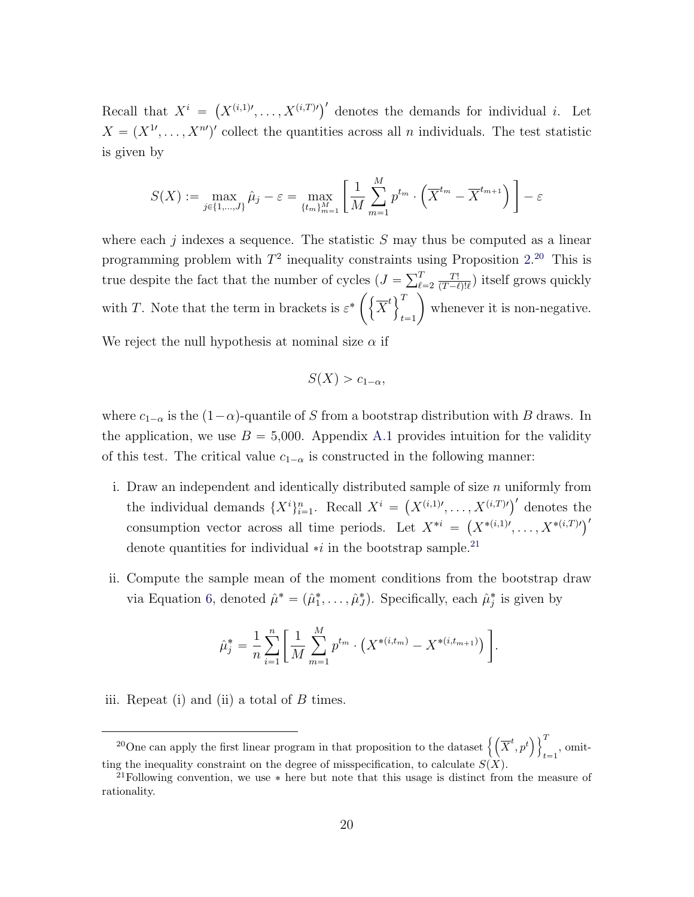Recall that $X^i = \left(X^{(i,1)\prime}, \ldots, X^{(i,T)\prime}\right)'$ denotes the demands for individual $i$. Let $X = (X^{1\prime}, \ldots, X^{n\prime})'$ collect the quantities across all $n$ individuals. The test statistic is given by

$$S(X) := \max_{j \in \{1,\ldots,J\}} \hat{\mu}_j - \varepsilon = \max_{\{t_m\}_{m=1}^M} \left[ \frac{1}{M} \sum_{m=1}^{M} p^{t_m} \cdot \left( \overline{X}^{t_m} - \overline{X}^{t_{m+1}} \right) \right] - \varepsilon$$

where each $j$ indexes a sequence. The statistic $S$ may thus be computed as a linear programming problem with $T^2$ inequality constraints using Proposition 2.[20] This is true despite the fact that the number of cycles ($J = \sum_{\ell=2}^{T} \frac{T!}{(T-\ell)!\ell}$) itself grows quickly with $T$. Note that the term in brackets is $\varepsilon^* \left( \left\{ \overline{X}^t \right\}_{t=1}^T \right)$ whenever it is non-negative.

We reject the null hypothesis at nominal size $\alpha$ if

$$S(X) > c_{1-\alpha},$$

where $c_{1-\alpha}$ is the $(1-\alpha)$-quantile of $S$ from a bootstrap distribution with $B$ draws. In the application, we use $B = 5{,}000$. Appendix A.1 provides intuition for the validity of this test. The critical value $c_{1-\alpha}$ is constructed in the following manner:

i. Draw an independent and identically distributed sample of size $n$ uniformly from the individual demands $\{X^i\}_{i=1}^n$. Recall $X^i = \left(X^{(i,1)\prime}, \ldots, X^{(i,T)\prime}\right)'$ denotes the consumption vector across all time periods. Let $X^{*i} = \left(X^{*(i,1)\prime}, \ldots, X^{*(i,T)\prime}\right)'$ denote quantities for individual $*i$ in the bootstrap sample.[21]

ii. Compute the sample mean of the moment conditions from the bootstrap draw via Equation 6, denoted $\hat{\mu}^* = (\hat{\mu}_1^*, \ldots, \hat{\mu}_J^*)$. Specifically, each $\hat{\mu}_j^*$ is given by

$$\hat{\mu}_j^* = \frac{1}{n} \sum_{i=1}^{n} \left[ \frac{1}{M} \sum_{m=1}^{M} p^{t_m} \cdot \left( X^{*(i,t_m)} - X^{*(i,t_{m+1})} \right) \right].$$

iii. Repeat (i) and (ii) a total of $B$ times.

[20] One can apply the first linear program in that proposition to the dataset $\left\{ \left( \overline{X}^t, p^t \right) \right\}_{t=1}^T$, omitting the inequality constraint on the degree of misspecification, to calculate $S(X)$.

[21] Following convention, we use $*$ here but note that this usage is distinct from the measure of rationality.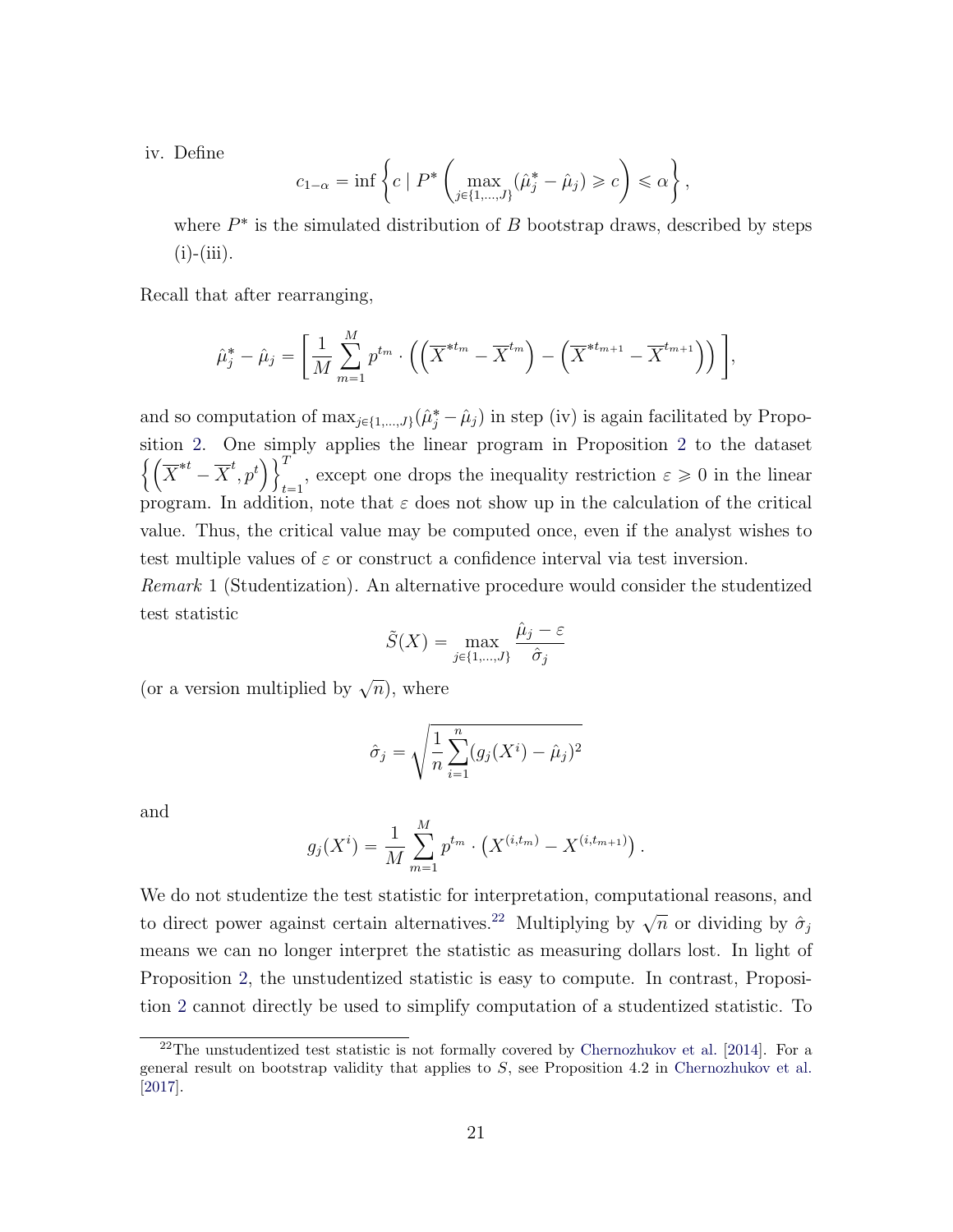iv. Define

$$c_{1-\alpha} = \inf \left\{ c \mid P^* \left( \max_{j \in \{1,\ldots,J\}} (\hat{\mu}_j^* - \hat{\mu}_j) \geqslant c \right) \leqslant \alpha \right\},$$

where $P^*$ is the simulated distribution of $B$ bootstrap draws, described by steps (i)-(iii).

Recall that after rearranging,

$$\hat{\mu}_j^* - \hat{\mu}_j = \left[ \frac{1}{M} \sum_{m=1}^{M} p^{t_m} \cdot \left( \left( \overline{X}^{*t_m} - \overline{X}^{t_m} \right) - \left( \overline{X}^{*t_{m+1}} - \overline{X}^{t_{m+1}} \right) \right) \right],$$

and so computation of $\max_{j \in \{1,\ldots,J\}} (\hat{\mu}_j^* - \hat{\mu}_j)$ in step (iv) is again facilitated by Proposition 2. One simply applies the linear program in Proposition 2 to the dataset $\left\{ \left( \overline{X}^{*t} - \overline{X}^{t}, p^t \right) \right\}_{t=1}^{T}$, except one drops the inequality restriction $\varepsilon \geqslant 0$ in the linear program. In addition, note that $\varepsilon$ does not show up in the calculation of the critical value. Thus, the critical value may be computed once, even if the analyst wishes to test multiple values of $\varepsilon$ or construct a confidence interval via test inversion.

*Remark* 1 (Studentization). An alternative procedure would consider the studentized test statistic

$$\tilde{S}(X) = \max_{j \in \{1,\ldots,J\}} \frac{\hat{\mu}_j - \varepsilon}{\hat{\sigma}_j}$$

(or a version multiplied by $\sqrt{n}$), where

$$\hat{\sigma}_j = \sqrt{\frac{1}{n} \sum_{i=1}^{n} (g_j(X^i) - \hat{\mu}_j)^2}$$

and

$$g_j(X^i) = \frac{1}{M} \sum_{m=1}^{M} p^{t_m} \cdot \left( X^{(i,t_m)} - X^{(i,t_{m+1})} \right).$$

We do not studentize the test statistic for interpretation, computational reasons, and to direct power against certain alternatives.[22] Multiplying by $\sqrt{n}$ or dividing by $\hat{\sigma}_j$ means we can no longer interpret the statistic as measuring dollars lost. In light of Proposition 2, the unstudentized statistic is easy to compute. In contrast, Proposition 2 cannot directly be used to simplify computation of a studentized statistic. To

[22] The unstudentized test statistic is not formally covered by Chernozhukov et al. [2014]. For a general result on bootstrap validity that applies to $S$, see Proposition 4.2 in Chernozhukov et al. [2017].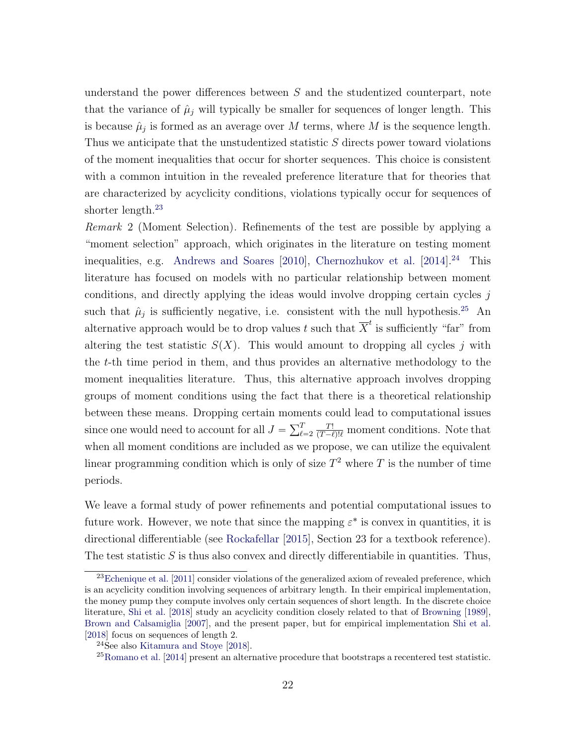understand the power differences between $S$ and the studentized counterpart, note that the variance of $\hat{\mu}_j$ will typically be smaller for sequences of longer length. This is because $\hat{\mu}_j$ is formed as an average over $M$ terms, where $M$ is the sequence length. Thus we anticipate that the unstudentized statistic $S$ directs power toward violations of the moment inequalities that occur for shorter sequences. This choice is consistent with a common intuition in the revealed preference literature that for theories that are characterized by acyclicity conditions, violations typically occur for sequences of shorter length.[23]

*Remark* 2 (Moment Selection). Refinements of the test are possible by applying a "moment selection" approach, which originates in the literature on testing moment inequalities, e.g. Andrews and Soares [2010], Chernozhukov et al. [2014].[24] This literature has focused on models with no particular relationship between moment conditions, and directly applying the ideas would involve dropping certain cycles $j$ such that $\hat{\mu}_j$ is sufficiently negative, i.e. consistent with the null hypothesis.[25] An alternative approach would be to drop values $t$ such that $\overline{X}^t$ is sufficiently "far" from altering the test statistic $S(X)$. This would amount to dropping all cycles $j$ with the $t$-th time period in them, and thus provides an alternative methodology to the moment inequalities literature. Thus, this alternative approach involves dropping groups of moment conditions using the fact that there is a theoretical relationship between these means. Dropping certain moments could lead to computational issues since one would need to account for all $J = \sum_{\ell=2}^{T} \frac{T!}{(T-\ell)!\ell}$ moment conditions. Note that when all moment conditions are included as we propose, we can utilize the equivalent linear programming condition which is only of size $T^2$ where $T$ is the number of time periods.

We leave a formal study of power refinements and potential computational issues to future work. However, we note that since the mapping $\varepsilon^*$ is convex in quantities, it is directional differentiable (see Rockafellar [2015], Section 23 for a textbook reference). The test statistic $S$ is thus also convex and directly differentiabile in quantities. Thus,

---

[23] Echenique et al. [2011] consider violations of the generalized axiom of revealed preference, which is an acyclicity condition involving sequences of arbitrary length. In their empirical implementation, the money pump they compute involves only certain sequences of short length. In the discrete choice literature, Shi et al. [2018] study an acyclicity condition closely related to that of Browning [1989], Brown and Calsamiglia [2007], and the present paper, but for empirical implementation Shi et al. [2018] focus on sequences of length 2.

[24] See also Kitamura and Stoye [2018].

[25] Romano et al. [2014] present an alternative procedure that bootstraps a recentered test statistic.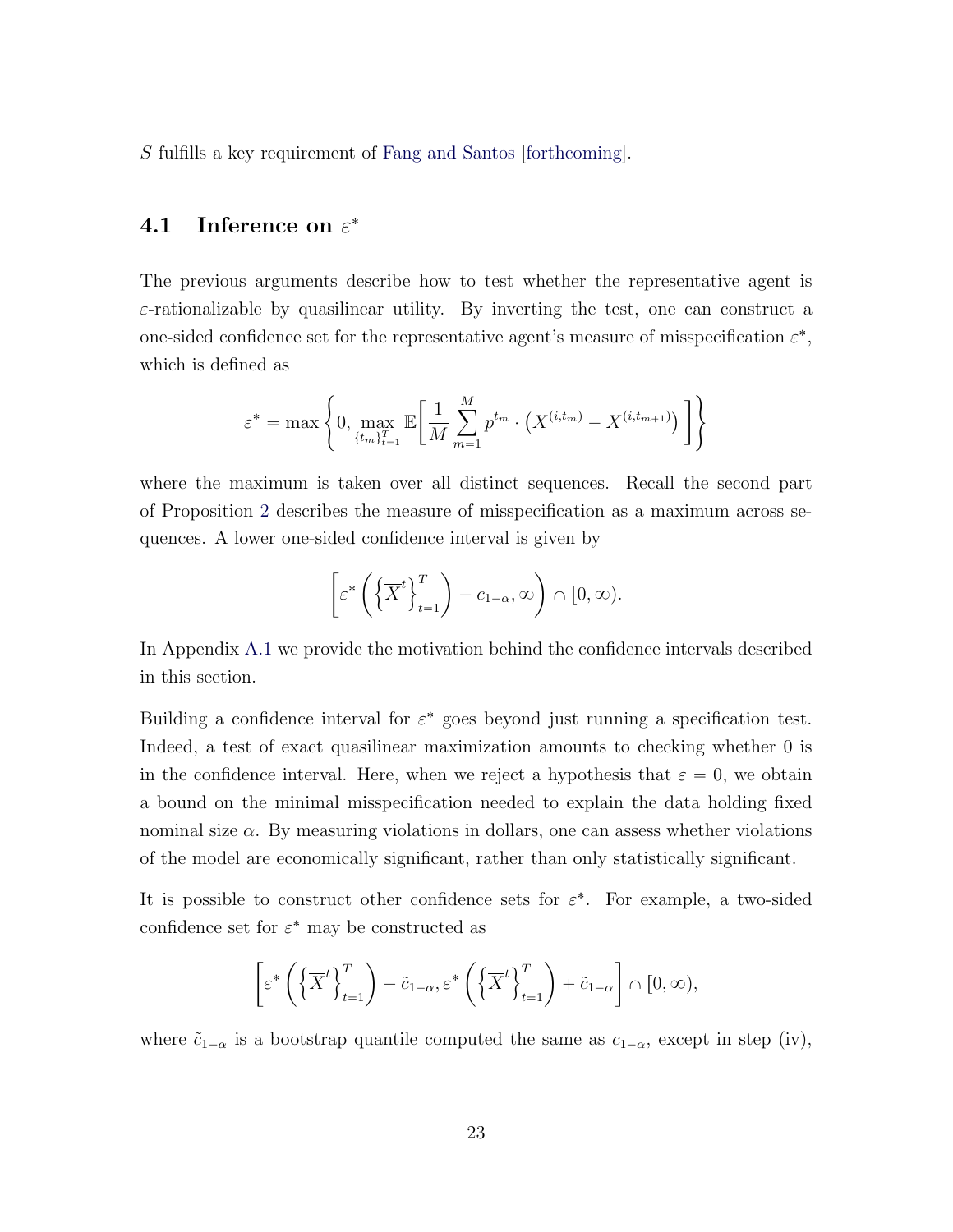$S$ fulfills a key requirement of Fang and Santos [forthcoming].

## 4.1 Inference on $\varepsilon^*$

The previous arguments describe how to test whether the representative agent is $\varepsilon$-rationalizable by quasilinear utility. By inverting the test, one can construct a one-sided confidence set for the representative agent's measure of misspecification $\varepsilon^*$, which is defined as

$$\varepsilon^* = \max\left\{0, \max_{\{t_m\}_{t=1}^T} \mathbb{E}\left[\frac{1}{M}\sum_{m=1}^{M} p^{t_m} \cdot \left(X^{(i,t_m)} - X^{(i,t_{m+1})}\right)\right]\right\}$$

where the maximum is taken over all distinct sequences. Recall the second part of Proposition 2 describes the measure of misspecification as a maximum across sequences. A lower one-sided confidence interval is given by

$$\left[\varepsilon^*\left(\left\{\overline{X}^t\right\}_{t=1}^T\right) - c_{1-\alpha}, \infty\right) \cap [0, \infty).$$

In Appendix A.1 we provide the motivation behind the confidence intervals described in this section.

Building a confidence interval for $\varepsilon^*$ goes beyond just running a specification test. Indeed, a test of exact quasilinear maximization amounts to checking whether 0 is in the confidence interval. Here, when we reject a hypothesis that $\varepsilon = 0$, we obtain a bound on the minimal misspecification needed to explain the data holding fixed nominal size $\alpha$. By measuring violations in dollars, one can assess whether violations of the model are economically significant, rather than only statistically significant.

It is possible to construct other confidence sets for $\varepsilon^*$. For example, a two-sided confidence set for $\varepsilon^*$ may be constructed as

$$\left[\varepsilon^*\left(\left\{\overline{X}^t\right\}_{t=1}^T\right) - \tilde{c}_{1-\alpha}, \varepsilon^*\left(\left\{\overline{X}^t\right\}_{t=1}^T\right) + \tilde{c}_{1-\alpha}\right] \cap [0, \infty),$$

where $\tilde{c}_{1-\alpha}$ is a bootstrap quantile computed the same as $c_{1-\alpha}$, except in step (iv),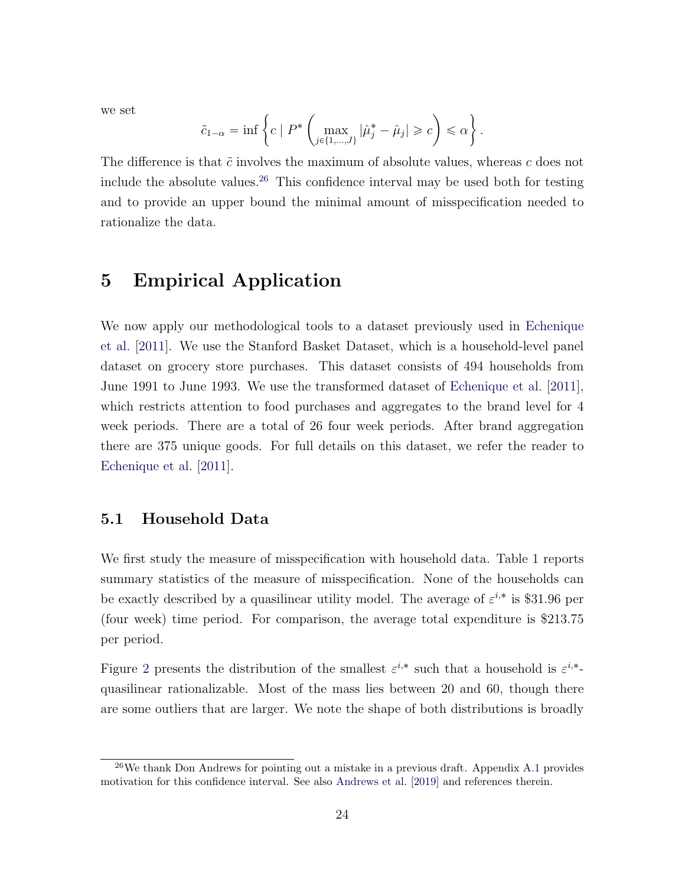we set

$$\tilde{c}_{1-\alpha} = \inf \left\{ c \mid P^* \left( \max_{j \in \{1,\ldots,J\}} |\hat{\mu}_j^* - \hat{\mu}_j| \geqslant c \right) \leqslant \alpha \right\}.$$

The difference is that $\tilde{c}$ involves the maximum of absolute values, whereas $c$ does not include the absolute values.[26] This confidence interval may be used both for testing and to provide an upper bound the minimal amount of misspecification needed to rationalize the data.

# 5 Empirical Application

We now apply our methodological tools to a dataset previously used in Echenique et al. [2011]. We use the Stanford Basket Dataset, which is a household-level panel dataset on grocery store purchases. This dataset consists of 494 households from June 1991 to June 1993. We use the transformed dataset of Echenique et al. [2011], which restricts attention to food purchases and aggregates to the brand level for 4 week periods. There are a total of 26 four week periods. After brand aggregation there are 375 unique goods. For full details on this dataset, we refer the reader to Echenique et al. [2011].

## 5.1 Household Data

We first study the measure of misspecification with household data. Table 1 reports summary statistics of the measure of misspecification. None of the households can be exactly described by a quasilinear utility model. The average of $\varepsilon^{i,*}$ is \$31.96 per (four week) time period. For comparison, the average total expenditure is \$213.75 per period.

Figure 2 presents the distribution of the smallest $\varepsilon^{i,*}$ such that a household is $\varepsilon^{i,*}$-quasilinear rationalizable. Most of the mass lies between 20 and 60, though there are some outliers that are larger. We note the shape of both distributions is broadly

[26] We thank Don Andrews for pointing out a mistake in a previous draft. Appendix A.1 provides motivation for this confidence interval. See also Andrews et al. [2019] and references therein.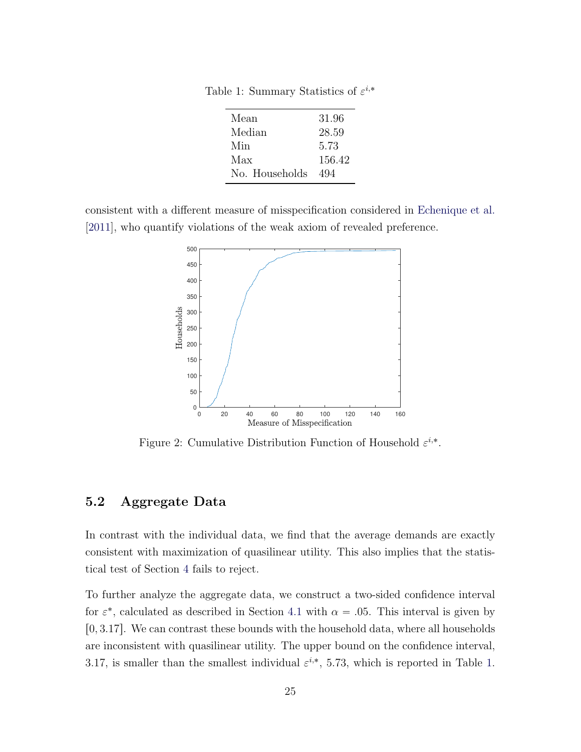Table 1: Summary Statistics of $\varepsilon^{i,*}$

| | |
|---|---|
| Mean | 31.96 |
| Median | 28.59 |
| Min | 5.73 |
| Max | 156.42 |
| No. Households | 494 |

consistent with a different measure of misspecification considered in Echenique et al. [2011], who quantify violations of the weak axiom of revealed preference.

Figure 2: Cumulative Distribution Function of Household $\varepsilon^{i,*}$.

## 5.2 Aggregate Data

In contrast with the individual data, we find that the average demands are exactly consistent with maximization of quasilinear utility. This also implies that the statistical test of Section 4 fails to reject.

To further analyze the aggregate data, we construct a two-sided confidence interval for $\varepsilon^*$, calculated as described in Section 4.1 with $\alpha = .05$. This interval is given by $[0, 3.17]$. We can contrast these bounds with the household data, where all households are inconsistent with quasilinear utility. The upper bound on the confidence interval, 3.17, is smaller than the smallest individual $\varepsilon^{i,*}$, 5.73, which is reported in Table 1.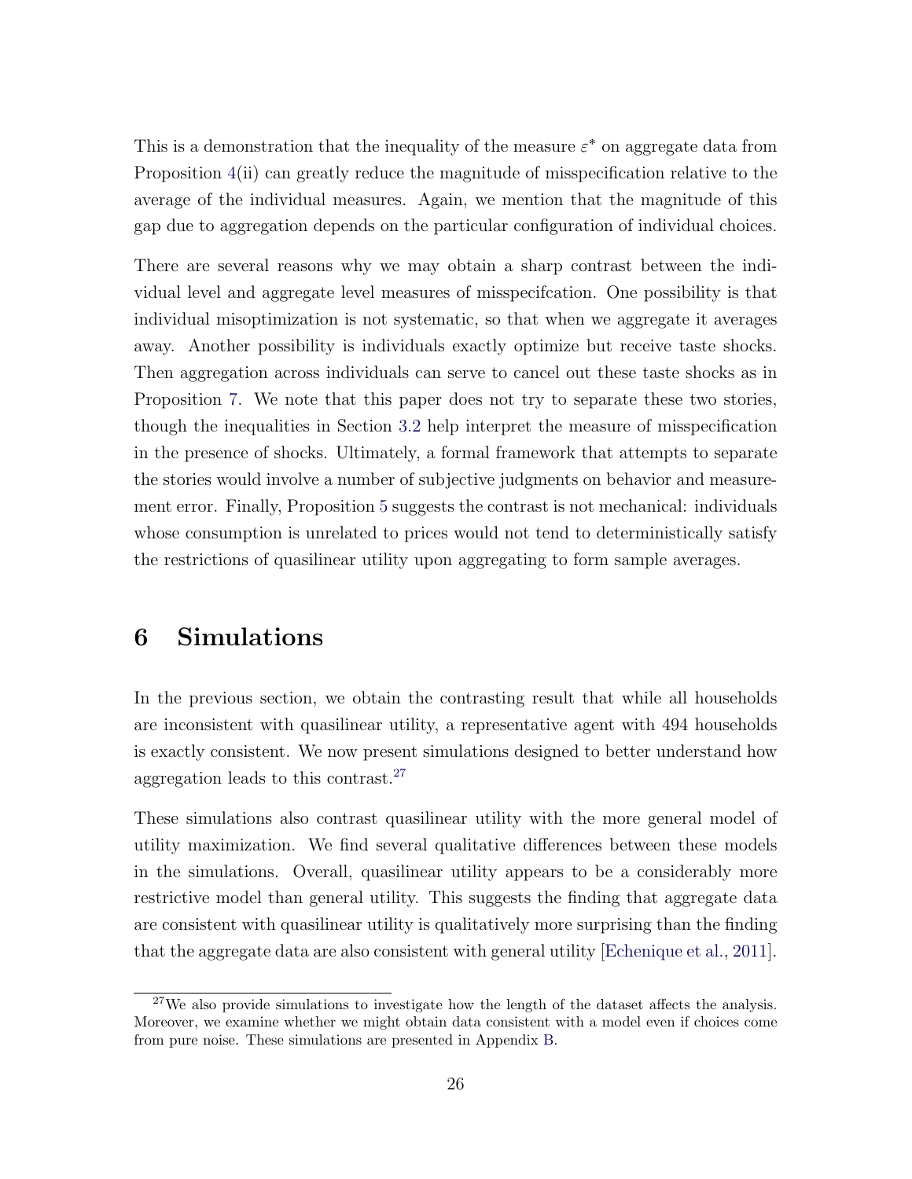This is a demonstration that the inequality of the measure $\varepsilon^*$ on aggregate data from Proposition 4(ii) can greatly reduce the magnitude of misspecification relative to the average of the individual measures. Again, we mention that the magnitude of this gap due to aggregation depends on the particular configuration of individual choices.

There are several reasons why we may obtain a sharp contrast between the individual level and aggregate level measures of misspecifcation. One possibility is that individual misoptimization is not systematic, so that when we aggregate it averages away. Another possibility is individuals exactly optimize but receive taste shocks. Then aggregation across individuals can serve to cancel out these taste shocks as in Proposition 7. We note that this paper does not try to separate these two stories, though the inequalities in Section 3.2 help interpret the measure of misspecification in the presence of shocks. Ultimately, a formal framework that attempts to separate the stories would involve a number of subjective judgments on behavior and measurement error. Finally, Proposition 5 suggests the contrast is not mechanical: individuals whose consumption is unrelated to prices would not tend to deterministically satisfy the restrictions of quasilinear utility upon aggregating to form sample averages.

# 6 Simulations

In the previous section, we obtain the contrasting result that while all households are inconsistent with quasilinear utility, a representative agent with 494 households is exactly consistent. We now present simulations designed to better understand how aggregation leads to this contrast.[27]

These simulations also contrast quasilinear utility with the more general model of utility maximization. We find several qualitative differences between these models in the simulations. Overall, quasilinear utility appears to be a considerably more restrictive model than general utility. This suggests the finding that aggregate data are consistent with quasilinear utility is qualitatively more surprising than the finding that the aggregate data are also consistent with general utility [Echenique et al., 2011].

[27] We also provide simulations to investigate how the length of the dataset affects the analysis. Moreover, we examine whether we might obtain data consistent with a model even if choices come from pure noise. These simulations are presented in Appendix B.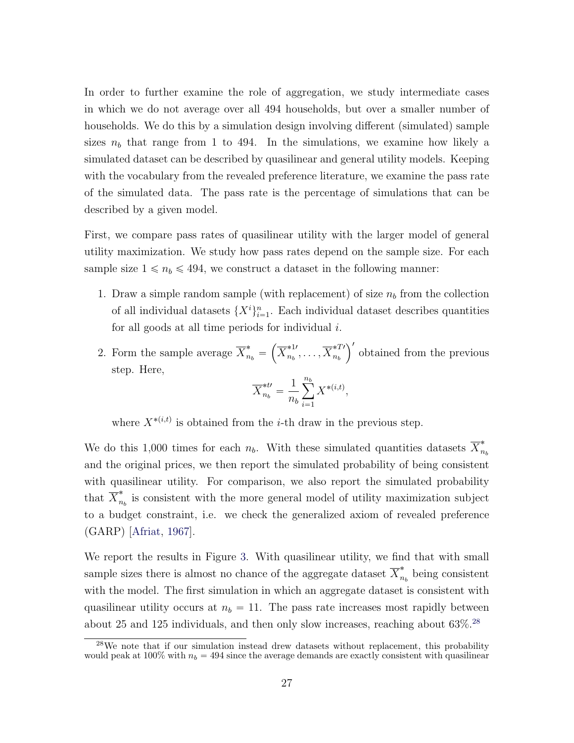In order to further examine the role of aggregation, we study intermediate cases in which we do not average over all 494 households, but over a smaller number of households. We do this by a simulation design involving different (simulated) sample sizes $n_b$ that range from 1 to 494. In the simulations, we examine how likely a simulated dataset can be described by quasilinear and general utility models. Keeping with the vocabulary from the revealed preference literature, we examine the pass rate of the simulated data. The pass rate is the percentage of simulations that can be described by a given model.

First, we compare pass rates of quasilinear utility with the larger model of general utility maximization. We study how pass rates depend on the sample size. For each sample size $1 \leqslant n_b \leqslant 494$, we construct a dataset in the following manner:

1. Draw a simple random sample (with replacement) of size $n_b$ from the collection of all individual datasets $\{X^i\}_{i=1}^n$. Each individual dataset describes quantities for all goods at all time periods for individual $i$.
2. Form the sample average $\overline{X}^*_{n_b} = \left(\overline{X}^{*1\prime}_{n_b}, \ldots, \overline{X}^{*T\prime}_{n_b}\right)'$ obtained from the previous step. Here,

$$\overline{X}^{*t\prime}_{n_b} = \frac{1}{n_b} \sum_{i=1}^{n_b} X^{*(i,t)},$$

   where $X^{*(i,t)}$ is obtained from the $i$-th draw in the previous step.

We do this 1,000 times for each $n_b$. With these simulated quantities datasets $\overline{X}^*_{n_b}$ and the original prices, we then report the simulated probability of being consistent with quasilinear utility. For comparison, we also report the simulated probability that $\overline{X}^*_{n_b}$ is consistent with the more general model of utility maximization subject to a budget constraint, i.e. we check the generalized axiom of revealed preference (GARP) [Afriat, 1967].

We report the results in Figure 3. With quasilinear utility, we find that with small sample sizes there is almost no chance of the aggregate dataset $\overline{X}^*_{n_b}$ being consistent with the model. The first simulation in which an aggregate dataset is consistent with quasilinear utility occurs at $n_b = 11$. The pass rate increases most rapidly between about 25 and 125 individuals, and then only slow increases, reaching about 63%.[28]

[28] We note that if our simulation instead drew datasets without replacement, this probability would peak at 100% with $n_b = 494$ since the average demands are exactly consistent with quasilinear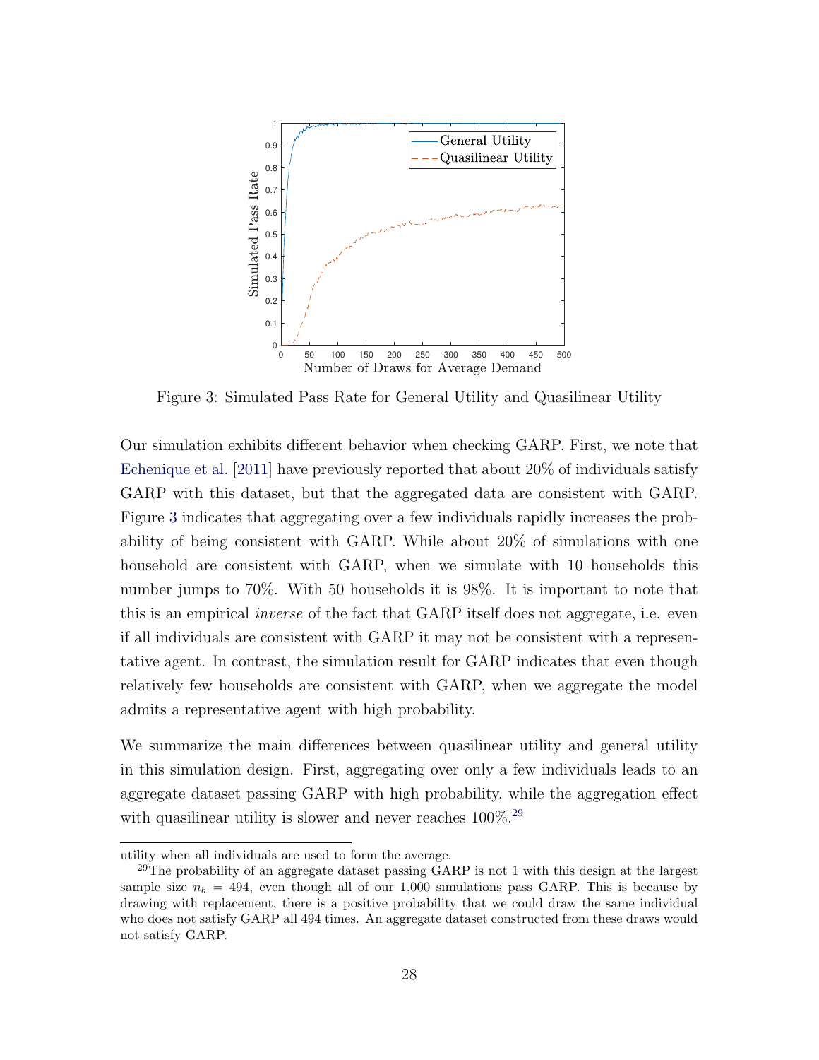Figure 3: Simulated Pass Rate for General Utility and Quasilinear Utility

Our simulation exhibits different behavior when checking GARP. First, we note that Echenique et al. [2011] have previously reported that about 20% of individuals satisfy GARP with this dataset, but that the aggregated data are consistent with GARP. Figure 3 indicates that aggregating over a few individuals rapidly increases the probability of being consistent with GARP. While about 20% of simulations with one household are consistent with GARP, when we simulate with 10 households this number jumps to 70%. With 50 households it is 98%. It is important to note that this is an empirical *inverse* of the fact that GARP itself does not aggregate, i.e. even if all individuals are consistent with GARP it may not be consistent with a representative agent. In contrast, the simulation result for GARP indicates that even though relatively few households are consistent with GARP, when we aggregate the model admits a representative agent with high probability.

We summarize the main differences between quasilinear utility and general utility in this simulation design. First, aggregating over only a few individuals leads to an aggregate dataset passing GARP with high probability, while the aggregation effect with quasilinear utility is slower and never reaches 100%.[29]

utility when all individuals are used to form the average.

[29] The probability of an aggregate dataset passing GARP is not 1 with this design at the largest sample size $n_b = 494$, even though all of our 1,000 simulations pass GARP. This is because by drawing with replacement, there is a positive probability that we could draw the same individual who does not satisfy GARP all 494 times. An aggregate dataset constructed from these draws would not satisfy GARP.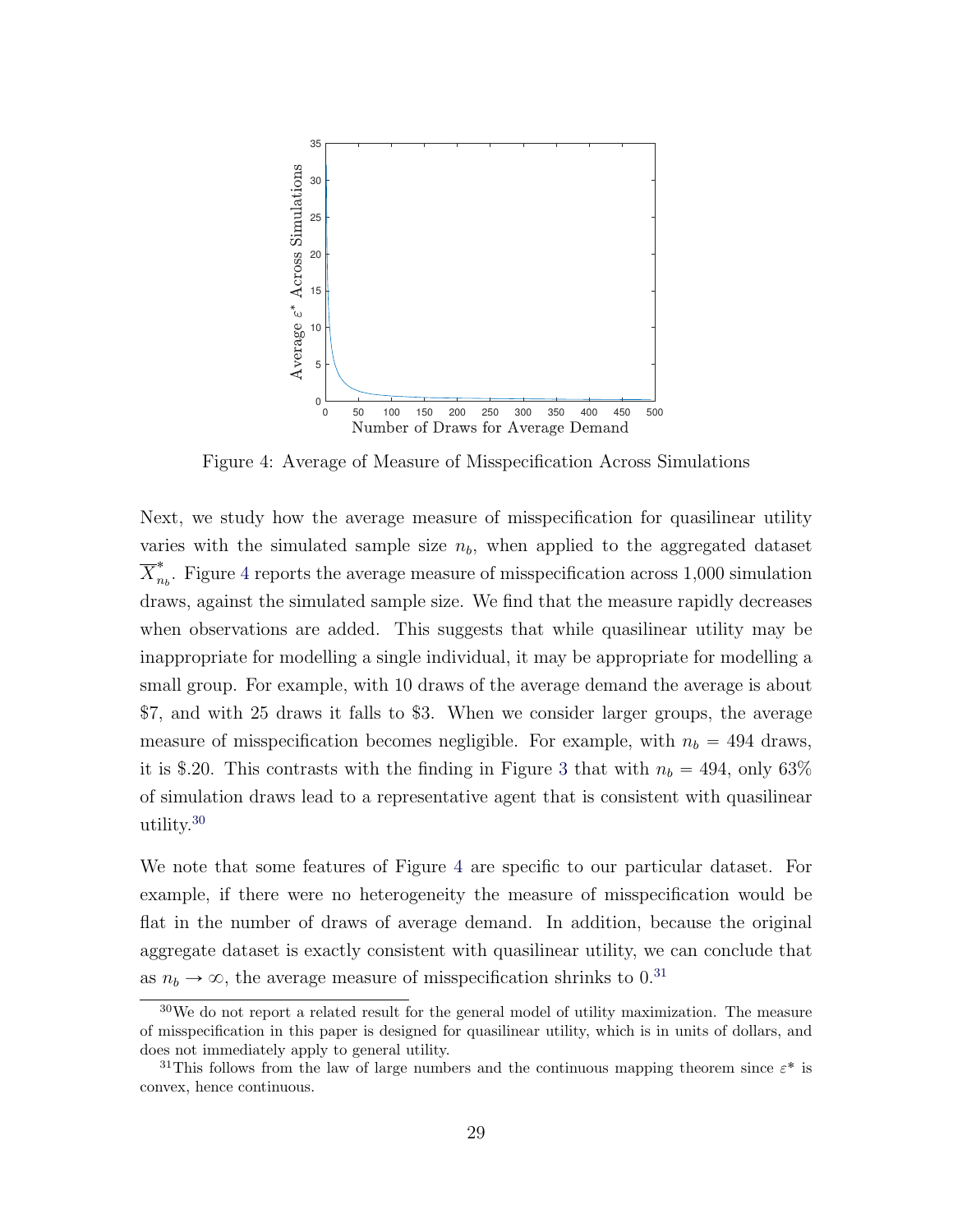Figure 4: Average of Measure of Misspecification Across Simulations

Next, we study how the average measure of misspecification for quasilinear utility varies with the simulated sample size $n_b$, when applied to the aggregated dataset $\overline{X}^*_{n_b}$. Figure 4 reports the average measure of misspecification across 1,000 simulation draws, against the simulated sample size. We find that the measure rapidly decreases when observations are added. This suggests that while quasilinear utility may be inappropriate for modelling a single individual, it may be appropriate for modelling a small group. For example, with 10 draws of the average demand the average is about \$7, and with 25 draws it falls to \$3. When we consider larger groups, the average measure of misspecification becomes negligible. For example, with $n_b = 494$ draws, it is \$.20. This contrasts with the finding in Figure 3 that with $n_b = 494$, only 63% of simulation draws lead to a representative agent that is consistent with quasilinear utility.[30]

We note that some features of Figure 4 are specific to our particular dataset. For example, if there were no heterogeneity the measure of misspecification would be flat in the number of draws of average demand. In addition, because the original aggregate dataset is exactly consistent with quasilinear utility, we can conclude that as $n_b \to \infty$, the average measure of misspecification shrinks to 0.[31]

[30] We do not report a related result for the general model of utility maximization. The measure of misspecification in this paper is designed for quasilinear utility, which is in units of dollars, and does not immediately apply to general utility.

[31] This follows from the law of large numbers and the continuous mapping theorem since $\varepsilon^*$ is convex, hence continuous.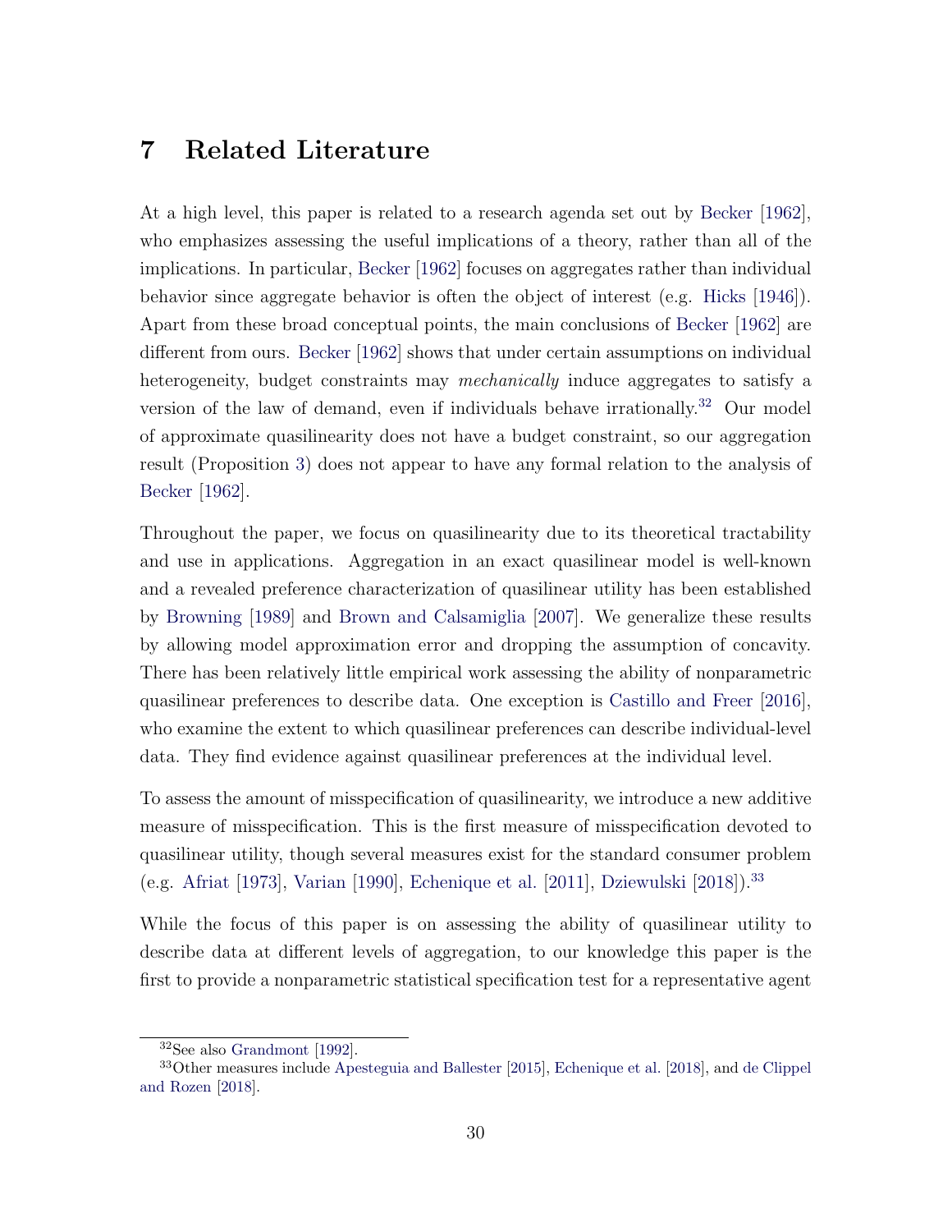# 7 Related Literature

At a high level, this paper is related to a research agenda set out by Becker [1962], who emphasizes assessing the useful implications of a theory, rather than all of the implications. In particular, Becker [1962] focuses on aggregates rather than individual behavior since aggregate behavior is often the object of interest (e.g. Hicks [1946]). Apart from these broad conceptual points, the main conclusions of Becker [1962] are different from ours. Becker [1962] shows that under certain assumptions on individual heterogeneity, budget constraints may *mechanically* induce aggregates to satisfy a version of the law of demand, even if individuals behave irrationally.[32] Our model of approximate quasilinearity does not have a budget constraint, so our aggregation result (Proposition 3) does not appear to have any formal relation to the analysis of Becker [1962].

Throughout the paper, we focus on quasilinearity due to its theoretical tractability and use in applications. Aggregation in an exact quasilinear model is well-known and a revealed preference characterization of quasilinear utility has been established by Browning [1989] and Brown and Calsamiglia [2007]. We generalize these results by allowing model approximation error and dropping the assumption of concavity. There has been relatively little empirical work assessing the ability of nonparametric quasilinear preferences to describe data. One exception is Castillo and Freer [2016], who examine the extent to which quasilinear preferences can describe individual-level data. They find evidence against quasilinear preferences at the individual level.

To assess the amount of misspecification of quasilinearity, we introduce a new additive measure of misspecification. This is the first measure of misspecification devoted to quasilinear utility, though several measures exist for the standard consumer problem (e.g. Afriat [1973], Varian [1990], Echenique et al. [2011], Dziewulski [2018]).[33]

While the focus of this paper is on assessing the ability of quasilinear utility to describe data at different levels of aggregation, to our knowledge this paper is the first to provide a nonparametric statistical specification test for a representative agent

[32] See also Grandmont [1992].

[33] Other measures include Apesteguia and Ballester [2015], Echenique et al. [2018], and de Clippel and Rozen [2018].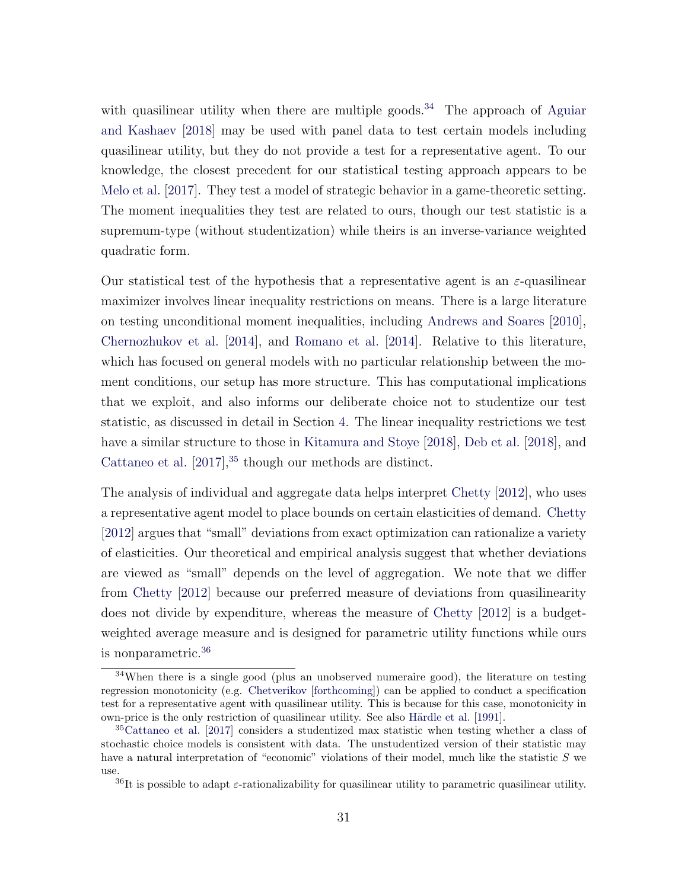with quasilinear utility when there are multiple goods.[34] The approach of Aguiar and Kashaev [2018] may be used with panel data to test certain models including quasilinear utility, but they do not provide a test for a representative agent. To our knowledge, the closest precedent for our statistical testing approach appears to be Melo et al. [2017]. They test a model of strategic behavior in a game-theoretic setting. The moment inequalities they test are related to ours, though our test statistic is a supremum-type (without studentization) while theirs is an inverse-variance weighted quadratic form.

Our statistical test of the hypothesis that a representative agent is an $\varepsilon$-quasilinear maximizer involves linear inequality restrictions on means. There is a large literature on testing unconditional moment inequalities, including Andrews and Soares [2010], Chernozhukov et al. [2014], and Romano et al. [2014]. Relative to this literature, which has focused on general models with no particular relationship between the moment conditions, our setup has more structure. This has computational implications that we exploit, and also informs our deliberate choice not to studentize our test statistic, as discussed in detail in Section 4. The linear inequality restrictions we test have a similar structure to those in Kitamura and Stoye [2018], Deb et al. [2018], and Cattaneo et al. [2017],[35] though our methods are distinct.

The analysis of individual and aggregate data helps interpret Chetty [2012], who uses a representative agent model to place bounds on certain elasticities of demand. Chetty [2012] argues that "small" deviations from exact optimization can rationalize a variety of elasticities. Our theoretical and empirical analysis suggest that whether deviations are viewed as "small" depends on the level of aggregation. We note that we differ from Chetty [2012] because our preferred measure of deviations from quasilinearity does not divide by expenditure, whereas the measure of Chetty [2012] is a budget-weighted average measure and is designed for parametric utility functions while ours is nonparametric.[36]

[34] When there is a single good (plus an unobserved numeraire good), the literature on testing regression monotonicity (e.g. Chetverikov [forthcoming]) can be applied to conduct a specification test for a representative agent with quasilinear utility. This is because for this case, monotonicity in own-price is the only restriction of quasilinear utility. See also Härdle et al. [1991].

[35] Cattaneo et al. [2017] considers a studentized max statistic when testing whether a class of stochastic choice models is consistent with data. The unstudentized version of their statistic may have a natural interpretation of "economic" violations of their model, much like the statistic $S$ we use.

[36] It is possible to adapt $\varepsilon$-rationalizability for quasilinear utility to parametric quasilinear utility.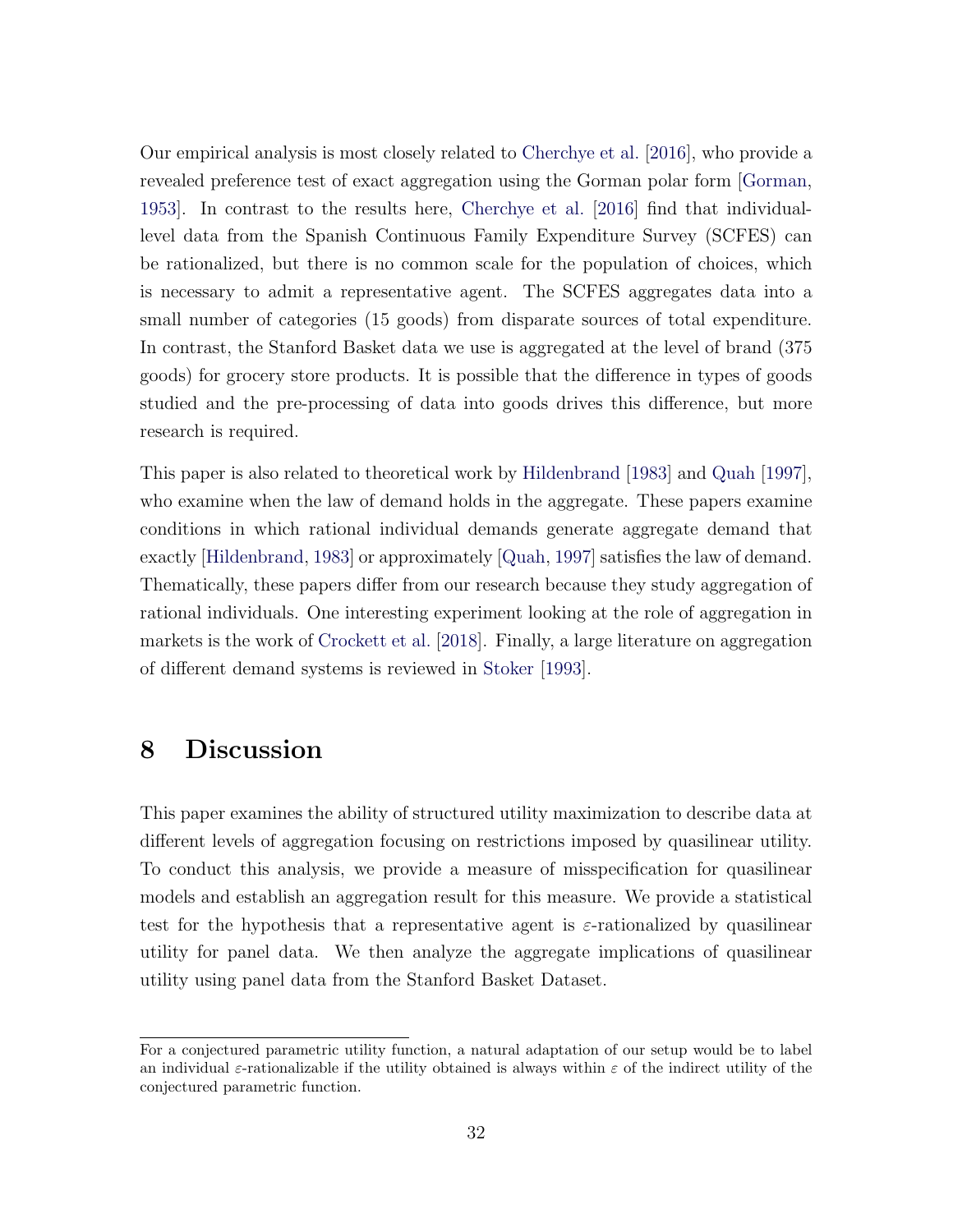Our empirical analysis is most closely related to Cherchye et al. [2016], who provide a revealed preference test of exact aggregation using the Gorman polar form [Gorman, 1953]. In contrast to the results here, Cherchye et al. [2016] find that individual-level data from the Spanish Continuous Family Expenditure Survey (SCFES) can be rationalized, but there is no common scale for the population of choices, which is necessary to admit a representative agent. The SCFES aggregates data into a small number of categories (15 goods) from disparate sources of total expenditure. In contrast, the Stanford Basket data we use is aggregated at the level of brand (375 goods) for grocery store products. It is possible that the difference in types of goods studied and the pre-processing of data into goods drives this difference, but more research is required.

This paper is also related to theoretical work by Hildenbrand [1983] and Quah [1997], who examine when the law of demand holds in the aggregate. These papers examine conditions in which rational individual demands generate aggregate demand that exactly [Hildenbrand, 1983] or approximately [Quah, 1997] satisfies the law of demand. Thematically, these papers differ from our research because they study aggregation of rational individuals. One interesting experiment looking at the role of aggregation in markets is the work of Crockett et al. [2018]. Finally, a large literature on aggregation of different demand systems is reviewed in Stoker [1993].

# 8 Discussion

This paper examines the ability of structured utility maximization to describe data at different levels of aggregation focusing on restrictions imposed by quasilinear utility. To conduct this analysis, we provide a measure of misspecification for quasilinear models and establish an aggregation result for this measure. We provide a statistical test for the hypothesis that a representative agent is $\varepsilon$-rationalized by quasilinear utility for panel data. We then analyze the aggregate implications of quasilinear utility using panel data from the Stanford Basket Dataset.

---

For a conjectured parametric utility function, a natural adaptation of our setup would be to label an individual $\varepsilon$-rationalizable if the utility obtained is always within $\varepsilon$ of the indirect utility of the conjectured parametric function.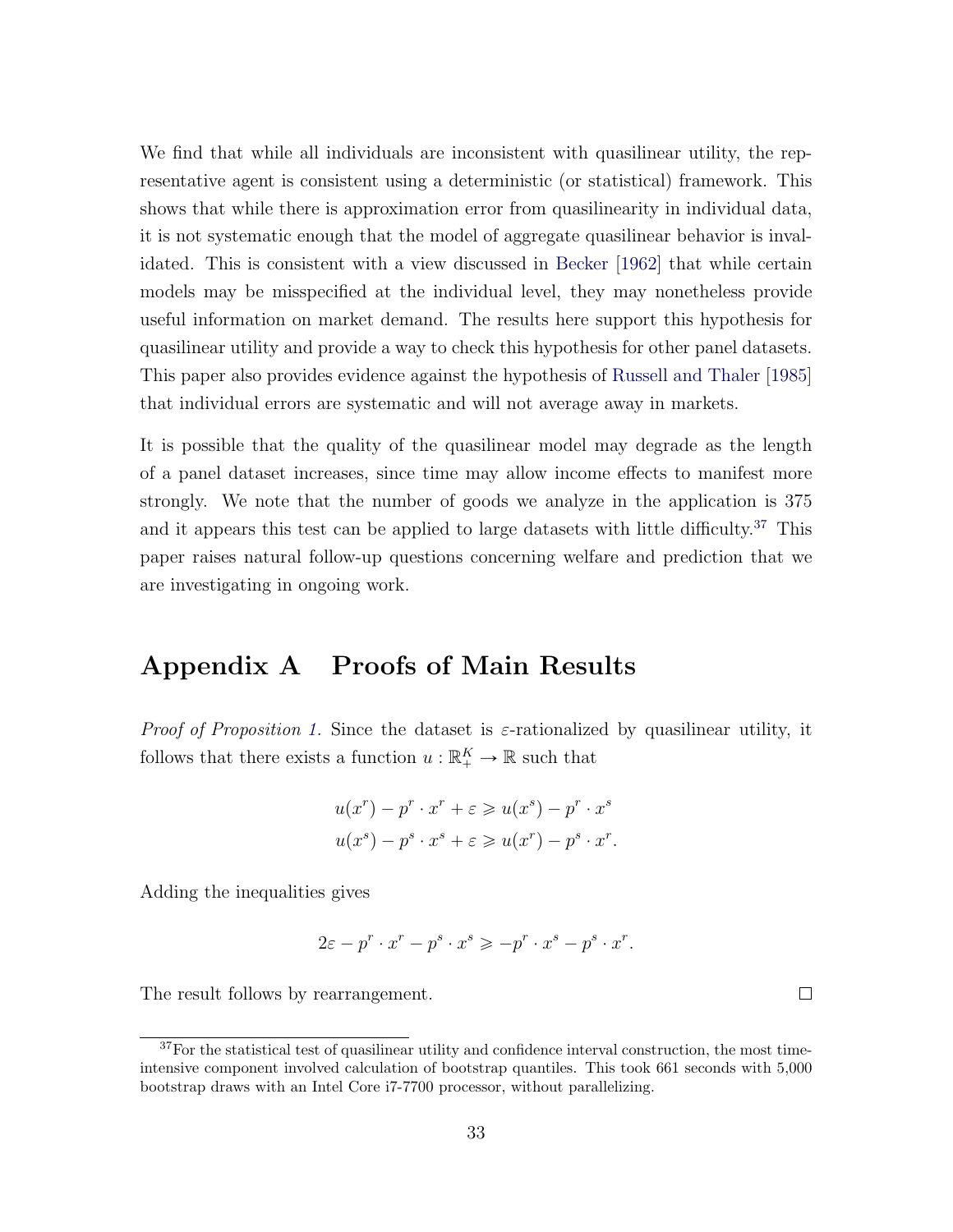We find that while all individuals are inconsistent with quasilinear utility, the representative agent is consistent using a deterministic (or statistical) framework. This shows that while there is approximation error from quasilinearity in individual data, it is not systematic enough that the model of aggregate quasilinear behavior is invalidated. This is consistent with a view discussed in Becker [1962] that while certain models may be misspecified at the individual level, they may nonetheless provide useful information on market demand. The results here support this hypothesis for quasilinear utility and provide a way to check this hypothesis for other panel datasets. This paper also provides evidence against the hypothesis of Russell and Thaler [1985] that individual errors are systematic and will not average away in markets.

It is possible that the quality of the quasilinear model may degrade as the length of a panel dataset increases, since time may allow income effects to manifest more strongly. We note that the number of goods we analyze in the application is 375 and it appears this test can be applied to large datasets with little difficulty.[37] This paper raises natural follow-up questions concerning welfare and prediction that we are investigating in ongoing work.

# Appendix A Proofs of Main Results

*Proof of Proposition 1.* Since the dataset is $\varepsilon$-rationalized by quasilinear utility, it follows that there exists a function $u : \mathbb{R}_+^K \to \mathbb{R}$ such that

$$u(x^r) - p^r \cdot x^r + \varepsilon \geqslant u(x^s) - p^r \cdot x^s$$
$$u(x^s) - p^s \cdot x^s + \varepsilon \geqslant u(x^r) - p^s \cdot x^r.$$

Adding the inequalities gives

$$2\varepsilon - p^r \cdot x^r - p^s \cdot x^s \geqslant -p^r \cdot x^s - p^s \cdot x^r.$$

The result follows by rearrangement. $\square$

[37] For the statistical test of quasilinear utility and confidence interval construction, the most time-intensive component involved calculation of bootstrap quantiles. This took 661 seconds with 5,000 bootstrap draws with an Intel Core i7-7700 processor, without parallelizing.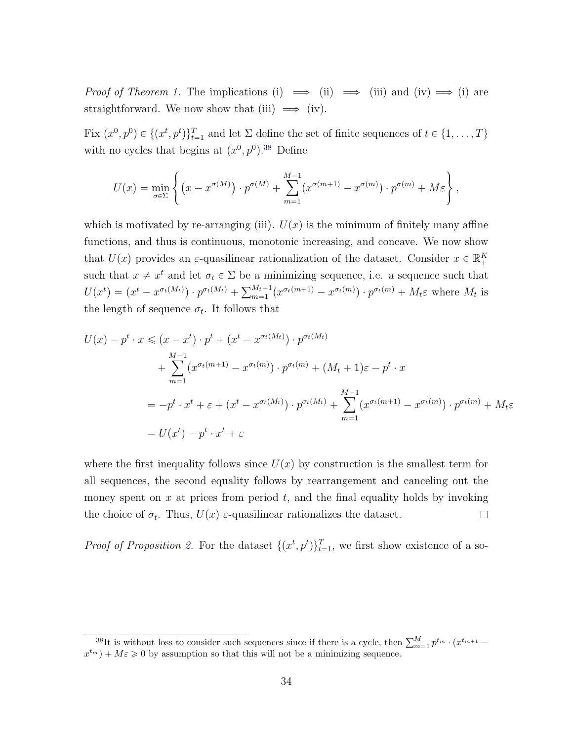*Proof of Theorem 1.* The implications (i) $\implies$ (ii) $\implies$ (iii) and (iv) $\implies$ (i) are straightforward. We now show that (iii) $\implies$ (iv).

Fix $(x^0, p^0) \in \{(x^t, p^t)\}_{t=1}^T$ and let $\Sigma$ define the set of finite sequences of $t \in \{1, \ldots, T\}$ with no cycles that begins at $(x^0, p^0)$.[38] Define

$$U(x) = \min_{\sigma \in \Sigma} \left\{ \left(x - x^{\sigma(M)}\right) \cdot p^{\sigma(M)} + \sum_{m=1}^{M-1} (x^{\sigma(m+1)} - x^{\sigma(m)}) \cdot p^{\sigma(m)} + M\varepsilon \right\},$$

which is motivated by re-arranging (iii). $U(x)$ is the minimum of finitely many affine functions, and thus is continuous, monotonic increasing, and concave. We now show that $U(x)$ provides an $\varepsilon$-quasilinear rationalization of the dataset. Consider $x \in \mathbb{R}_+^K$ such that $x \neq x^t$ and let $\sigma_t \in \Sigma$ be a minimizing sequence, i.e. a sequence such that $U(x^t) = (x^t - x^{\sigma_t(M_t)}) \cdot p^{\sigma_t(M_t)} + \sum_{m=1}^{M_t-1} (x^{\sigma_t(m+1)} - x^{\sigma_t(m)}) \cdot p^{\sigma_t(m)} + M_t\varepsilon$ where $M_t$ is the length of sequence $\sigma_t$. It follows that

$$\begin{aligned}
U(x) - p^t \cdot x &\leqslant (x - x^t) \cdot p^t + (x^t - x^{\sigma_t(M_t)}) \cdot p^{\sigma_t(M_t)} \\
&\quad + \sum_{m=1}^{M-1} (x^{\sigma_t(m+1)} - x^{\sigma_t(m)}) \cdot p^{\sigma_t(m)} + (M_t + 1)\varepsilon - p^t \cdot x \\
&= -p^t \cdot x^t + \varepsilon + (x^t - x^{\sigma_t(M_t)}) \cdot p^{\sigma_t(M_t)} + \sum_{m=1}^{M-1} (x^{\sigma_t(m+1)} - x^{\sigma_t(m)}) \cdot p^{\sigma_t(m)} + M_t\varepsilon \\
&= U(x^t) - p^t \cdot x^t + \varepsilon
\end{aligned}$$

where the first inequality follows since $U(x)$ by construction is the smallest term for all sequences, the second equality follows by rearrangement and canceling out the money spent on $x$ at prices from period $t$, and the final equality holds by invoking the choice of $\sigma_t$. Thus, $U(x)$ $\varepsilon$-quasilinear rationalizes the dataset. $\square$

*Proof of Proposition 2.* For the dataset $\{(x^t, p^t)\}_{t=1}^T$, we first show existence of a so-

[38] It is without loss to consider such sequences since if there is a cycle, then $\sum_{m=1}^M p^{t_m} \cdot (x^{t_{m+1}} - x^{t_m}) + M\varepsilon \geqslant 0$ by assumption so that this will not be a minimizing sequence.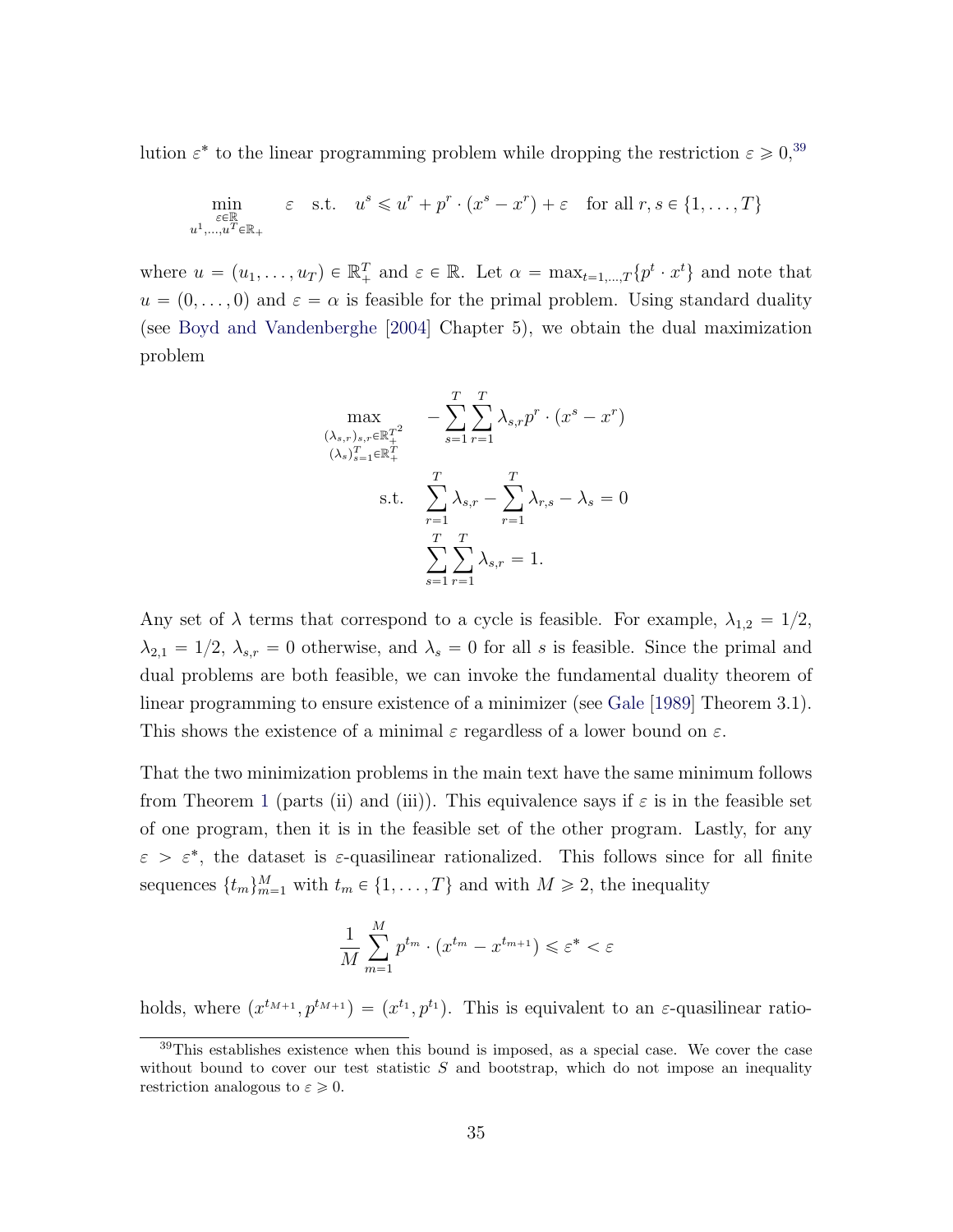lution $\varepsilon^*$ to the linear programming problem while dropping the restriction $\varepsilon \geqslant 0$,[39]

$$\min_{\substack{\varepsilon \in \mathbb{R} \\ u^1,\ldots,u^T \in \mathbb{R}_+}} \quad \varepsilon \quad \text{s.t.} \quad u^s \leqslant u^r + p^r \cdot (x^s - x^r) + \varepsilon \quad \text{for all } r, s \in \{1, \ldots, T\}$$

where $u = (u_1, \ldots, u_T) \in \mathbb{R}_+^T$ and $\varepsilon \in \mathbb{R}$. Let $\alpha = \max_{t=1,\ldots,T}\{p^t \cdot x^t\}$ and note that $u = (0, \ldots, 0)$ and $\varepsilon = \alpha$ is feasible for the primal problem. Using standard duality (see Boyd and Vandenberghe [2004] Chapter 5), we obtain the dual maximization problem

$$\max_{\substack{(\lambda_{s,r})_{s,r} \in \mathbb{R}_+^{T^2} \\ (\lambda_s)_{s=1}^T \in \mathbb{R}_+^T}} \quad -\sum_{s=1}^{T}\sum_{r=1}^{T} \lambda_{s,r} p^r \cdot (x^s - x^r)$$

$$\text{s.t.} \quad \sum_{r=1}^{T} \lambda_{s,r} - \sum_{r=1}^{T} \lambda_{r,s} - \lambda_s = 0$$

$$\sum_{s=1}^{T}\sum_{r=1}^{T} \lambda_{s,r} = 1.$$

Any set of $\lambda$ terms that correspond to a cycle is feasible. For example, $\lambda_{1,2} = 1/2$, $\lambda_{2,1} = 1/2$, $\lambda_{s,r} = 0$ otherwise, and $\lambda_s = 0$ for all $s$ is feasible. Since the primal and dual problems are both feasible, we can invoke the fundamental duality theorem of linear programming to ensure existence of a minimizer (see Gale [1989] Theorem 3.1). This shows the existence of a minimal $\varepsilon$ regardless of a lower bound on $\varepsilon$.

That the two minimization problems in the main text have the same minimum follows from Theorem 1 (parts (ii) and (iii)). This equivalence says if $\varepsilon$ is in the feasible set of one program, then it is in the feasible set of the other program. Lastly, for any $\varepsilon > \varepsilon^*$, the dataset is $\varepsilon$-quasilinear rationalized. This follows since for all finite sequences $\{t_m\}_{m=1}^M$ with $t_m \in \{1, \ldots, T\}$ and with $M \geqslant 2$, the inequality

$$\frac{1}{M}\sum_{m=1}^{M} p^{t_m} \cdot (x^{t_m} - x^{t_{m+1}}) \leqslant \varepsilon^* < \varepsilon$$

holds, where $(x^{t_{M+1}}, p^{t_{M+1}}) = (x^{t_1}, p^{t_1})$. This is equivalent to an $\varepsilon$-quasilinear ratio-

[39] This establishes existence when this bound is imposed, as a special case. We cover the case without bound to cover our test statistic $S$ and bootstrap, which do not impose an inequality restriction analogous to $\varepsilon \geqslant 0$.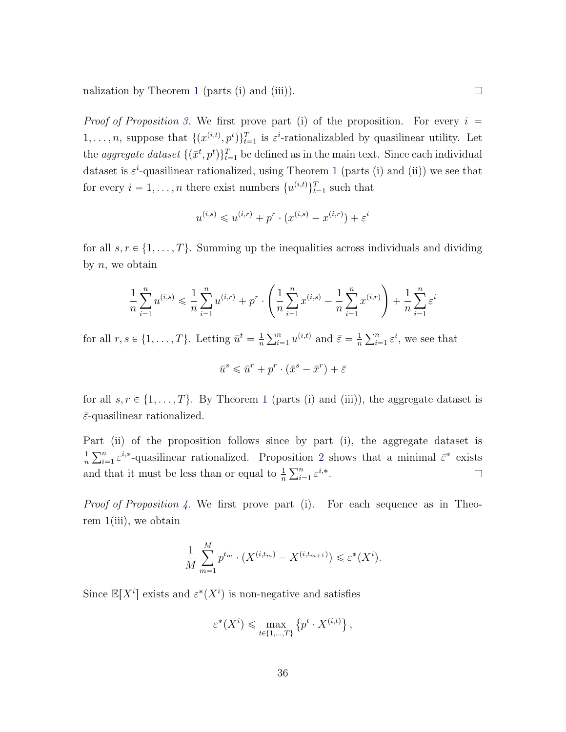nalization by Theorem 1 (parts (i) and (iii)). □

*Proof of Proposition 3.* We first prove part (i) of the proposition. For every $i = 1, \ldots, n$, suppose that $\{(x^{(i,t)}, p^t)\}_{t=1}^T$ is $\varepsilon^i$-rationalizabled by quasilinear utility. Let the *aggregate dataset* $\{(\bar{x}^t, p^t)\}_{t=1}^T$ be defined as in the main text. Since each individual dataset is $\varepsilon^i$-quasilinear rationalized, using Theorem 1 (parts (i) and (ii)) we see that for every $i = 1, \ldots, n$ there exist numbers $\{u^{(i,t)}\}_{t=1}^T$ such that

$$u^{(i,s)} \leqslant u^{(i,r)} + p^r \cdot (x^{(i,s)} - x^{(i,r)}) + \varepsilon^i$$

for all $s, r \in \{1, \ldots, T\}$. Summing up the inequalities across individuals and dividing by $n$, we obtain

$$\frac{1}{n}\sum_{i=1}^n u^{(i,s)} \leqslant \frac{1}{n}\sum_{i=1}^n u^{(i,r)} + p^r \cdot \left(\frac{1}{n}\sum_{i=1}^n x^{(i,s)} - \frac{1}{n}\sum_{i=1}^n x^{(i,r)}\right) + \frac{1}{n}\sum_{i=1}^n \varepsilon^i$$

for all $r, s \in \{1, \ldots, T\}$. Letting $\bar{u}^t = \frac{1}{n}\sum_{i=1}^n u^{(i,t)}$ and $\bar{\varepsilon} = \frac{1}{n}\sum_{i=1}^n \varepsilon^i$, we see that

$$\bar{u}^s \leqslant \bar{u}^r + p^r \cdot (\bar{x}^s - \bar{x}^r) + \bar{\varepsilon}$$

for all $s, r \in \{1, \ldots, T\}$. By Theorem 1 (parts (i) and (iii)), the aggregate dataset is $\bar{\varepsilon}$-quasilinear rationalized.

Part (ii) of the proposition follows since by part (i), the aggregate dataset is $\frac{1}{n}\sum_{i=1}^n \varepsilon^{i,*}$-quasilinear rationalized. Proposition 2 shows that a minimal $\bar{\varepsilon}^*$ exists and that it must be less than or equal to $\frac{1}{n}\sum_{i=1}^n \varepsilon^{i,*}$. □

*Proof of Proposition 4.* We first prove part (i). For each sequence as in Theorem 1(iii), we obtain

$$\frac{1}{M}\sum_{m=1}^M p^{t_m} \cdot (X^{(i,t_m)} - X^{(i,t_{m+1})}) \leqslant \varepsilon^*(X^i).$$

Since $\mathbb{E}[X^i]$ exists and $\varepsilon^*(X^i)$ is non-negative and satisfies

$$\varepsilon^*(X^i) \leqslant \max_{t \in \{1,\ldots,T\}} \left\{p^t \cdot X^{(i,t)}\right\},$$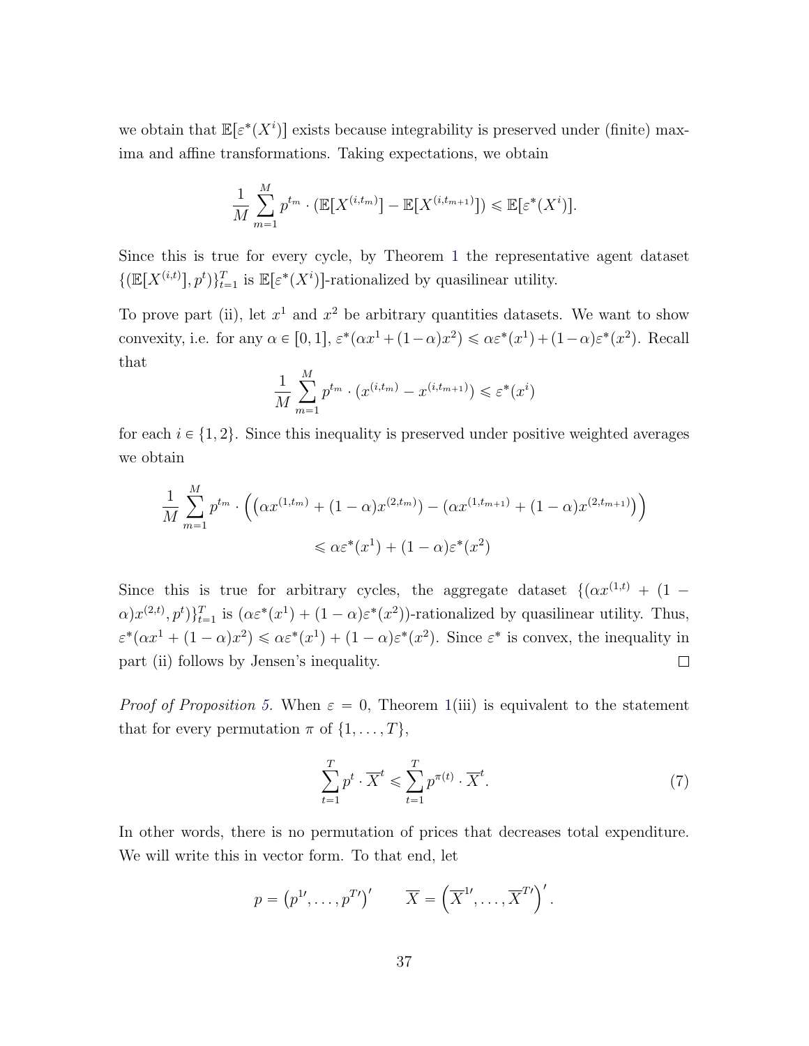we obtain that $\mathbb{E}[\varepsilon^*(X^i)]$ exists because integrability is preserved under (finite) maxima and affine transformations. Taking expectations, we obtain

$$\frac{1}{M}\sum_{m=1}^{M} p^{t_m} \cdot (\mathbb{E}[X^{(i,t_m)}] - \mathbb{E}[X^{(i,t_{m+1})}]) \leqslant \mathbb{E}[\varepsilon^*(X^i)].$$

Since this is true for every cycle, by Theorem 1 the representative agent dataset $\{(\mathbb{E}[X^{(i,t)}], p^t)\}_{t=1}^T$ is $\mathbb{E}[\varepsilon^*(X^i)]$-rationalized by quasilinear utility.

To prove part (ii), let $x^1$ and $x^2$ be arbitrary quantities datasets. We want to show convexity, i.e. for any $\alpha \in [0,1]$, $\varepsilon^*(\alpha x^1 + (1-\alpha)x^2) \leqslant \alpha\varepsilon^*(x^1) + (1-\alpha)\varepsilon^*(x^2)$. Recall that

$$\frac{1}{M}\sum_{m=1}^{M} p^{t_m} \cdot (x^{(i,t_m)} - x^{(i,t_{m+1})}) \leqslant \varepsilon^*(x^i)$$

for each $i \in \{1,2\}$. Since this inequality is preserved under positive weighted averages we obtain

$$\frac{1}{M}\sum_{m=1}^{M} p^{t_m} \cdot \left(\left(\alpha x^{(1,t_m)} + (1-\alpha)x^{(2,t_m)}\right) - \left(\alpha x^{(1,t_{m+1})} + (1-\alpha)x^{(2,t_{m+1})}\right)\right) \leqslant \alpha\varepsilon^*(x^1) + (1-\alpha)\varepsilon^*(x^2)$$

Since this is true for arbitrary cycles, the aggregate dataset $\{(\alpha x^{(1,t)} + (1-\alpha)x^{(2,t)}, p^t)\}_{t=1}^T$ is $(\alpha\varepsilon^*(x^1) + (1-\alpha)\varepsilon^*(x^2))$-rationalized by quasilinear utility. Thus, $\varepsilon^*(\alpha x^1 + (1-\alpha)x^2) \leqslant \alpha\varepsilon^*(x^1) + (1-\alpha)\varepsilon^*(x^2)$. Since $\varepsilon^*$ is convex, the inequality in part (ii) follows by Jensen's inequality. ◻

*Proof of Proposition 5.* When $\varepsilon = 0$, Theorem 1(iii) is equivalent to the statement that for every permutation $\pi$ of $\{1,\ldots,T\}$,

$$\sum_{t=1}^{T} p^t \cdot \overline{X}^t \leqslant \sum_{t=1}^{T} p^{\pi(t)} \cdot \overline{X}^t. \tag{7}$$

In other words, there is no permutation of prices that decreases total expenditure. We will write this in vector form. To that end, let

$$p = \left(p^{1\prime}, \ldots, p^{T\prime}\right)' \qquad \overline{X} = \left(\overline{X}^{1\prime}, \ldots, \overline{X}^{T\prime}\right)'.$$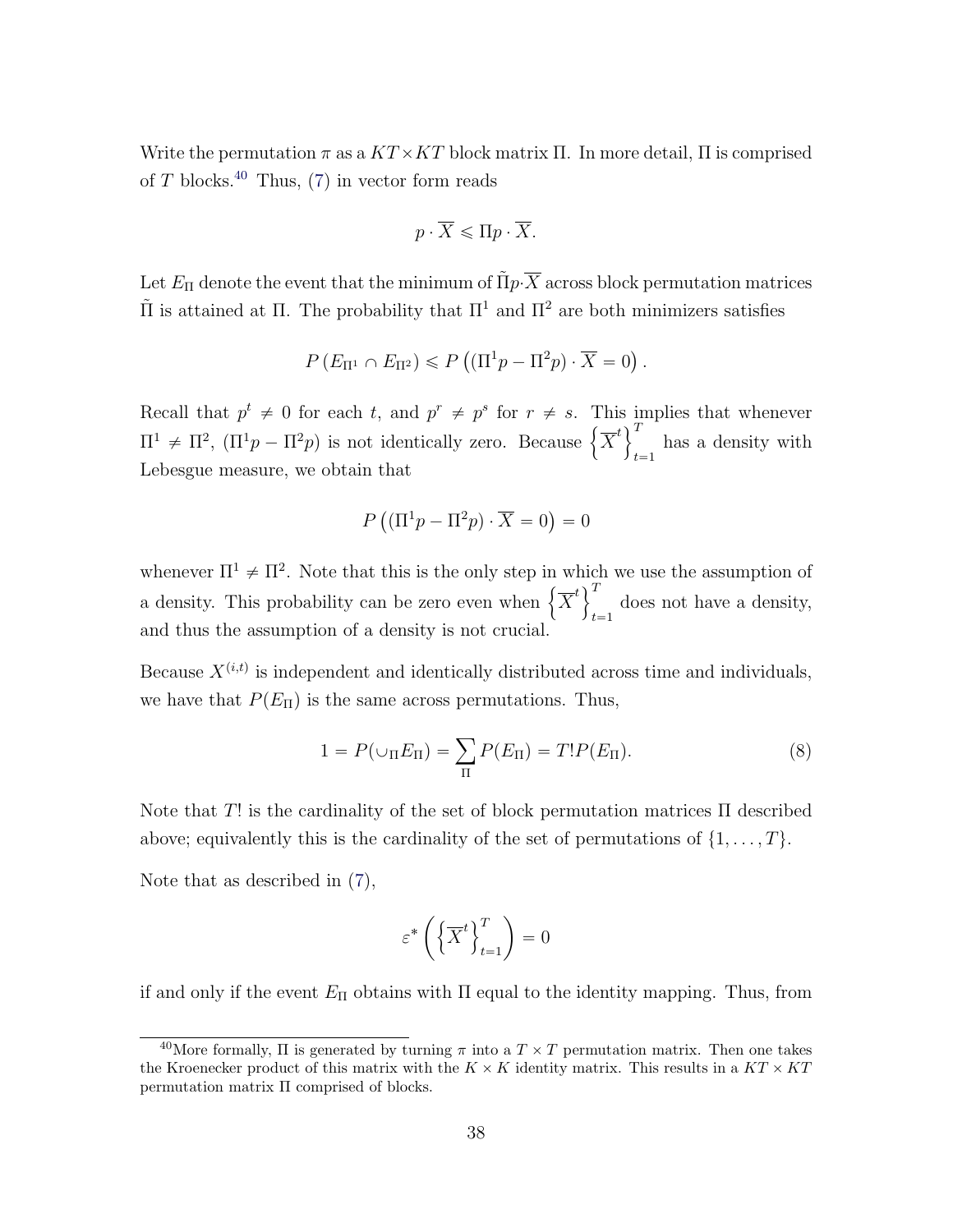Write the permutation $\pi$ as a $KT \times KT$ block matrix $\Pi$. In more detail, $\Pi$ is comprised of $T$ blocks.[40] Thus, (7) in vector form reads

$$p \cdot \overline{X} \leqslant \Pi p \cdot \overline{X}.$$

Let $E_\Pi$ denote the event that the minimum of $\tilde{\Pi}p \cdot \overline{X}$ across block permutation matrices $\tilde{\Pi}$ is attained at $\Pi$. The probability that $\Pi^1$ and $\Pi^2$ are both minimizers satisfies

$$P\left(E_{\Pi^1} \cap E_{\Pi^2}\right) \leqslant P\left((\Pi^1 p - \Pi^2 p) \cdot \overline{X} = 0\right).$$

Recall that $p^t \neq 0$ for each $t$, and $p^r \neq p^s$ for $r \neq s$. This implies that whenever $\Pi^1 \neq \Pi^2$, $(\Pi^1 p - \Pi^2 p)$ is not identically zero. Because $\left\{\overline{X}^t\right\}_{t=1}^T$ has a density with Lebesgue measure, we obtain that

$$P\left((\Pi^1 p - \Pi^2 p) \cdot \overline{X} = 0\right) = 0$$

whenever $\Pi^1 \neq \Pi^2$. Note that this is the only step in which we use the assumption of a density. This probability can be zero even when $\left\{\overline{X}^t\right\}_{t=1}^T$ does not have a density, and thus the assumption of a density is not crucial.

Because $X^{(i,t)}$ is independent and identically distributed across time and individuals, we have that $P(E_\Pi)$ is the same across permutations. Thus,

$$1 = P(\cup_\Pi E_\Pi) = \sum_\Pi P(E_\Pi) = T! P(E_\Pi). \tag{8}$$

Note that $T!$ is the cardinality of the set of block permutation matrices $\Pi$ described above; equivalently this is the cardinality of the set of permutations of $\{1, \ldots, T\}$.

Note that as described in (7),

$$\varepsilon^*\left(\left\{\overline{X}^t\right\}_{t=1}^T\right) = 0$$

if and only if the event $E_\Pi$ obtains with $\Pi$ equal to the identity mapping. Thus, from

[40] More formally, $\Pi$ is generated by turning $\pi$ into a $T \times T$ permutation matrix. Then one takes the Kroenecker product of this matrix with the $K \times K$ identity matrix. This results in a $KT \times KT$ permutation matrix $\Pi$ comprised of blocks.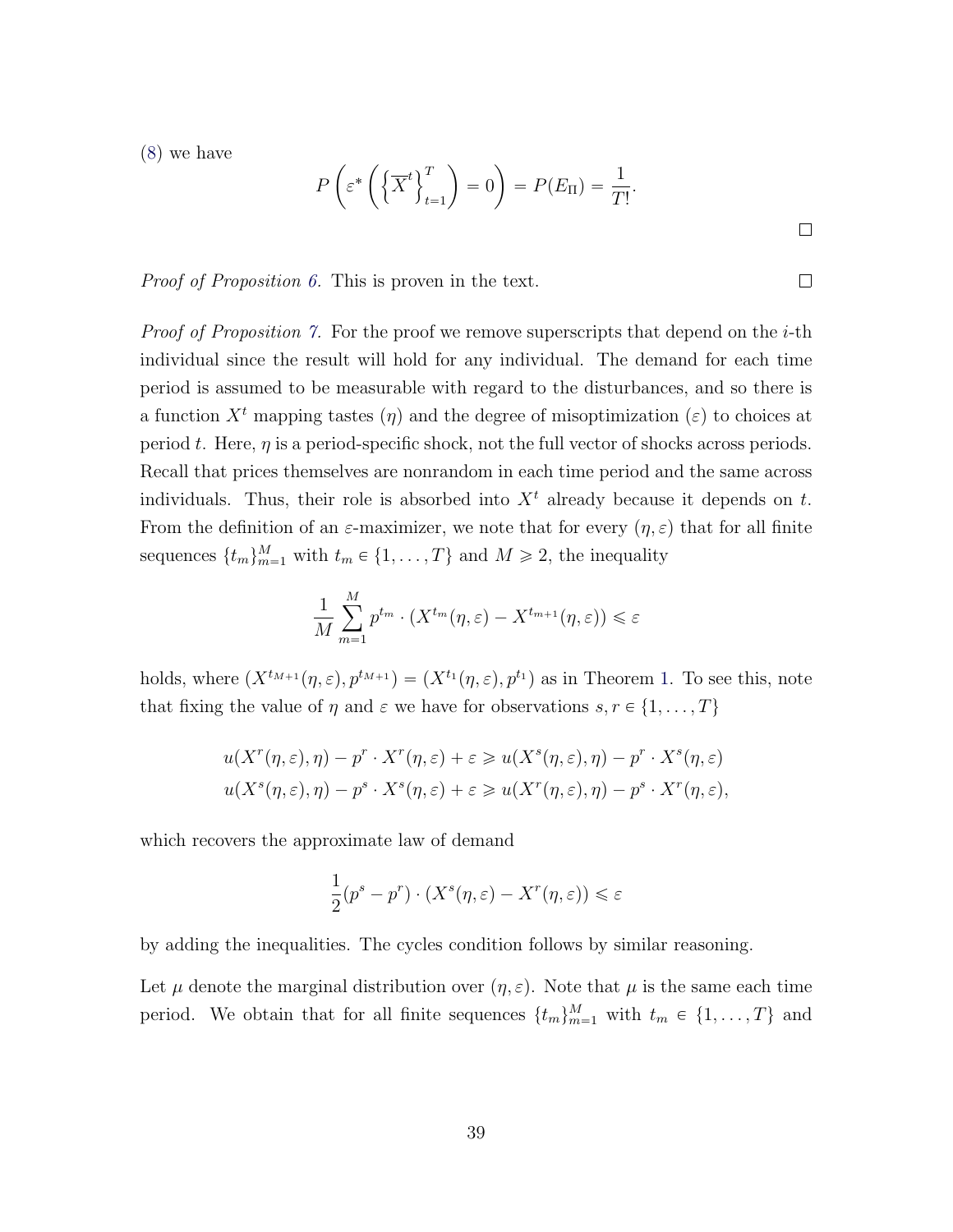(8) we have

$$P\left(\varepsilon^*\left(\left\{\overline{X}^t\right\}_{t=1}^T\right) = 0\right) = P(E_\Pi) = \frac{1}{T!}.$$

□

*Proof of Proposition 6.* This is proven in the text. □

*Proof of Proposition 7.* For the proof we remove superscripts that depend on the $i$-th individual since the result will hold for any individual. The demand for each time period is assumed to be measurable with regard to the disturbances, and so there is a function $X^t$ mapping tastes ($\eta$) and the degree of misoptimization ($\varepsilon$) to choices at period $t$. Here, $\eta$ is a period-specific shock, not the full vector of shocks across periods. Recall that prices themselves are nonrandom in each time period and the same across individuals. Thus, their role is absorbed into $X^t$ already because it depends on $t$. From the definition of an $\varepsilon$-maximizer, we note that for every $(\eta, \varepsilon)$ that for all finite sequences $\{t_m\}_{m=1}^M$ with $t_m \in \{1, \ldots, T\}$ and $M \geqslant 2$, the inequality

$$\frac{1}{M}\sum_{m=1}^{M} p^{t_m} \cdot (X^{t_m}(\eta, \varepsilon) - X^{t_{m+1}}(\eta, \varepsilon)) \leqslant \varepsilon$$

holds, where $(X^{t_{M+1}}(\eta, \varepsilon), p^{t_{M+1}}) = (X^{t_1}(\eta, \varepsilon), p^{t_1})$ as in Theorem 1. To see this, note that fixing the value of $\eta$ and $\varepsilon$ we have for observations $s, r \in \{1, \ldots, T\}$

$$u(X^r(\eta, \varepsilon), \eta) - p^r \cdot X^r(\eta, \varepsilon) + \varepsilon \geqslant u(X^s(\eta, \varepsilon), \eta) - p^r \cdot X^s(\eta, \varepsilon)$$
$$u(X^s(\eta, \varepsilon), \eta) - p^s \cdot X^s(\eta, \varepsilon) + \varepsilon \geqslant u(X^r(\eta, \varepsilon), \eta) - p^s \cdot X^r(\eta, \varepsilon),$$

which recovers the approximate law of demand

$$\frac{1}{2}(p^s - p^r) \cdot (X^s(\eta, \varepsilon) - X^r(\eta, \varepsilon)) \leqslant \varepsilon$$

by adding the inequalities. The cycles condition follows by similar reasoning.

Let $\mu$ denote the marginal distribution over $(\eta, \varepsilon)$. Note that $\mu$ is the same each time period. We obtain that for all finite sequences $\{t_m\}_{m=1}^M$ with $t_m \in \{1, \ldots, T\}$ and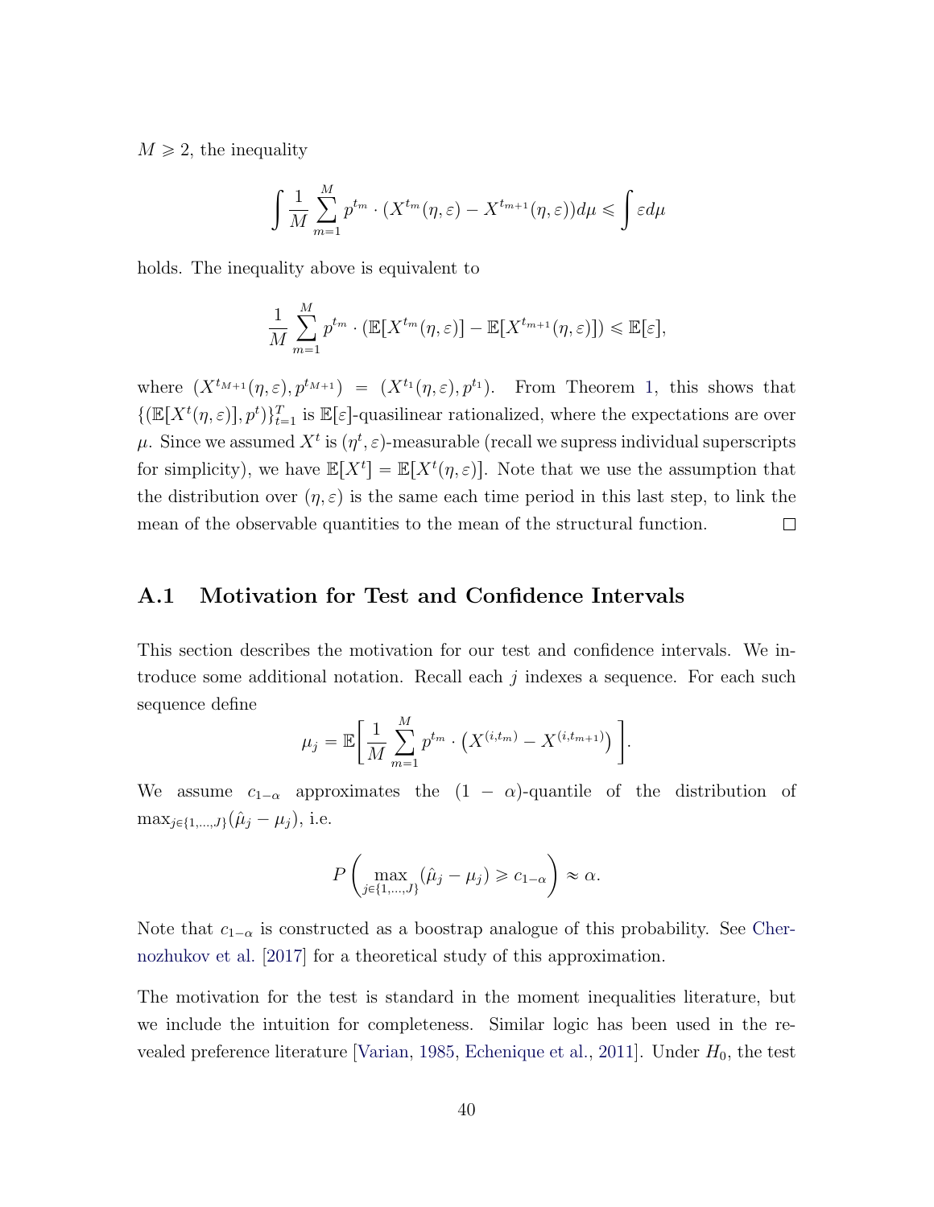$M \geqslant 2$, the inequality

$$\int \frac{1}{M} \sum_{m=1}^{M} p^{t_m} \cdot (X^{t_m}(\eta, \varepsilon) - X^{t_{m+1}}(\eta, \varepsilon)) d\mu \leqslant \int \varepsilon d\mu$$

holds. The inequality above is equivalent to

$$\frac{1}{M} \sum_{m=1}^{M} p^{t_m} \cdot (\mathbb{E}[X^{t_m}(\eta, \varepsilon)] - \mathbb{E}[X^{t_{m+1}}(\eta, \varepsilon)]) \leqslant \mathbb{E}[\varepsilon],$$

where $(X^{t_{M+1}}(\eta, \varepsilon), p^{t_{M+1}}) = (X^{t_1}(\eta, \varepsilon), p^{t_1})$. From Theorem 1, this shows that $\{(\mathbb{E}[X^t(\eta, \varepsilon)], p^t)\}_{t=1}^{T}$ is $\mathbb{E}[\varepsilon]$-quasilinear rationalized, where the expectations are over $\mu$. Since we assumed $X^t$ is $(\eta^t, \varepsilon)$-measurable (recall we supress individual superscripts for simplicity), we have $\mathbb{E}[X^t] = \mathbb{E}[X^t(\eta, \varepsilon)]$. Note that we use the assumption that the distribution over $(\eta, \varepsilon)$ is the same each time period in this last step, to link the mean of the observable quantities to the mean of the structural function. □

## A.1 Motivation for Test and Confidence Intervals

This section describes the motivation for our test and confidence intervals. We introduce some additional notation. Recall each $j$ indexes a sequence. For each such sequence define

$$\mu_j = \mathbb{E}\left[ \frac{1}{M} \sum_{m=1}^{M} p^{t_m} \cdot \left( X^{(i,t_m)} - X^{(i,t_{m+1})} \right) \right].$$

We assume $c_{1-\alpha}$ approximates the $(1-\alpha)$-quantile of the distribution of $\max_{j \in \{1,\ldots,J\}} (\hat{\mu}_j - \mu_j)$, i.e.

$$P\left( \max_{j \in \{1,\ldots,J\}} (\hat{\mu}_j - \mu_j) \geqslant c_{1-\alpha} \right) \approx \alpha.$$

Note that $c_{1-\alpha}$ is constructed as a boostrap analogue of this probability. See Chernozhukov et al. [2017] for a theoretical study of this approximation.

The motivation for the test is standard in the moment inequalities literature, but we include the intuition for completeness. Similar logic has been used in the revealed preference literature [Varian, 1985, Echenique et al., 2011]. Under $H_0$, the test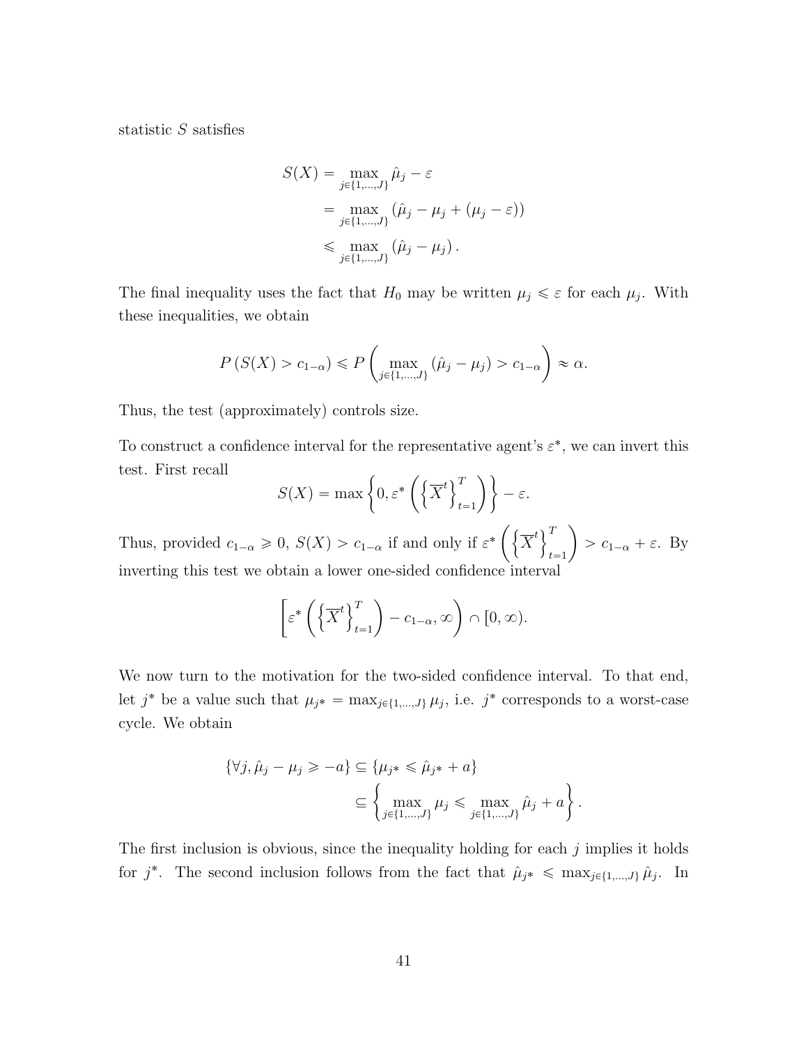statistic $S$ satisfies

$$
\begin{aligned}
S(X) &= \max_{j \in \{1,\ldots,J\}} \hat{\mu}_j - \varepsilon \\
&= \max_{j \in \{1,\ldots,J\}} \left(\hat{\mu}_j - \mu_j + (\mu_j - \varepsilon)\right) \\
&\leqslant \max_{j \in \{1,\ldots,J\}} \left(\hat{\mu}_j - \mu_j\right).
\end{aligned}
$$

The final inequality uses the fact that $H_0$ may be written $\mu_j \leqslant \varepsilon$ for each $\mu_j$. With these inequalities, we obtain

$$
P\left(S(X) > c_{1-\alpha}\right) \leqslant P\left(\max_{j \in \{1,\ldots,J\}} \left(\hat{\mu}_j - \mu_j\right) > c_{1-\alpha}\right) \approx \alpha.
$$

Thus, the test (approximately) controls size.

To construct a confidence interval for the representative agent's $\varepsilon^*$, we can invert this test. First recall

$$
S(X) = \max\left\{0, \varepsilon^*\left(\left\{\overline{X}^t\right\}_{t=1}^T\right)\right\} - \varepsilon.
$$

Thus, provided $c_{1-\alpha} \geqslant 0$, $S(X) > c_{1-\alpha}$ if and only if $\varepsilon^*\left(\left\{\overline{X}^t\right\}_{t=1}^T\right) > c_{1-\alpha} + \varepsilon$. By inverting this test we obtain a lower one-sided confidence interval

$$
\left[\varepsilon^*\left(\left\{\overline{X}^t\right\}_{t=1}^T\right) - c_{1-\alpha}, \infty\right) \cap [0, \infty).
$$

We now turn to the motivation for the two-sided confidence interval. To that end, let $j^*$ be a value such that $\mu_{j*} = \max_{j \in \{1,\ldots,J\}} \mu_j$, i.e. $j^*$ corresponds to a worst-case cycle. We obtain

$$
\begin{aligned}
\{\forall j, \hat{\mu}_j - \mu_j \geqslant -a\} &\subseteq \{\mu_{j*} \leqslant \hat{\mu}_{j*} + a\} \\
&\subseteq \left\{\max_{j \in \{1,\ldots,J\}} \mu_j \leqslant \max_{j \in \{1,\ldots,J\}} \hat{\mu}_j + a\right\}.
\end{aligned}
$$

The first inclusion is obvious, since the inequality holding for each $j$ implies it holds for $j^*$. The second inclusion follows from the fact that $\hat{\mu}_{j*} \leqslant \max_{j \in \{1,\ldots,J\}} \hat{\mu}_j$. In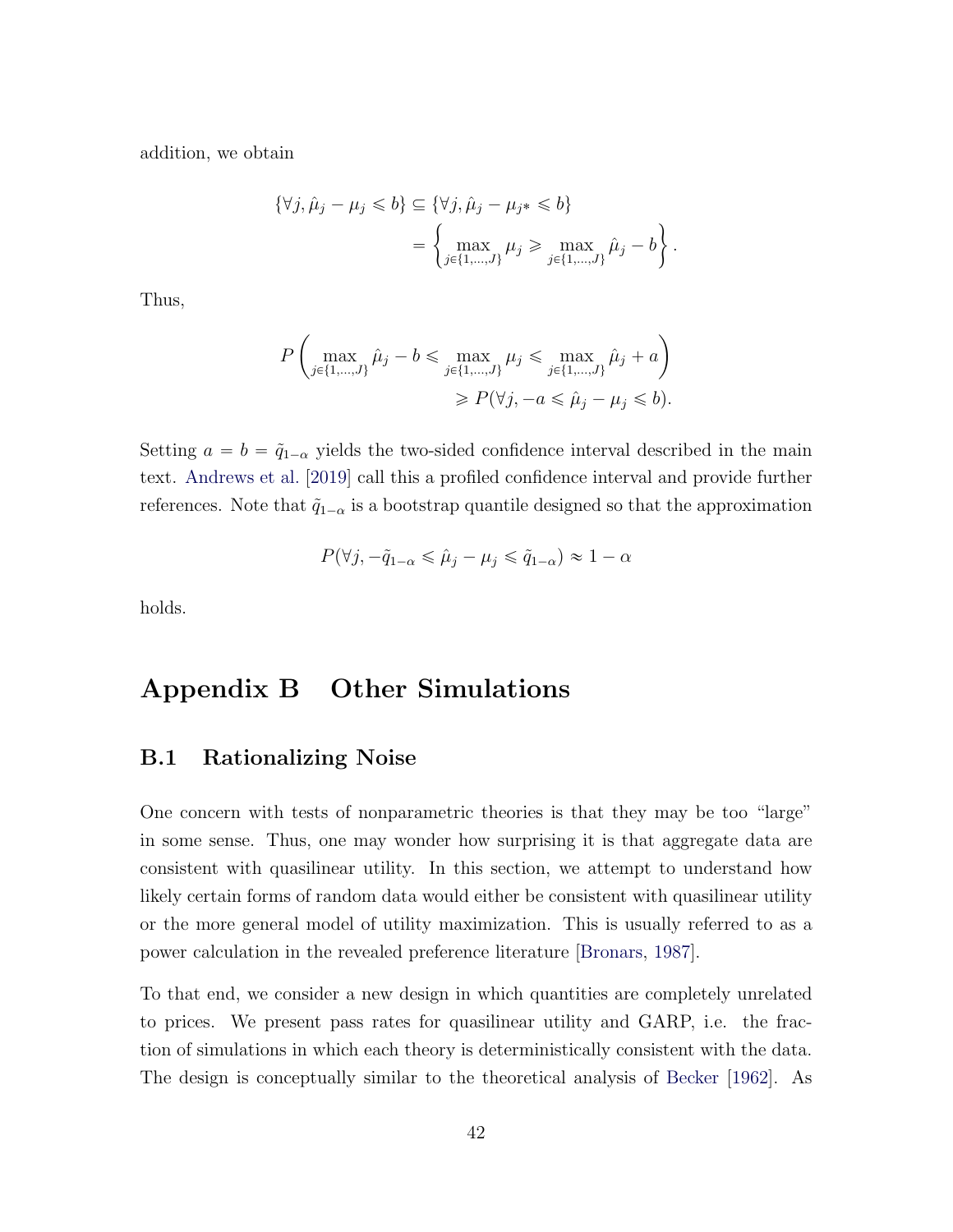addition, we obtain

$$
\begin{aligned}
\{\forall j, \hat{\mu}_j - \mu_j \leqslant b\} &\subseteq \{\forall j, \hat{\mu}_j - \mu_{j^*} \leqslant b\} \\
&= \left\{ \max_{j \in \{1,\ldots,J\}} \mu_j \geqslant \max_{j \in \{1,\ldots,J\}} \hat{\mu}_j - b \right\}.
\end{aligned}
$$

Thus,

$$
\begin{aligned}
P\left( \max_{j \in \{1,\ldots,J\}} \hat{\mu}_j - b \leqslant \max_{j \in \{1,\ldots,J\}} \mu_j \leqslant \max_{j \in \{1,\ldots,J\}} \hat{\mu}_j + a \right) \\
\geqslant P(\forall j, -a \leqslant \hat{\mu}_j - \mu_j \leqslant b).
\end{aligned}
$$

Setting $a = b = \tilde{q}_{1-\alpha}$ yields the two-sided confidence interval described in the main text. Andrews et al. [2019] call this a profiled confidence interval and provide further references. Note that $\tilde{q}_{1-\alpha}$ is a bootstrap quantile designed so that the approximation

$$
P(\forall j, -\tilde{q}_{1-\alpha} \leqslant \hat{\mu}_j - \mu_j \leqslant \tilde{q}_{1-\alpha}) \approx 1 - \alpha
$$

holds.

# Appendix B Other Simulations

## B.1 Rationalizing Noise

One concern with tests of nonparametric theories is that they may be too "large" in some sense. Thus, one may wonder how surprising it is that aggregate data are consistent with quasilinear utility. In this section, we attempt to understand how likely certain forms of random data would either be consistent with quasilinear utility or the more general model of utility maximization. This is usually referred to as a power calculation in the revealed preference literature [Bronars, 1987].

To that end, we consider a new design in which quantities are completely unrelated to prices. We present pass rates for quasilinear utility and GARP, i.e. the fraction of simulations in which each theory is deterministically consistent with the data. The design is conceptually similar to the theoretical analysis of Becker [1962]. As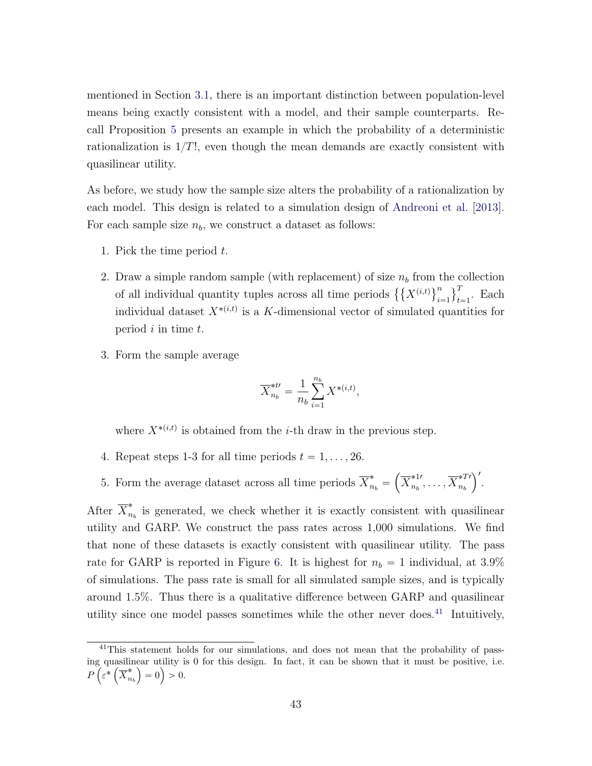mentioned in Section 3.1, there is an important distinction between population-level means being exactly consistent with a model, and their sample counterparts. Recall Proposition 5 presents an example in which the probability of a deterministic rationalization is $1/T!$, even though the mean demands are exactly consistent with quasilinear utility.

As before, we study how the sample size alters the probability of a rationalization by each model. This design is related to a simulation design of Andreoni et al. [2013]. For each sample size $n_b$, we construct a dataset as follows:

1. Pick the time period $t$.

2. Draw a simple random sample (with replacement) of size $n_b$ from the collection of all individual quantity tuples across all time periods $\left\{\left\{X^{(i,t)}\right\}_{i=1}^{n}\right\}_{t=1}^{T}$. Each individual dataset $X^{*(i,t)}$ is a $K$-dimensional vector of simulated quantities for period $i$ in time $t$.

3. Form the sample average

$$\overline{X}_{n_b}^{*t\prime} = \frac{1}{n_b}\sum_{i=1}^{n_b} X^{*(i,t)},$$

   where $X^{*(i,t)}$ is obtained from the $i$-th draw in the previous step.

4. Repeat steps 1-3 for all time periods $t = 1, \ldots, 26$.

5. Form the average dataset across all time periods $\overline{X}_{n_b}^{*} = \left(\overline{X}_{n_b}^{*1\prime}, \ldots, \overline{X}_{n_b}^{*T\prime}\right)'$.

After $\overline{X}_{n_b}^{*}$ is generated, we check whether it is exactly consistent with quasilinear utility and GARP. We construct the pass rates across 1,000 simulations. We find that none of these datasets is exactly consistent with quasilinear utility. The pass rate for GARP is reported in Figure 6. It is highest for $n_b = 1$ individual, at 3.9% of simulations. The pass rate is small for all simulated sample sizes, and is typically around 1.5%. Thus there is a qualitative difference between GARP and quasilinear utility since one model passes sometimes while the other never does.[41] Intuitively,

[41] This statement holds for our simulations, and does not mean that the probability of passing quasilinear utility is 0 for this design. In fact, it can be shown that it must be positive, i.e. $P\left(\varepsilon^{*}\left(\overline{X}_{n_b}^{*}\right) = 0\right) > 0$.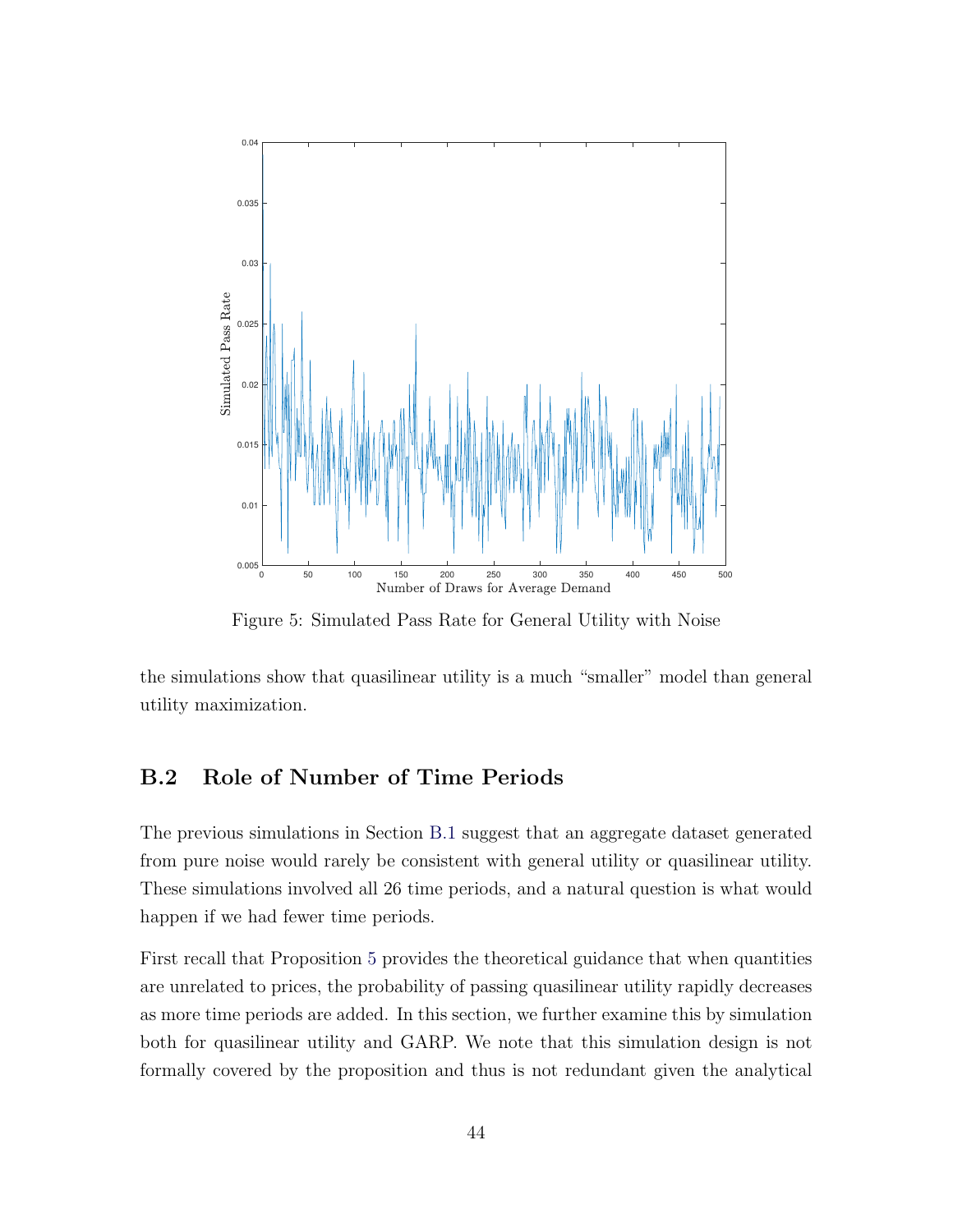Figure 5: Simulated Pass Rate for General Utility with Noise

the simulations show that quasilinear utility is a much "smaller" model than general utility maximization.

## B.2 Role of Number of Time Periods

The previous simulations in Section B.1 suggest that an aggregate dataset generated from pure noise would rarely be consistent with general utility or quasilinear utility. These simulations involved all 26 time periods, and a natural question is what would happen if we had fewer time periods.

First recall that Proposition 5 provides the theoretical guidance that when quantities are unrelated to prices, the probability of passing quasilinear utility rapidly decreases as more time periods are added. In this section, we further examine this by simulation both for quasilinear utility and GARP. We note that this simulation design is not formally covered by the proposition and thus is not redundant given the analytical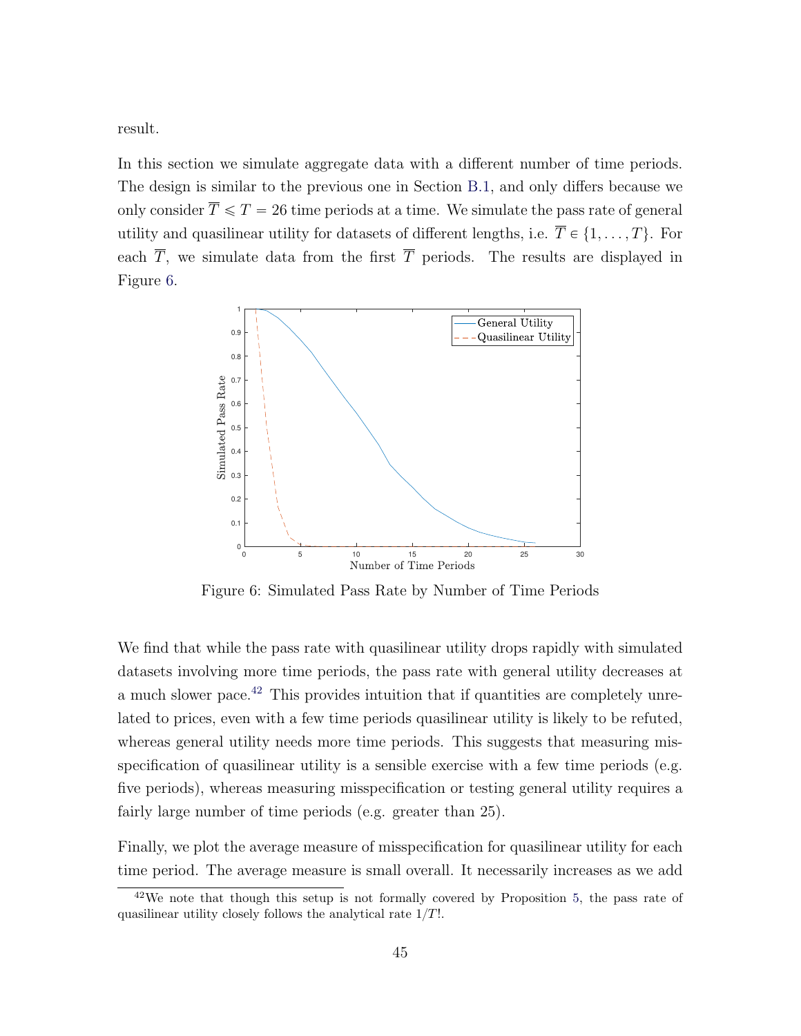result.

In this section we simulate aggregate data with a different number of time periods. The design is similar to the previous one in Section B.1, and only differs because we only consider $\overline{T} \leqslant T = 26$ time periods at a time. We simulate the pass rate of general utility and quasilinear utility for datasets of different lengths, i.e. $\overline{T} \in \{1, \ldots, T\}$. For each $\overline{T}$, we simulate data from the first $\overline{T}$ periods. The results are displayed in Figure 6.

Figure 6: Simulated Pass Rate by Number of Time Periods

We find that while the pass rate with quasilinear utility drops rapidly with simulated datasets involving more time periods, the pass rate with general utility decreases at a much slower pace.[42] This provides intuition that if quantities are completely unrelated to prices, even with a few time periods quasilinear utility is likely to be refuted, whereas general utility needs more time periods. This suggests that measuring misspecification of quasilinear utility is a sensible exercise with a few time periods (e.g. five periods), whereas measuring misspecification or testing general utility requires a fairly large number of time periods (e.g. greater than 25).

Finally, we plot the average measure of misspecification for quasilinear utility for each time period. The average measure is small overall. It necessarily increases as we add

[42] We note that though this setup is not formally covered by Proposition 5, the pass rate of quasilinear utility closely follows the analytical rate $1/T!$.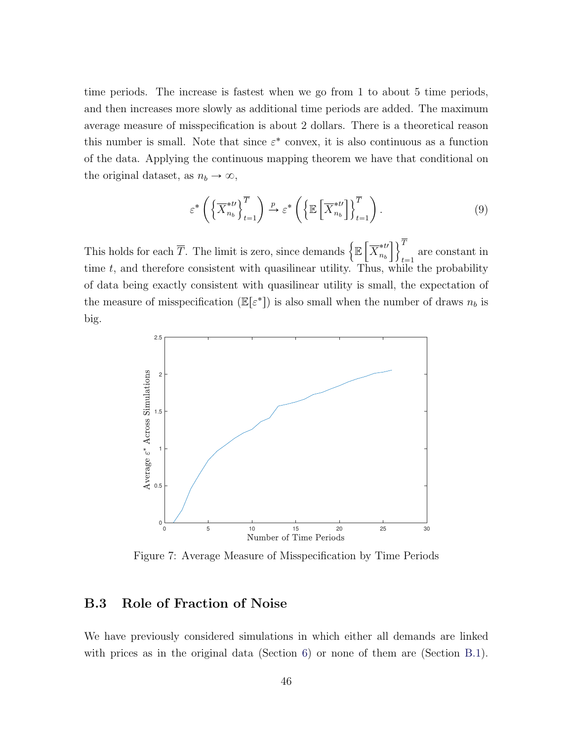time periods. The increase is fastest when we go from 1 to about 5 time periods, and then increases more slowly as additional time periods are added. The maximum average measure of misspecification is about 2 dollars. There is a theoretical reason this number is small. Note that since $\varepsilon^*$ convex, it is also continuous as a function of the data. Applying the continuous mapping theorem we have that conditional on the original dataset, as $n_b \to \infty$,

$$\varepsilon^* \left( \left\{ \overline{X}_{n_b}^{*t\prime} \right\}_{t=1}^{\overline{T}} \right) \xrightarrow{p} \varepsilon^* \left( \left\{ \mathbb{E} \left[ \overline{X}_{n_b}^{*t\prime} \right] \right\}_{t=1}^{\overline{T}} \right). \tag{9}$$

This holds for each $\overline{T}$. The limit is zero, since demands $\left\{ \mathbb{E} \left[ \overline{X}_{n_b}^{*t\prime} \right] \right\}_{t=1}^{\overline{T}}$ are constant in time $t$, and therefore consistent with quasilinear utility. Thus, while the probability of data being exactly consistent with quasilinear utility is small, the expectation of the measure of misspecification ($\mathbb{E}[\varepsilon^*]$) is also small when the number of draws $n_b$ is big.

Figure 7: Average Measure of Misspecification by Time Periods

## B.3 Role of Fraction of Noise

We have previously considered simulations in which either all demands are linked with prices as in the original data (Section 6) or none of them are (Section B.1).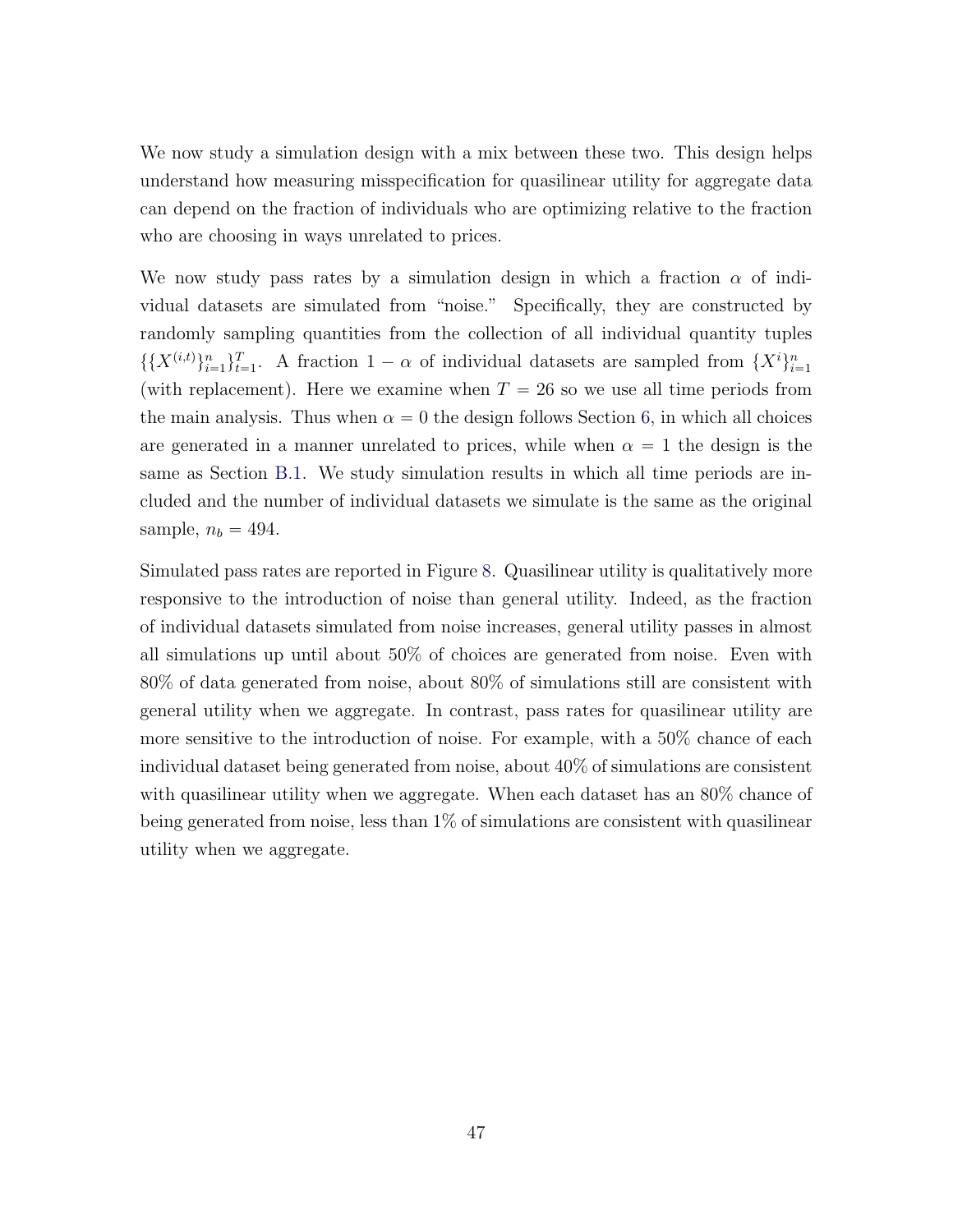We now study a simulation design with a mix between these two. This design helps understand how measuring misspecification for quasilinear utility for aggregate data can depend on the fraction of individuals who are optimizing relative to the fraction who are choosing in ways unrelated to prices.

We now study pass rates by a simulation design in which a fraction $\alpha$ of individual datasets are simulated from "noise." Specifically, they are constructed by randomly sampling quantities from the collection of all individual quantity tuples $\{\{X^{(i,t)}\}_{i=1}^{n}\}_{t=1}^{T}$. A fraction $1-\alpha$ of individual datasets are sampled from $\{X^{i}\}_{i=1}^{n}$ (with replacement). Here we examine when $T = 26$ so we use all time periods from the main analysis. Thus when $\alpha = 0$ the design follows Section 6, in which all choices are generated in a manner unrelated to prices, while when $\alpha = 1$ the design is the same as Section B.1. We study simulation results in which all time periods are included and the number of individual datasets we simulate is the same as the original sample, $n_b = 494$.

Simulated pass rates are reported in Figure 8. Quasilinear utility is qualitatively more responsive to the introduction of noise than general utility. Indeed, as the fraction of individual datasets simulated from noise increases, general utility passes in almost all simulations up until about 50% of choices are generated from noise. Even with 80% of data generated from noise, about 80% of simulations still are consistent with general utility when we aggregate. In contrast, pass rates for quasilinear utility are more sensitive to the introduction of noise. For example, with a 50% chance of each individual dataset being generated from noise, about 40% of simulations are consistent with quasilinear utility when we aggregate. When each dataset has an 80% chance of being generated from noise, less than 1% of simulations are consistent with quasilinear utility when we aggregate.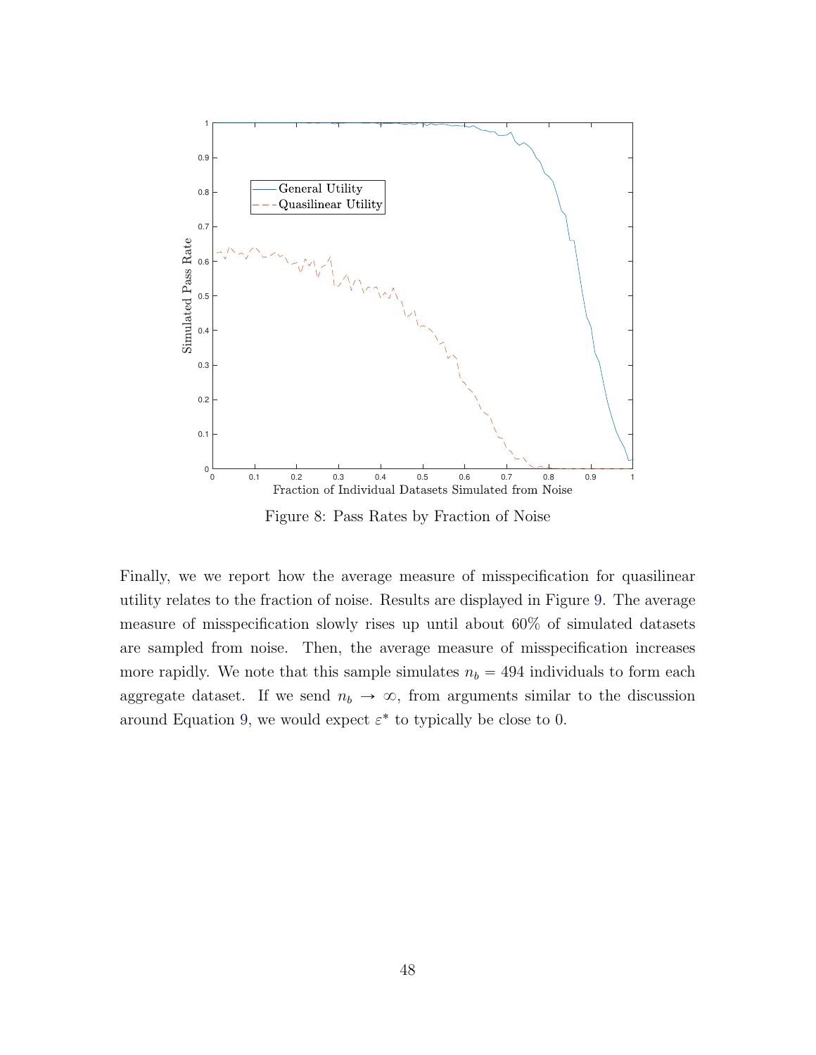Figure 8: Pass Rates by Fraction of Noise

Finally, we we report how the average measure of misspecification for quasilinear utility relates to the fraction of noise. Results are displayed in Figure 9. The average measure of misspecification slowly rises up until about 60% of simulated datasets are sampled from noise. Then, the average measure of misspecification increases more rapidly. We note that this sample simulates $n_b = 494$ individuals to form each aggregate dataset. If we send $n_b \to \infty$, from arguments similar to the discussion around Equation 9, we would expect $\varepsilon^*$ to typically be close to 0.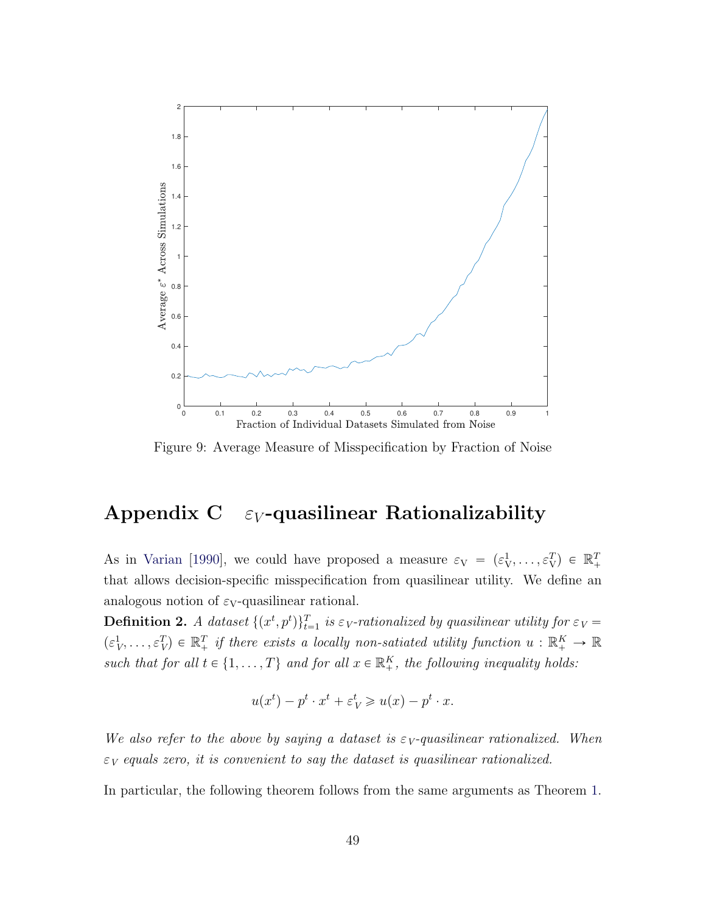Figure 9: Average Measure of Misspecification by Fraction of Noise

# Appendix C $\varepsilon_V$-quasilinear Rationalizability

As in Varian [1990], we could have proposed a measure $\varepsilon_{\text{V}} = (\varepsilon_{\text{V}}^1, \ldots, \varepsilon_{\text{V}}^T) \in \mathbb{R}_+^T$ that allows decision-specific misspecification from quasilinear utility. We define an analogous notion of $\varepsilon_{\text{V}}$-quasilinear rational.

**Definition 2.** *A dataset $\{(x^t, p^t)\}_{t=1}^T$ is $\varepsilon_V$-rationalized by quasilinear utility for $\varepsilon_V = (\varepsilon_V^1, \ldots, \varepsilon_V^T) \in \mathbb{R}_+^T$ if there exists a locally non-satiated utility function $u : \mathbb{R}_+^K \to \mathbb{R}$ such that for all $t \in \{1, \ldots, T\}$ and for all $x \in \mathbb{R}_+^K$, the following inequality holds:*

$$u(x^t) - p^t \cdot x^t + \varepsilon_V^t \geqslant u(x) - p^t \cdot x.$$

*We also refer to the above by saying a dataset is $\varepsilon_V$-quasilinear rationalized. When $\varepsilon_V$ equals zero, it is convenient to say the dataset is quasilinear rationalized.*

In particular, the following theorem follows from the same arguments as Theorem 1.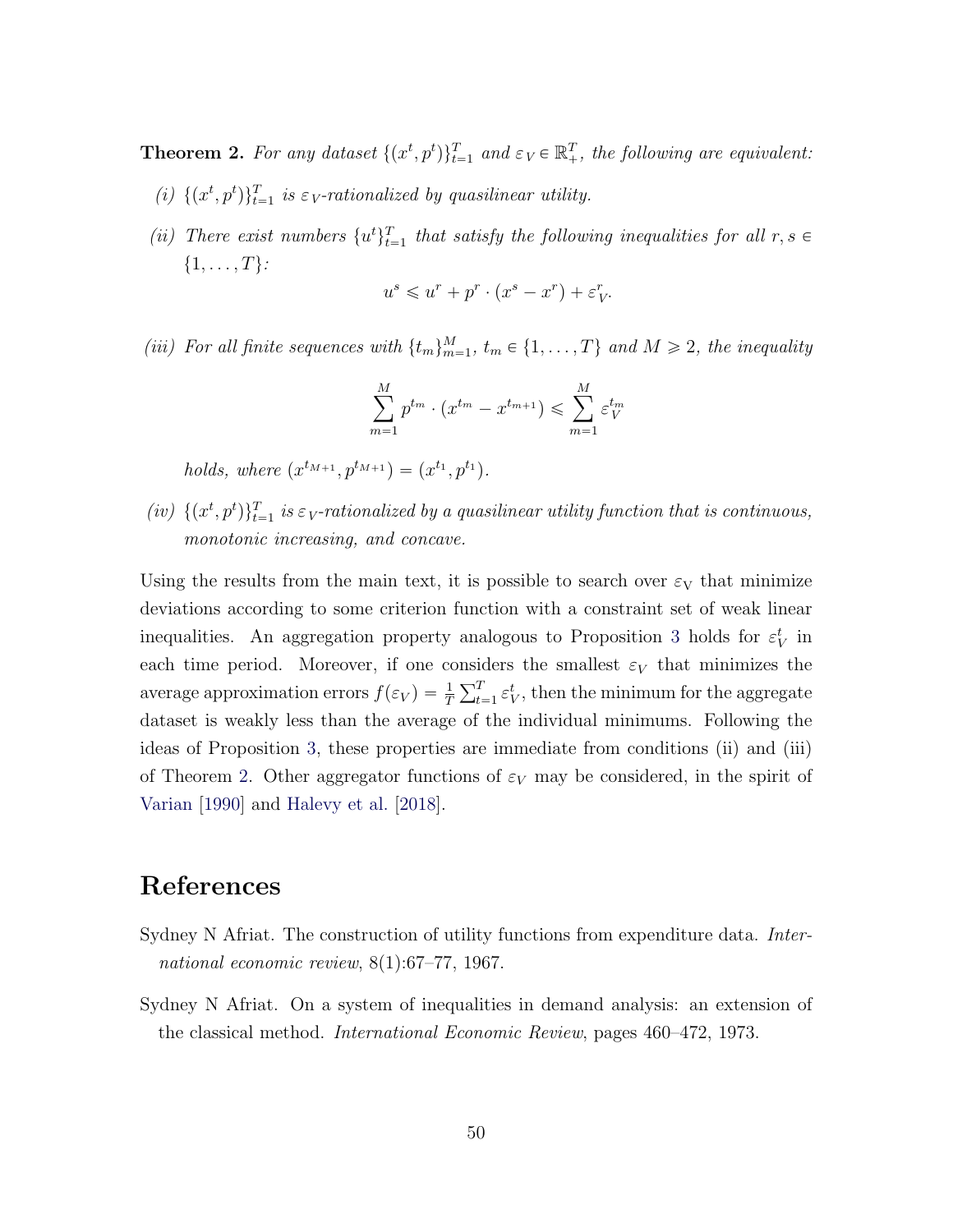**Theorem 2.** *For any dataset $\{(x^t, p^t)\}_{t=1}^T$ and $\varepsilon_V \in \mathbb{R}_+^T$, the following are equivalent:*

*(i)* *$\{(x^t, p^t)\}_{t=1}^T$ is $\varepsilon_V$-rationalized by quasilinear utility.*

*(ii)* *There exist numbers $\{u^t\}_{t=1}^T$ that satisfy the following inequalities for all $r, s \in \{1, \ldots, T\}$:*

$$u^s \leqslant u^r + p^r \cdot (x^s - x^r) + \varepsilon_V^r.$$

*(iii)* *For all finite sequences with $\{t_m\}_{m=1}^M$, $t_m \in \{1, \ldots, T\}$ and $M \geqslant 2$, the inequality*

$$\sum_{m=1}^{M} p^{t_m} \cdot (x^{t_m} - x^{t_{m+1}}) \leqslant \sum_{m=1}^{M} \varepsilon_V^{t_m}$$

*holds, where $(x^{t_{M+1}}, p^{t_{M+1}}) = (x^{t_1}, p^{t_1})$.*

*(iv)* *$\{(x^t, p^t)\}_{t=1}^T$ is $\varepsilon_V$-rationalized by a quasilinear utility function that is continuous, monotonic increasing, and concave.*

Using the results from the main text, it is possible to search over $\varepsilon_V$ that minimize deviations according to some criterion function with a constraint set of weak linear inequalities. An aggregation property analogous to Proposition 3 holds for $\varepsilon_V^t$ in each time period. Moreover, if one considers the smallest $\varepsilon_V$ that minimizes the average approximation errors $f(\varepsilon_V) = \frac{1}{T}\sum_{t=1}^T \varepsilon_V^t$, then the minimum for the aggregate dataset is weakly less than the average of the individual minimums. Following the ideas of Proposition 3, these properties are immediate from conditions (ii) and (iii) of Theorem 2. Other aggregator functions of $\varepsilon_V$ may be considered, in the spirit of Varian [1990] and Halevy et al. [2018].

# References

Sydney N Afriat. The construction of utility functions from expenditure data. *International economic review*, 8(1):67–77, 1967.

Sydney N Afriat. On a system of inequalities in demand analysis: an extension of the classical method. *International Economic Review*, pages 460–472, 1973.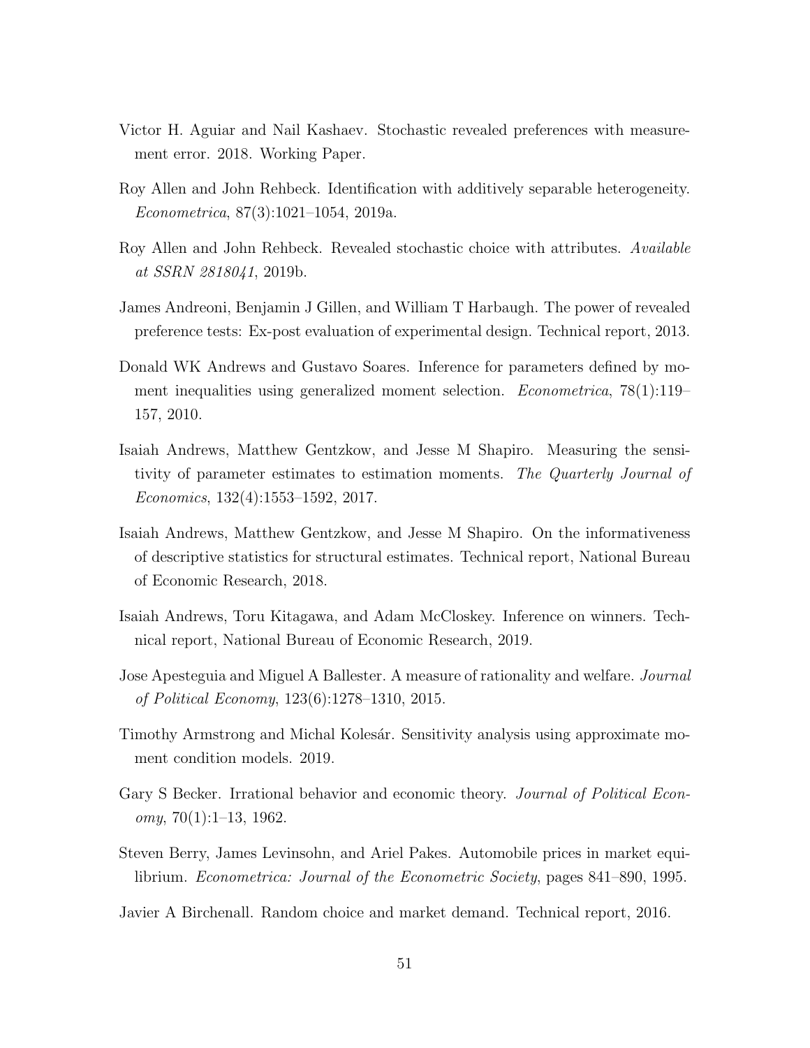Victor H. Aguiar and Nail Kashaev. Stochastic revealed preferences with measurement error. 2018. Working Paper.

Roy Allen and John Rehbeck. Identification with additively separable heterogeneity. *Econometrica*, 87(3):1021–1054, 2019a.

Roy Allen and John Rehbeck. Revealed stochastic choice with attributes. *Available at SSRN 2818041*, 2019b.

James Andreoni, Benjamin J Gillen, and William T Harbaugh. The power of revealed preference tests: Ex-post evaluation of experimental design. Technical report, 2013.

Donald WK Andrews and Gustavo Soares. Inference for parameters defined by moment inequalities using generalized moment selection. *Econometrica*, 78(1):119–157, 2010.

Isaiah Andrews, Matthew Gentzkow, and Jesse M Shapiro. Measuring the sensitivity of parameter estimates to estimation moments. *The Quarterly Journal of Economics*, 132(4):1553–1592, 2017.

Isaiah Andrews, Matthew Gentzkow, and Jesse M Shapiro. On the informativeness of descriptive statistics for structural estimates. Technical report, National Bureau of Economic Research, 2018.

Isaiah Andrews, Toru Kitagawa, and Adam McCloskey. Inference on winners. Technical report, National Bureau of Economic Research, 2019.

Jose Apesteguia and Miguel A Ballester. A measure of rationality and welfare. *Journal of Political Economy*, 123(6):1278–1310, 2015.

Timothy Armstrong and Michal Kolesár. Sensitivity analysis using approximate moment condition models. 2019.

Gary S Becker. Irrational behavior and economic theory. *Journal of Political Economy*, 70(1):1–13, 1962.

Steven Berry, James Levinsohn, and Ariel Pakes. Automobile prices in market equilibrium. *Econometrica: Journal of the Econometric Society*, pages 841–890, 1995.

Javier A Birchenall. Random choice and market demand. Technical report, 2016.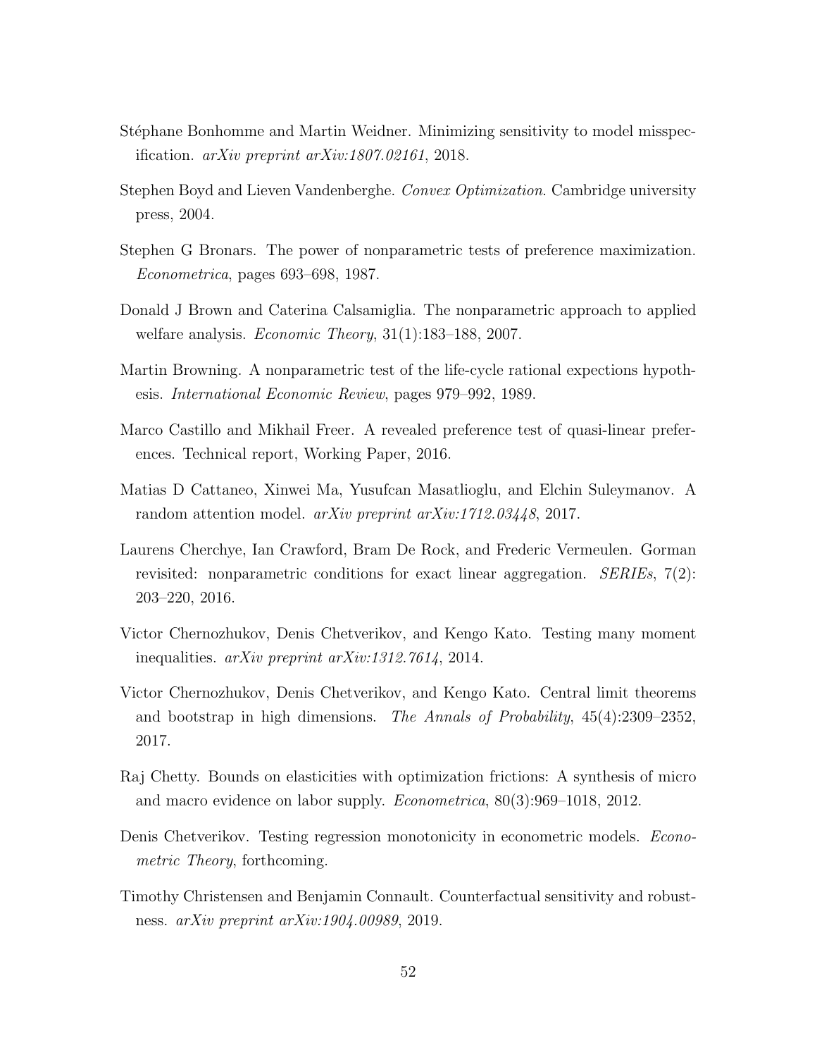Stéphane Bonhomme and Martin Weidner. Minimizing sensitivity to model misspecification. *arXiv preprint arXiv:1807.02161*, 2018.

Stephen Boyd and Lieven Vandenberghe. *Convex Optimization*. Cambridge university press, 2004.

Stephen G Bronars. The power of nonparametric tests of preference maximization. *Econometrica*, pages 693–698, 1987.

Donald J Brown and Caterina Calsamiglia. The nonparametric approach to applied welfare analysis. *Economic Theory*, 31(1):183–188, 2007.

Martin Browning. A nonparametric test of the life-cycle rational expections hypothesis. *International Economic Review*, pages 979–992, 1989.

Marco Castillo and Mikhail Freer. A revealed preference test of quasi-linear preferences. Technical report, Working Paper, 2016.

Matias D Cattaneo, Xinwei Ma, Yusufcan Masatlioglu, and Elchin Suleymanov. A random attention model. *arXiv preprint arXiv:1712.03448*, 2017.

Laurens Cherchye, Ian Crawford, Bram De Rock, and Frederic Vermeulen. Gorman revisited: nonparametric conditions for exact linear aggregation. *SERIEs*, 7(2): 203–220, 2016.

Victor Chernozhukov, Denis Chetverikov, and Kengo Kato. Testing many moment inequalities. *arXiv preprint arXiv:1312.7614*, 2014.

Victor Chernozhukov, Denis Chetverikov, and Kengo Kato. Central limit theorems and bootstrap in high dimensions. *The Annals of Probability*, 45(4):2309–2352, 2017.

Raj Chetty. Bounds on elasticities with optimization frictions: A synthesis of micro and macro evidence on labor supply. *Econometrica*, 80(3):969–1018, 2012.

Denis Chetverikov. Testing regression monotonicity in econometric models. *Econometric Theory*, forthcoming.

Timothy Christensen and Benjamin Connault. Counterfactual sensitivity and robustness. *arXiv preprint arXiv:1904.00989*, 2019.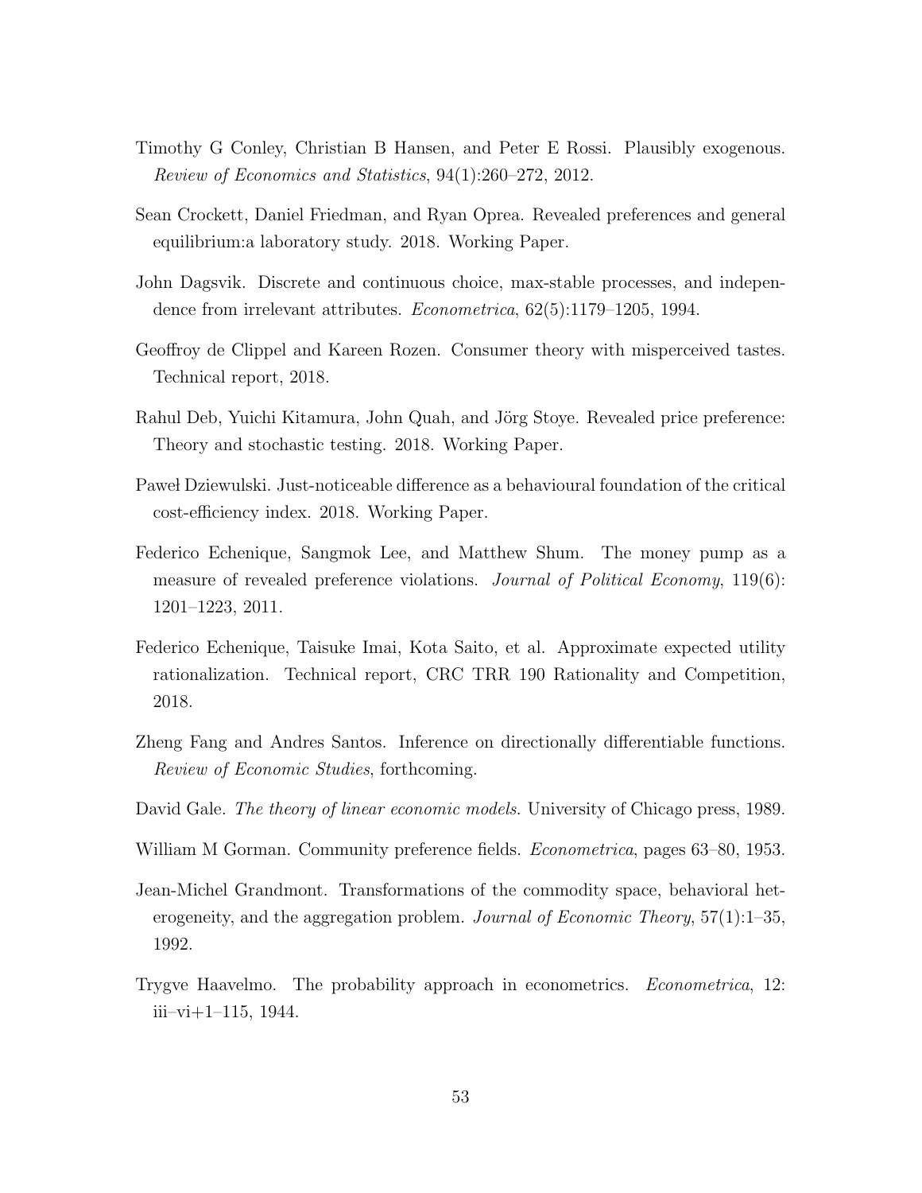Timothy G Conley, Christian B Hansen, and Peter E Rossi. Plausibly exogenous. *Review of Economics and Statistics*, 94(1):260–272, 2012.

Sean Crockett, Daniel Friedman, and Ryan Oprea. Revealed preferences and general equilibrium:a laboratory study. 2018. Working Paper.

John Dagsvik. Discrete and continuous choice, max-stable processes, and independence from irrelevant attributes. *Econometrica*, 62(5):1179–1205, 1994.

Geoffroy de Clippel and Kareen Rozen. Consumer theory with misperceived tastes. Technical report, 2018.

Rahul Deb, Yuichi Kitamura, John Quah, and Jörg Stoye. Revealed price preference: Theory and stochastic testing. 2018. Working Paper.

Paweł Dziewulski. Just-noticeable difference as a behavioural foundation of the critical cost-efficiency index. 2018. Working Paper.

Federico Echenique, Sangmok Lee, and Matthew Shum. The money pump as a measure of revealed preference violations. *Journal of Political Economy*, 119(6): 1201–1223, 2011.

Federico Echenique, Taisuke Imai, Kota Saito, et al. Approximate expected utility rationalization. Technical report, CRC TRR 190 Rationality and Competition, 2018.

Zheng Fang and Andres Santos. Inference on directionally differentiable functions. *Review of Economic Studies*, forthcoming.

David Gale. *The theory of linear economic models*. University of Chicago press, 1989.

William M Gorman. Community preference fields. *Econometrica*, pages 63–80, 1953.

Jean-Michel Grandmont. Transformations of the commodity space, behavioral heterogeneity, and the aggregation problem. *Journal of Economic Theory*, 57(1):1–35, 1992.

Trygve Haavelmo. The probability approach in econometrics. *Econometrica*, 12: iii–vi+1–115, 1944.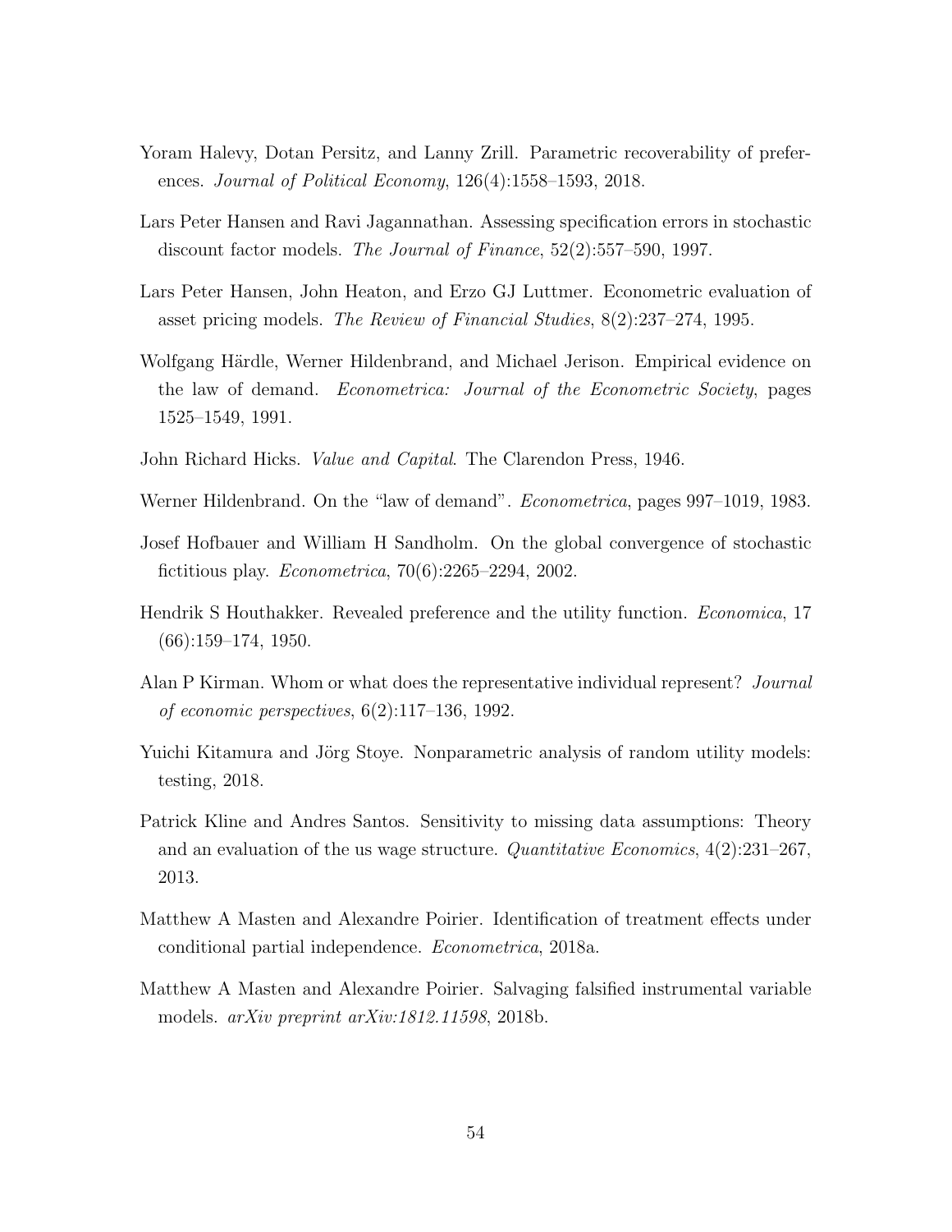Yoram Halevy, Dotan Persitz, and Lanny Zrill. Parametric recoverability of preferences. *Journal of Political Economy*, 126(4):1558–1593, 2018.

Lars Peter Hansen and Ravi Jagannathan. Assessing specification errors in stochastic discount factor models. *The Journal of Finance*, 52(2):557–590, 1997.

Lars Peter Hansen, John Heaton, and Erzo GJ Luttmer. Econometric evaluation of asset pricing models. *The Review of Financial Studies*, 8(2):237–274, 1995.

Wolfgang Härdle, Werner Hildenbrand, and Michael Jerison. Empirical evidence on the law of demand. *Econometrica: Journal of the Econometric Society*, pages 1525–1549, 1991.

John Richard Hicks. *Value and Capital*. The Clarendon Press, 1946.

Werner Hildenbrand. On the "law of demand". *Econometrica*, pages 997–1019, 1983.

Josef Hofbauer and William H Sandholm. On the global convergence of stochastic fictitious play. *Econometrica*, 70(6):2265–2294, 2002.

Hendrik S Houthakker. Revealed preference and the utility function. *Economica*, 17 (66):159–174, 1950.

Alan P Kirman. Whom or what does the representative individual represent? *Journal of economic perspectives*, 6(2):117–136, 1992.

Yuichi Kitamura and Jörg Stoye. Nonparametric analysis of random utility models: testing, 2018.

Patrick Kline and Andres Santos. Sensitivity to missing data assumptions: Theory and an evaluation of the us wage structure. *Quantitative Economics*, 4(2):231–267, 2013.

Matthew A Masten and Alexandre Poirier. Identification of treatment effects under conditional partial independence. *Econometrica*, 2018a.

Matthew A Masten and Alexandre Poirier. Salvaging falsified instrumental variable models. *arXiv preprint arXiv:1812.11598*, 2018b.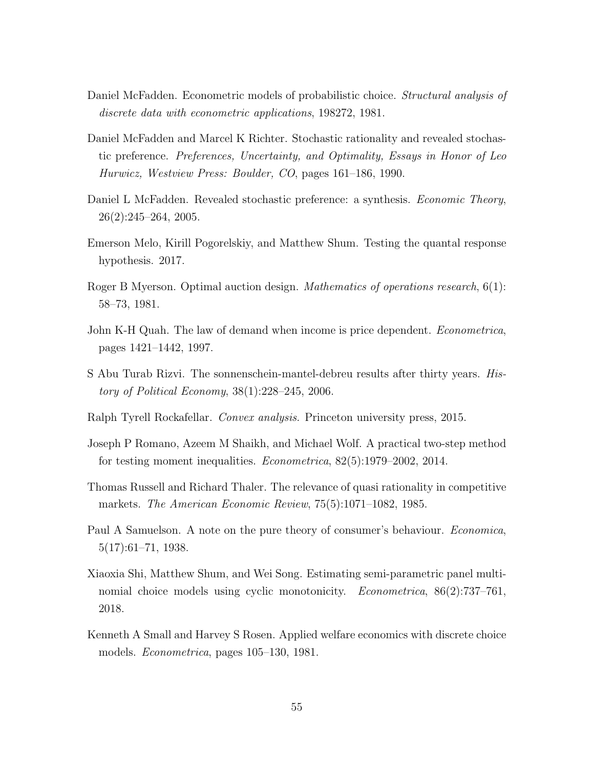Daniel McFadden. Econometric models of probabilistic choice. *Structural analysis of discrete data with econometric applications*, 198272, 1981.

Daniel McFadden and Marcel K Richter. Stochastic rationality and revealed stochastic preference. *Preferences, Uncertainty, and Optimality, Essays in Honor of Leo Hurwicz, Westview Press: Boulder, CO*, pages 161–186, 1990.

Daniel L McFadden. Revealed stochastic preference: a synthesis. *Economic Theory*, 26(2):245–264, 2005.

Emerson Melo, Kirill Pogorelskiy, and Matthew Shum. Testing the quantal response hypothesis. 2017.

Roger B Myerson. Optimal auction design. *Mathematics of operations research*, 6(1): 58–73, 1981.

John K-H Quah. The law of demand when income is price dependent. *Econometrica*, pages 1421–1442, 1997.

S Abu Turab Rizvi. The sonnenschein-mantel-debreu results after thirty years. *History of Political Economy*, 38(1):228–245, 2006.

Ralph Tyrell Rockafellar. *Convex analysis*. Princeton university press, 2015.

Joseph P Romano, Azeem M Shaikh, and Michael Wolf. A practical two-step method for testing moment inequalities. *Econometrica*, 82(5):1979–2002, 2014.

Thomas Russell and Richard Thaler. The relevance of quasi rationality in competitive markets. *The American Economic Review*, 75(5):1071–1082, 1985.

Paul A Samuelson. A note on the pure theory of consumer's behaviour. *Economica*, 5(17):61–71, 1938.

Xiaoxia Shi, Matthew Shum, and Wei Song. Estimating semi-parametric panel multinomial choice models using cyclic monotonicity. *Econometrica*, 86(2):737–761, 2018.

Kenneth A Small and Harvey S Rosen. Applied welfare economics with discrete choice models. *Econometrica*, pages 105–130, 1981.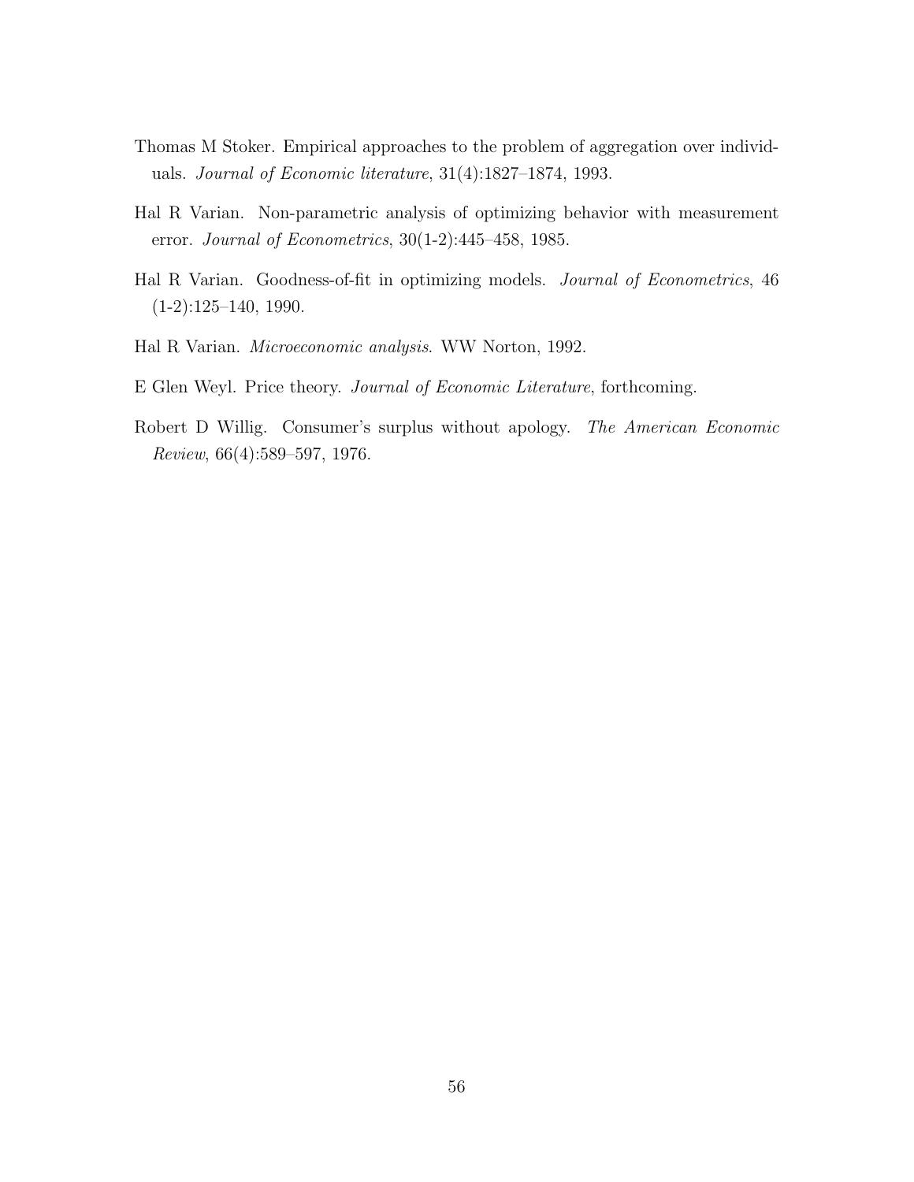Thomas M Stoker. Empirical approaches to the problem of aggregation over individuals. *Journal of Economic literature*, 31(4):1827–1874, 1993.

Hal R Varian. Non-parametric analysis of optimizing behavior with measurement error. *Journal of Econometrics*, 30(1-2):445–458, 1985.

Hal R Varian. Goodness-of-fit in optimizing models. *Journal of Econometrics*, 46 (1-2):125–140, 1990.

Hal R Varian. *Microeconomic analysis*. WW Norton, 1992.

E Glen Weyl. Price theory. *Journal of Economic Literature*, forthcoming.

Robert D Willig. Consumer's surplus without apology. *The American Economic Review*, 66(4):589–597, 1976.